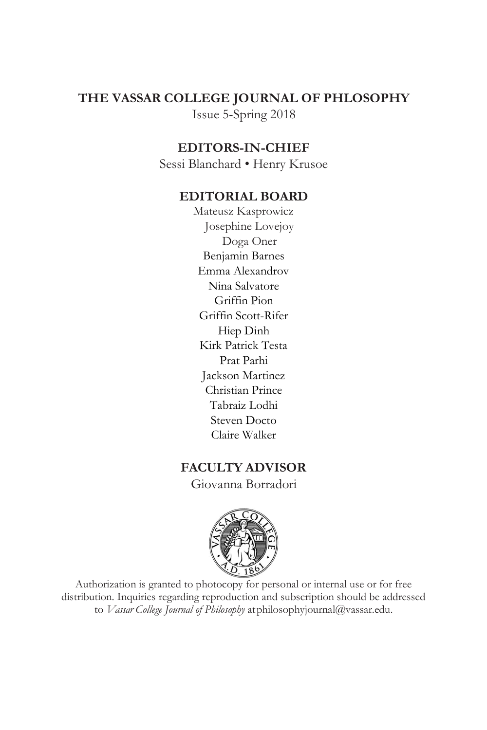# THE VASSAR COLLEGE JOURNAL OF PHLOSOPHY

Issue 5-Spring 2018

## EDITORS-IN-CHIEF

Sessi Blanchard • Henry Krusoe

## EDITORIAL BOARD

Mateusz Kasprowicz
Josephine Lovejoy
Doga Oner
Benjamin Barnes
Emma Alexandrov
Nina Salvatore
Griffin Pion
Griffin Scott-Rifer
Hiep Dinh
Kirk Patrick Testa
Prat Parhi
Jackson Martinez
Christian Prince
Tabraiz Lodhi
Steven Docto
Claire Walker

## FACULTY ADVISOR

Giovanna Borradori

Authorization is granted to photocopy for personal or internal use or for free distribution. Inquiries regarding reproduction and subscription should be addressed to *Vassar College Journal of Philosophy* at philosophyjournal@vassar.edu.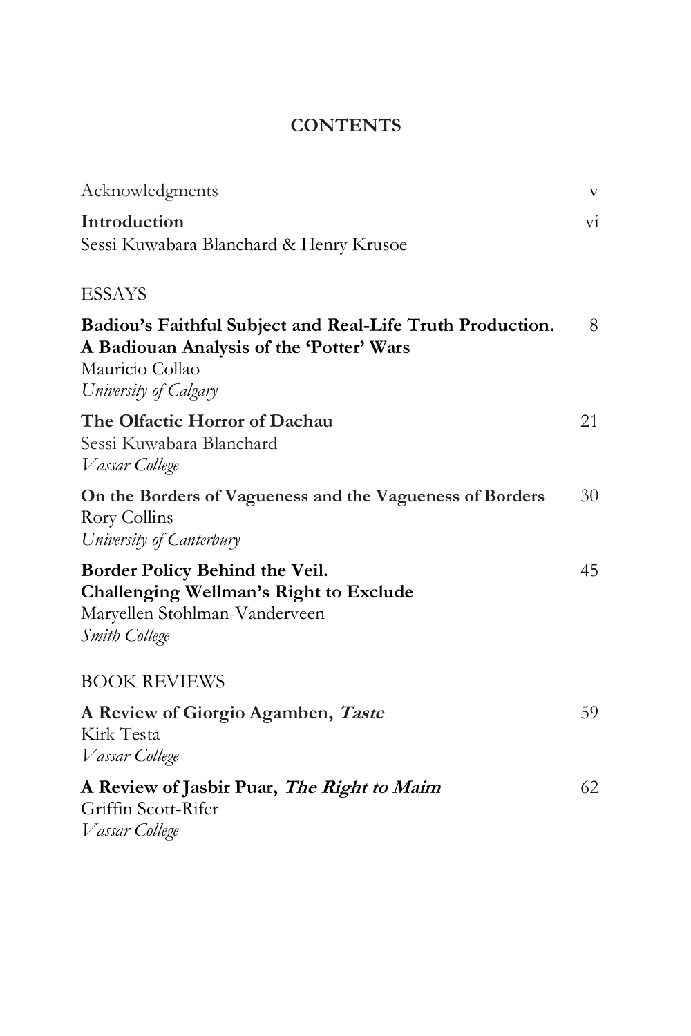## CONTENTS

Acknowledgments v

**Introduction** vi
Sessi Kuwabara Blanchard & Henry Krusoe

ESSAYS

**Badiou's Faithful Subject and Real-Life Truth Production. A Badiouan Analysis of the 'Potter' Wars** 8
Mauricio Collao
*University of Calgary*

**The Olfactic Horror of Dachau** 21
Sessi Kuwabara Blanchard
*Vassar College*

**On the Borders of Vagueness and the Vagueness of Borders** 30
Rory Collins
*University of Canterbury*

**Border Policy Behind the Veil. Challenging Wellman's Right to Exclude** 45
Maryellen Stohlman-Vanderveen
*Smith College*

BOOK REVIEWS

**A Review of Giorgio Agamben, *Taste*** 59
Kirk Testa
*Vassar College*

**A Review of Jasbir Puar, *The Right to Maim*** 62
Griffin Scott-Rifer
*Vassar College*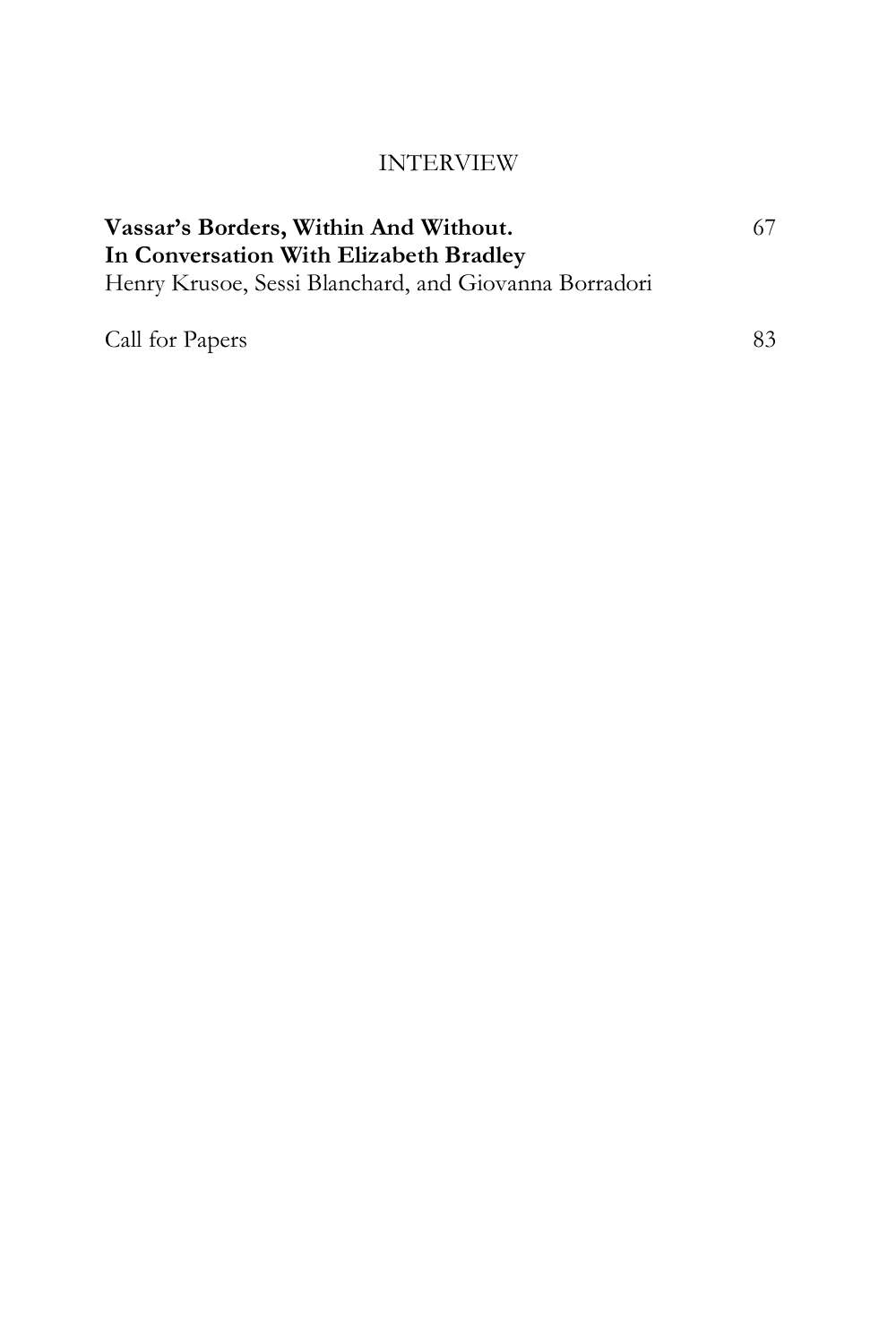INTERVIEW

**Vassar's Borders, Within And Without. In Conversation With Elizabeth Bradley** 67
Henry Krusoe, Sessi Blanchard, and Giovanna Borradori

Call for Papers 83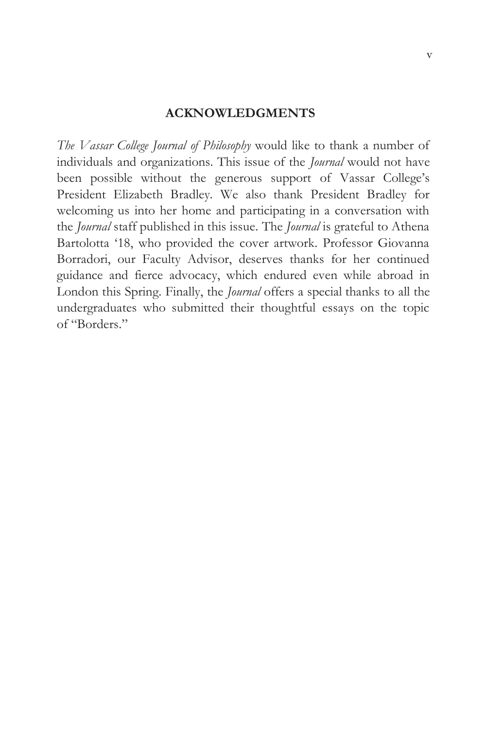## ACKNOWLEDGMENTS

*The Vassar College Journal of Philosophy* would like to thank a number of individuals and organizations. This issue of the *Journal* would not have been possible without the generous support of Vassar College's President Elizabeth Bradley. We also thank President Bradley for welcoming us into her home and participating in a conversation with the *Journal* staff published in this issue. The *Journal* is grateful to Athena Bartolotta '18, who provided the cover artwork. Professor Giovanna Borradori, our Faculty Advisor, deserves thanks for her continued guidance and fierce advocacy, which endured even while abroad in London this Spring. Finally, the *Journal* offers a special thanks to all the undergraduates who submitted their thoughtful essays on the topic of "Borders."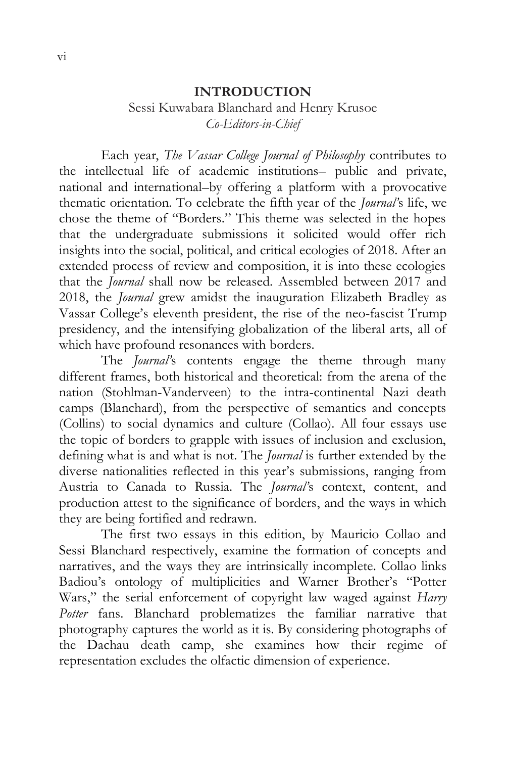# INTRODUCTION

Sessi Kuwabara Blanchard and Henry Krusoe
*Co-Editors-in-Chief*

Each year, *The Vassar College Journal of Philosophy* contributes to the intellectual life of academic institutions– public and private, national and international–by offering a platform with a provocative thematic orientation. To celebrate the fifth year of the *Journal*'s life, we chose the theme of "Borders." This theme was selected in the hopes that the undergraduate submissions it solicited would offer rich insights into the social, political, and critical ecologies of 2018. After an extended process of review and composition, it is into these ecologies that the *Journal* shall now be released. Assembled between 2017 and 2018, the *Journal* grew amidst the inauguration Elizabeth Bradley as Vassar College's eleventh president, the rise of the neo-fascist Trump presidency, and the intensifying globalization of the liberal arts, all of which have profound resonances with borders.

The *Journal*'s contents engage the theme through many different frames, both historical and theoretical: from the arena of the nation (Stohlman-Vanderveen) to the intra-continental Nazi death camps (Blanchard), from the perspective of semantics and concepts (Collins) to social dynamics and culture (Collao). All four essays use the topic of borders to grapple with issues of inclusion and exclusion, defining what is and what is not. The *Journal* is further extended by the diverse nationalities reflected in this year's submissions, ranging from Austria to Canada to Russia. The *Journal*'s context, content, and production attest to the significance of borders, and the ways in which they are being fortified and redrawn.

The first two essays in this edition, by Mauricio Collao and Sessi Blanchard respectively, examine the formation of concepts and narratives, and the ways they are intrinsically incomplete. Collao links Badiou's ontology of multiplicities and Warner Brother's "Potter Wars," the serial enforcement of copyright law waged against *Harry Potter* fans. Blanchard problematizes the familiar narrative that photography captures the world as it is. By considering photographs of the Dachau death camp, she examines how their regime of representation excludes the olfactic dimension of experience.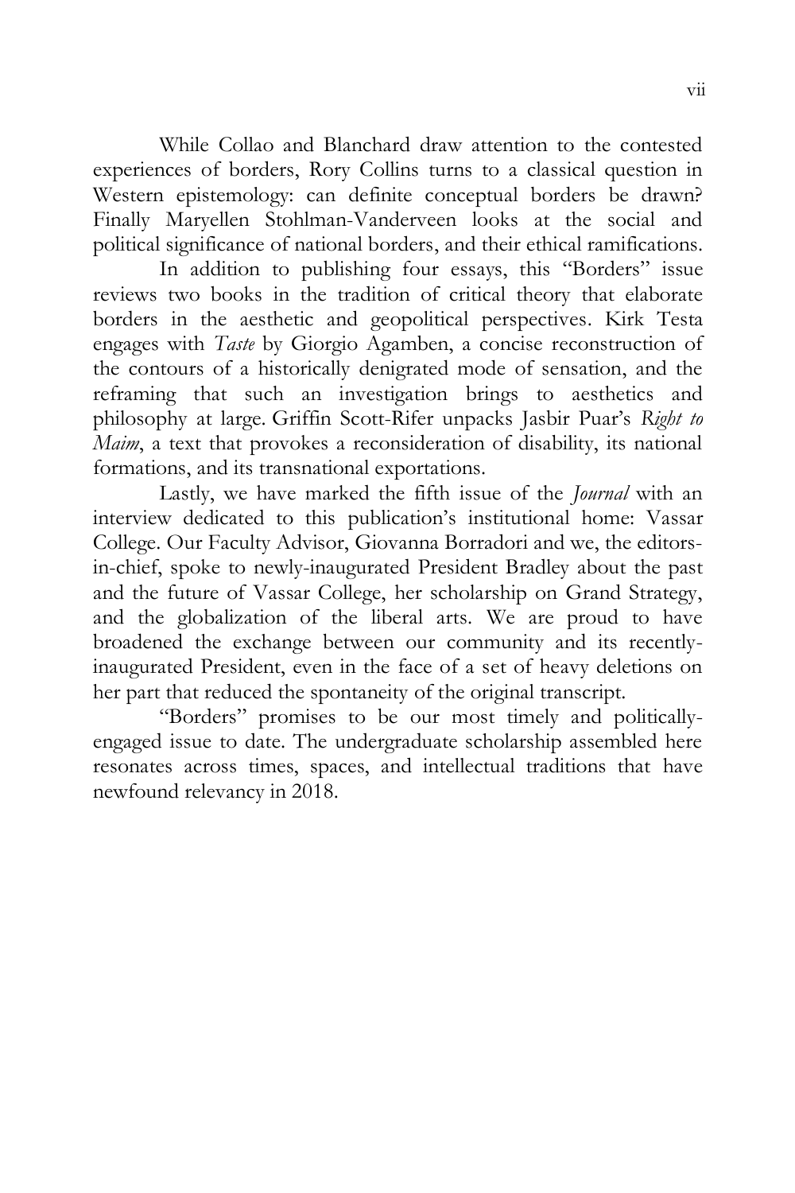While Collao and Blanchard draw attention to the contested experiences of borders, Rory Collins turns to a classical question in Western epistemology: can definite conceptual borders be drawn? Finally Maryellen Stohlman-Vanderveen looks at the social and political significance of national borders, and their ethical ramifications.

In addition to publishing four essays, this "Borders" issue reviews two books in the tradition of critical theory that elaborate borders in the aesthetic and geopolitical perspectives. Kirk Testa engages with *Taste* by Giorgio Agamben, a concise reconstruction of the contours of a historically denigrated mode of sensation, and the reframing that such an investigation brings to aesthetics and philosophy at large. Griffin Scott-Rifer unpacks Jasbir Puar's *Right to Maim*, a text that provokes a reconsideration of disability, its national formations, and its transnational exportations.

Lastly, we have marked the fifth issue of the *Journal* with an interview dedicated to this publication's institutional home: Vassar College. Our Faculty Advisor, Giovanna Borradori and we, the editors-in-chief, spoke to newly-inaugurated President Bradley about the past and the future of Vassar College, her scholarship on Grand Strategy, and the globalization of the liberal arts. We are proud to have broadened the exchange between our community and its recently-inaugurated President, even in the face of a set of heavy deletions on her part that reduced the spontaneity of the original transcript.

"Borders" promises to be our most timely and politically-engaged issue to date. The undergraduate scholarship assembled here resonates across times, spaces, and intellectual traditions that have newfound relevancy in 2018.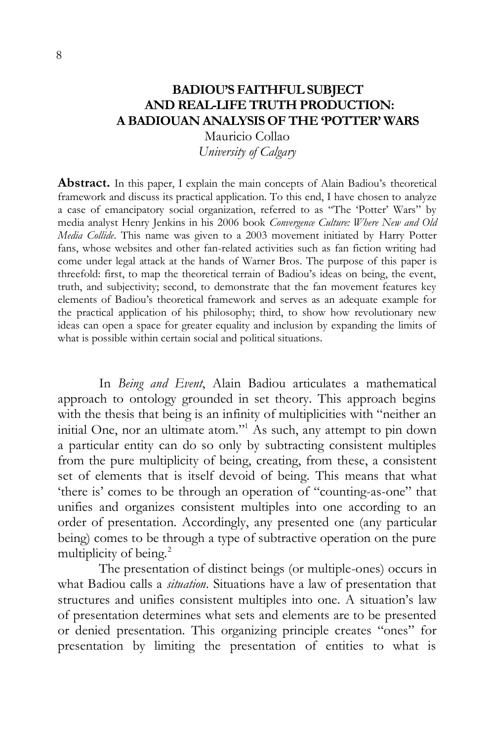# BADIOU'S FAITHFUL SUBJECT AND REAL-LIFE TRUTH PRODUCTION: A BADIOUAN ANALYSIS OF THE 'POTTER' WARS

Mauricio Collao
*University of Calgary*

**Abstract.** In this paper, I explain the main concepts of Alain Badiou's theoretical framework and discuss its practical application. To this end, I have chosen to analyze a case of emancipatory social organization, referred to as "The 'Potter' Wars" by media analyst Henry Jenkins in his 2006 book *Convergence Culture: Where New and Old Media Collide*. This name was given to a 2003 movement initiated by Harry Potter fans, whose websites and other fan-related activities such as fan fiction writing had come under legal attack at the hands of Warner Bros. The purpose of this paper is threefold: first, to map the theoretical terrain of Badiou's ideas on being, the event, truth, and subjectivity; second, to demonstrate that the fan movement features key elements of Badiou's theoretical framework and serves as an adequate example for the practical application of his philosophy; third, to show how revolutionary new ideas can open a space for greater equality and inclusion by expanding the limits of what is possible within certain social and political situations.

In *Being and Event*, Alain Badiou articulates a mathematical approach to ontology grounded in set theory. This approach begins with the thesis that being is an infinity of multiplicities with "neither an initial One, nor an ultimate atom."[1] As such, any attempt to pin down a particular entity can do so only by subtracting consistent multiples from the pure multiplicity of being, creating, from these, a consistent set of elements that is itself devoid of being. This means that what 'there is' comes to be through an operation of "counting-as-one" that unifies and organizes consistent multiples into one according to an order of presentation. Accordingly, any presented one (any particular being) comes to be through a type of subtractive operation on the pure multiplicity of being.[2]

The presentation of distinct beings (or multiple-ones) occurs in what Badiou calls a *situation*. Situations have a law of presentation that structures and unifies consistent multiples into one. A situation's law of presentation determines what sets and elements are to be presented or denied presentation. This organizing principle creates "ones" for presentation by limiting the presentation of entities to what is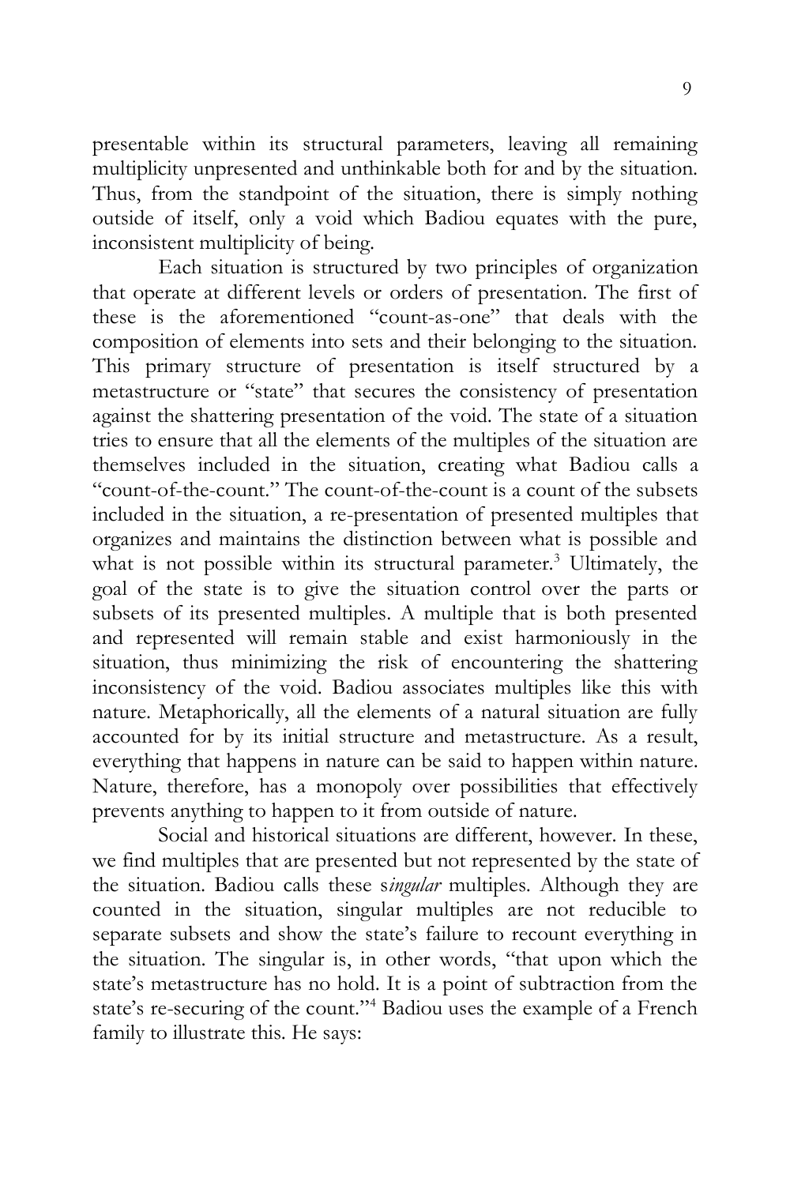presentable within its structural parameters, leaving all remaining multiplicity unpresented and unthinkable both for and by the situation. Thus, from the standpoint of the situation, there is simply nothing outside of itself, only a void which Badiou equates with the pure, inconsistent multiplicity of being.

Each situation is structured by two principles of organization that operate at different levels or orders of presentation. The first of these is the aforementioned "count-as-one" that deals with the composition of elements into sets and their belonging to the situation. This primary structure of presentation is itself structured by a metastructure or "state" that secures the consistency of presentation against the shattering presentation of the void. The state of a situation tries to ensure that all the elements of the multiples of the situation are themselves included in the situation, creating what Badiou calls a "count-of-the-count." The count-of-the-count is a count of the subsets included in the situation, a re-presentation of presented multiples that organizes and maintains the distinction between what is possible and what is not possible within its structural parameter.[3] Ultimately, the goal of the state is to give the situation control over the parts or subsets of its presented multiples. A multiple that is both presented and represented will remain stable and exist harmoniously in the situation, thus minimizing the risk of encountering the shattering inconsistency of the void. Badiou associates multiples like this with nature. Metaphorically, all the elements of a natural situation are fully accounted for by its initial structure and metastructure. As a result, everything that happens in nature can be said to happen within nature. Nature, therefore, has a monopoly over possibilities that effectively prevents anything to happen to it from outside of nature.

Social and historical situations are different, however. In these, we find multiples that are presented but not represented by the state of the situation. Badiou calls these s*ingular* multiples. Although they are counted in the situation, singular multiples are not reducible to separate subsets and show the state's failure to recount everything in the situation. The singular is, in other words, "that upon which the state's metastructure has no hold. It is a point of subtraction from the state's re-securing of the count."[4] Badiou uses the example of a French family to illustrate this. He says: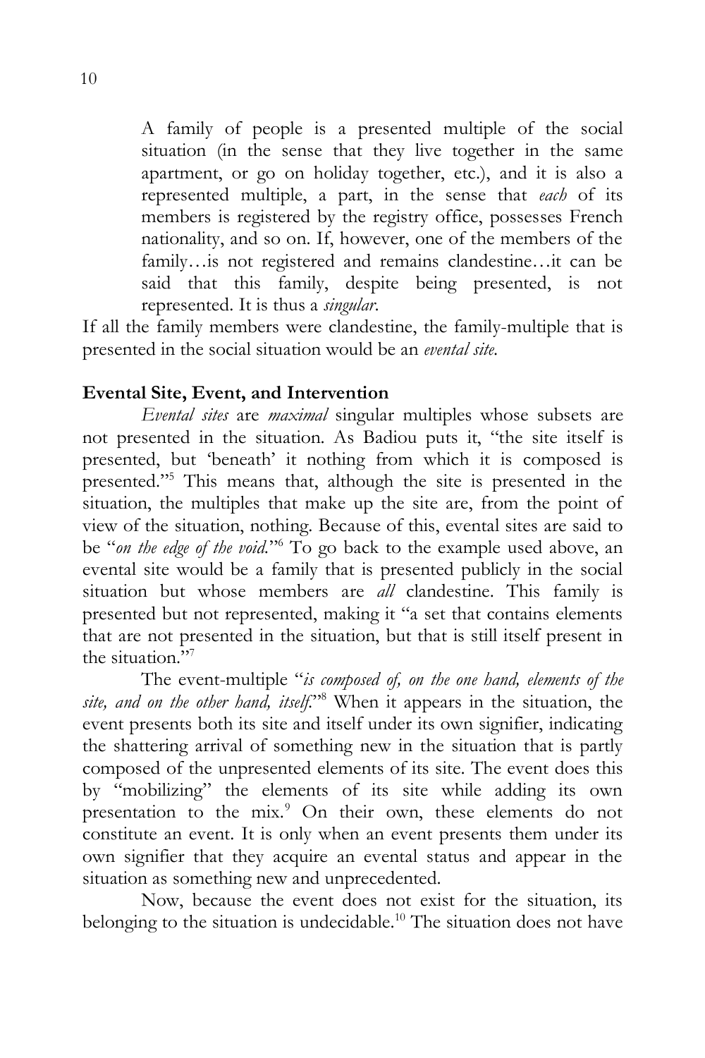> A family of people is a presented multiple of the social situation (in the sense that they live together in the same apartment, or go on holiday together, etc.), and it is also a represented multiple, a part, in the sense that *each* of its members is registered by the registry office, possesses French nationality, and so on. If, however, one of the members of the family…is not registered and remains clandestine…it can be said that this family, despite being presented, is not represented. It is thus a *singular*.

If all the family members were clandestine, the family-multiple that is presented in the social situation would be an *evental site*.

**Evental Site, Event, and Intervention**

*Evental sites* are *maximal* singular multiples whose subsets are not presented in the situation. As Badiou puts it, "the site itself is presented, but 'beneath' it nothing from which it is composed is presented."[5] This means that, although the site is presented in the situation, the multiples that make up the site are, from the point of view of the situation, nothing. Because of this, evental sites are said to be "*on the edge of the void*."[6] To go back to the example used above, an evental site would be a family that is presented publicly in the social situation but whose members are *all* clandestine. This family is presented but not represented, making it "a set that contains elements that are not presented in the situation, but that is still itself present in the situation."[7]

The event-multiple "*is composed of, on the one hand, elements of the site, and on the other hand, itself*."[8] When it appears in the situation, the event presents both its site and itself under its own signifier, indicating the shattering arrival of something new in the situation that is partly composed of the unpresented elements of its site. The event does this by "mobilizing" the elements of its site while adding its own presentation to the mix.[9] On their own, these elements do not constitute an event. It is only when an event presents them under its own signifier that they acquire an evental status and appear in the situation as something new and unprecedented.

Now, because the event does not exist for the situation, its belonging to the situation is undecidable.[10] The situation does not have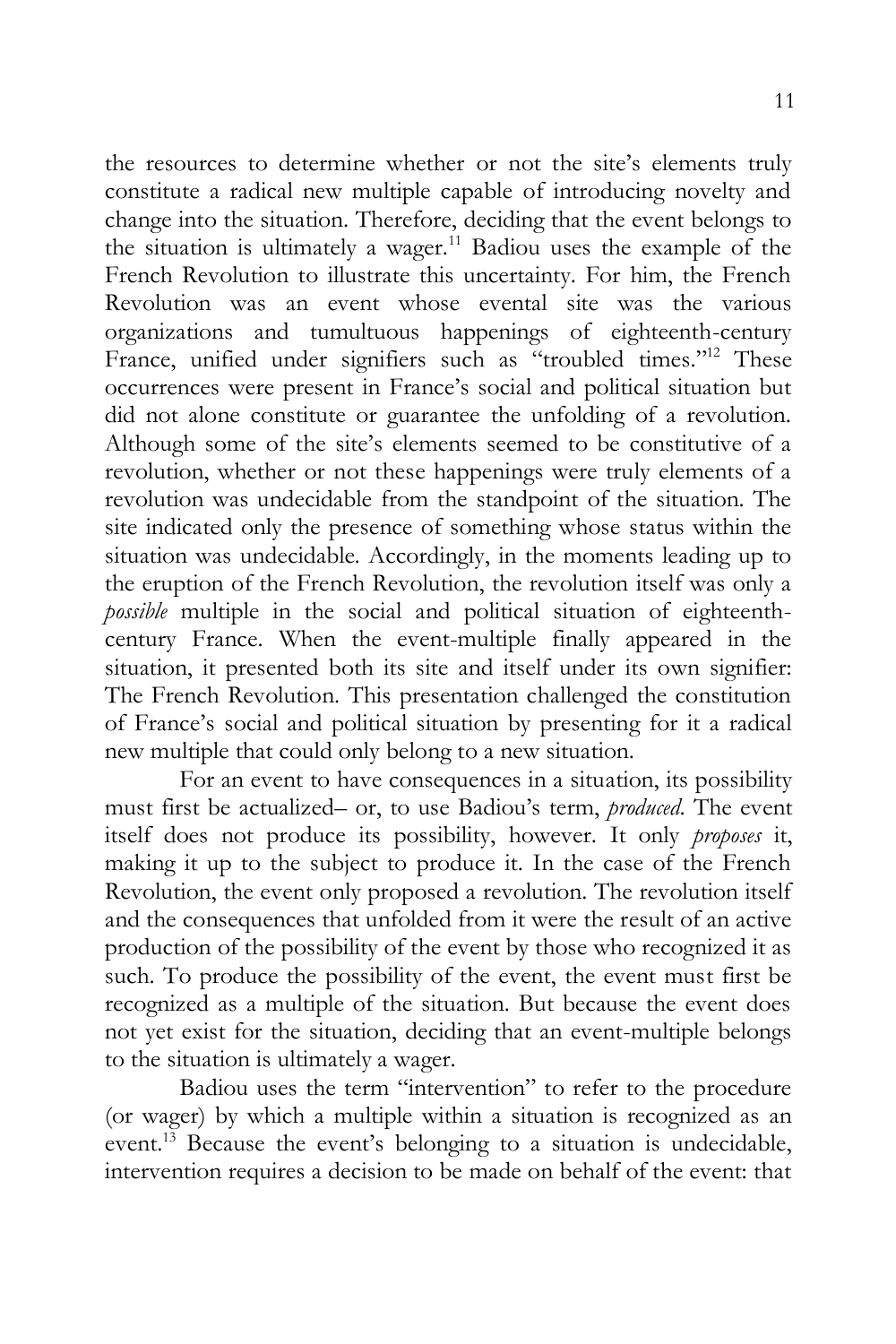the resources to determine whether or not the site's elements truly constitute a radical new multiple capable of introducing novelty and change into the situation. Therefore, deciding that the event belongs to the situation is ultimately a wager.[11] Badiou uses the example of the French Revolution to illustrate this uncertainty. For him, the French Revolution was an event whose evental site was the various organizations and tumultuous happenings of eighteenth-century France, unified under signifiers such as "troubled times."[12] These occurrences were present in France's social and political situation but did not alone constitute or guarantee the unfolding of a revolution. Although some of the site's elements seemed to be constitutive of a revolution, whether or not these happenings were truly elements of a revolution was undecidable from the standpoint of the situation. The site indicated only the presence of something whose status within the situation was undecidable. Accordingly, in the moments leading up to the eruption of the French Revolution, the revolution itself was only a *possible* multiple in the social and political situation of eighteenth-century France. When the event-multiple finally appeared in the situation, it presented both its site and itself under its own signifier: The French Revolution. This presentation challenged the constitution of France's social and political situation by presenting for it a radical new multiple that could only belong to a new situation.

For an event to have consequences in a situation, its possibility must first be actualized– or, to use Badiou's term, *produced.* The event itself does not produce its possibility, however. It only *proposes* it, making it up to the subject to produce it. In the case of the French Revolution, the event only proposed a revolution. The revolution itself and the consequences that unfolded from it were the result of an active production of the possibility of the event by those who recognized it as such. To produce the possibility of the event, the event must first be recognized as a multiple of the situation. But because the event does not yet exist for the situation, deciding that an event-multiple belongs to the situation is ultimately a wager.

Badiou uses the term "intervention" to refer to the procedure (or wager) by which a multiple within a situation is recognized as an event.[13] Because the event's belonging to a situation is undecidable, intervention requires a decision to be made on behalf of the event: that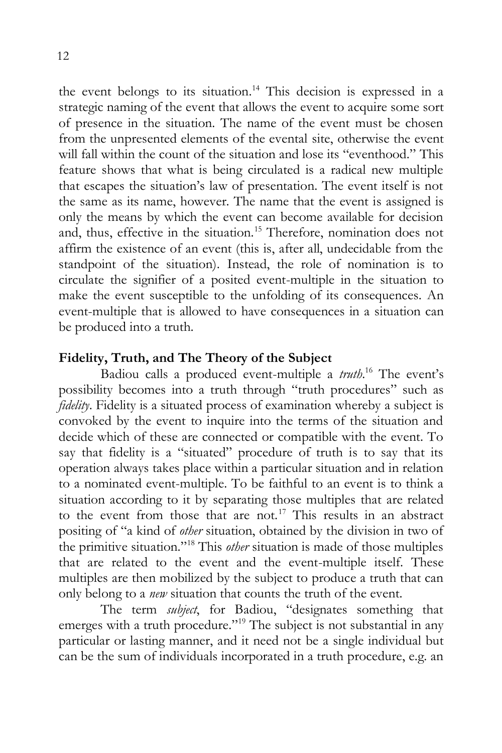the event belongs to its situation.[14] This decision is expressed in a strategic naming of the event that allows the event to acquire some sort of presence in the situation. The name of the event must be chosen from the unpresented elements of the evental site, otherwise the event will fall within the count of the situation and lose its "eventhood." This feature shows that what is being circulated is a radical new multiple that escapes the situation's law of presentation. The event itself is not the same as its name, however. The name that the event is assigned is only the means by which the event can become available for decision and, thus, effective in the situation.[15] Therefore, nomination does not affirm the existence of an event (this is, after all, undecidable from the standpoint of the situation). Instead, the role of nomination is to circulate the signifier of a posited event-multiple in the situation to make the event susceptible to the unfolding of its consequences. An event-multiple that is allowed to have consequences in a situation can be produced into a truth.

## Fidelity, Truth, and The Theory of the Subject

Badiou calls a produced event-multiple a *truth*.[16] The event's possibility becomes into a truth through "truth procedures" such as *fidelity*. Fidelity is a situated process of examination whereby a subject is convoked by the event to inquire into the terms of the situation and decide which of these are connected or compatible with the event. To say that fidelity is a "situated" procedure of truth is to say that its operation always takes place within a particular situation and in relation to a nominated event-multiple. To be faithful to an event is to think a situation according to it by separating those multiples that are related to the event from those that are not.[17] This results in an abstract positing of "a kind of *other* situation, obtained by the division in two of the primitive situation."[18] This *other* situation is made of those multiples that are related to the event and the event-multiple itself. These multiples are then mobilized by the subject to produce a truth that can only belong to a *new* situation that counts the truth of the event.

The term *subject*, for Badiou, "designates something that emerges with a truth procedure."[19] The subject is not substantial in any particular or lasting manner, and it need not be a single individual but can be the sum of individuals incorporated in a truth procedure, e.g. an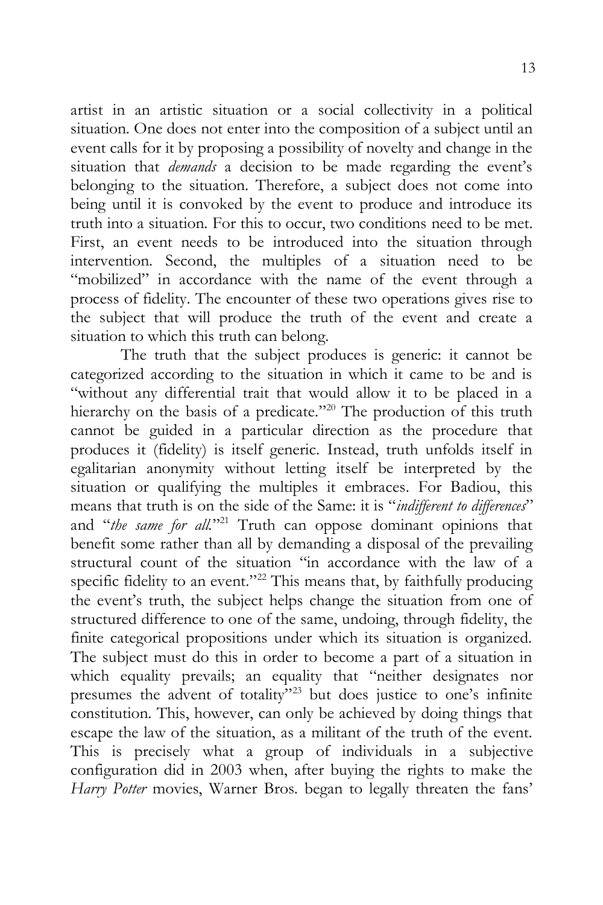artist in an artistic situation or a social collectivity in a political situation. One does not enter into the composition of a subject until an event calls for it by proposing a possibility of novelty and change in the situation that *demands* a decision to be made regarding the event's belonging to the situation. Therefore, a subject does not come into being until it is convoked by the event to produce and introduce its truth into a situation. For this to occur, two conditions need to be met. First, an event needs to be introduced into the situation through intervention. Second, the multiples of a situation need to be "mobilized" in accordance with the name of the event through a process of fidelity. The encounter of these two operations gives rise to the subject that will produce the truth of the event and create a situation to which this truth can belong.

The truth that the subject produces is generic: it cannot be categorized according to the situation in which it came to be and is "without any differential trait that would allow it to be placed in a hierarchy on the basis of a predicate."[20] The production of this truth cannot be guided in a particular direction as the procedure that produces it (fidelity) is itself generic. Instead, truth unfolds itself in egalitarian anonymity without letting itself be interpreted by the situation or qualifying the multiples it embraces. For Badiou, this means that truth is on the side of the Same: it is "*indifferent to differences*" and "*the same for all*."[21] Truth can oppose dominant opinions that benefit some rather than all by demanding a disposal of the prevailing structural count of the situation "in accordance with the law of a specific fidelity to an event."[22] This means that, by faithfully producing the event's truth, the subject helps change the situation from one of structured difference to one of the same, undoing, through fidelity, the finite categorical propositions under which its situation is organized. The subject must do this in order to become a part of a situation in which equality prevails; an equality that "neither designates nor presumes the advent of totality"[23] but does justice to one's infinite constitution. This, however, can only be achieved by doing things that escape the law of the situation, as a militant of the truth of the event. This is precisely what a group of individuals in a subjective configuration did in 2003 when, after buying the rights to make the *Harry Potter* movies, Warner Bros. began to legally threaten the fans'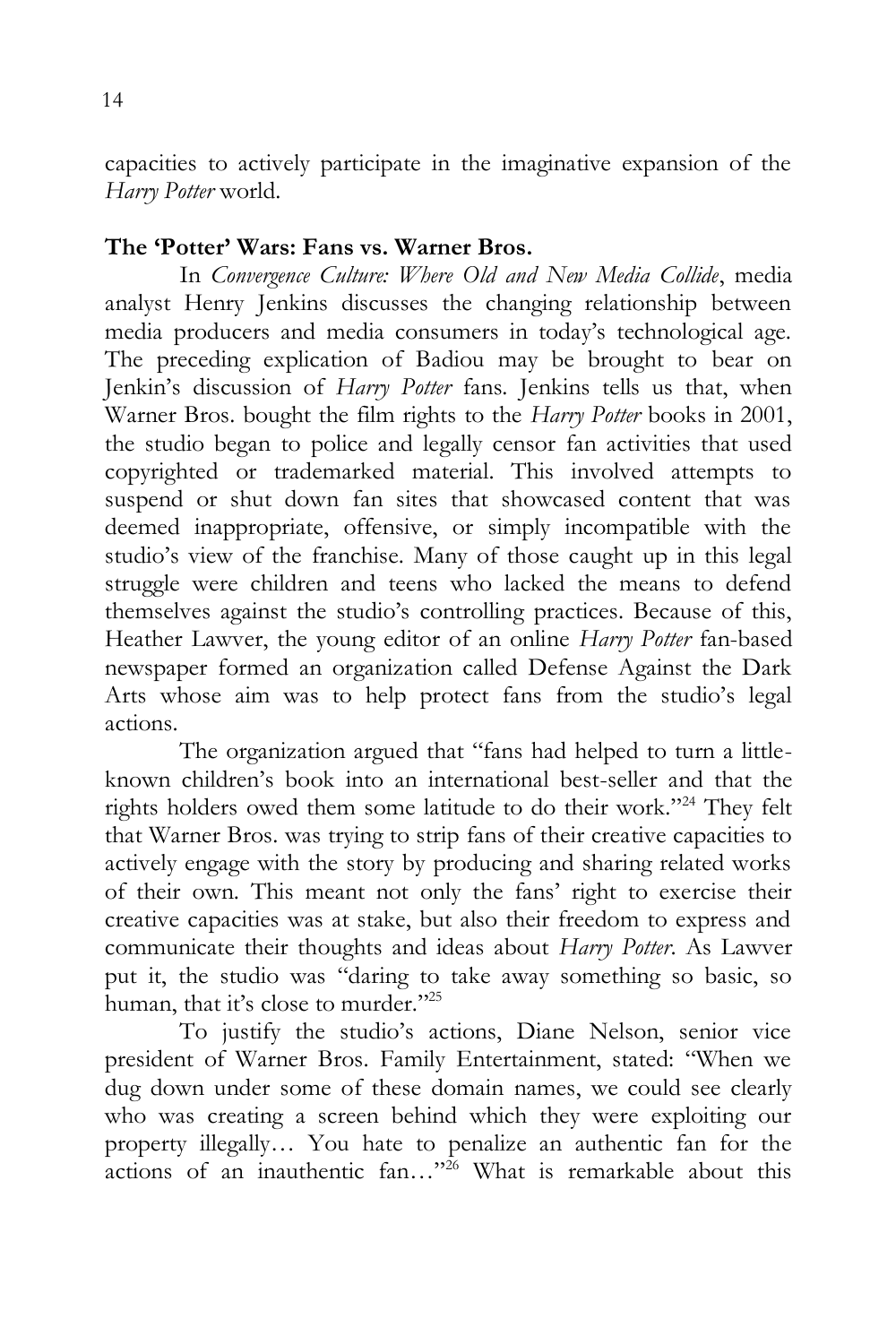capacities to actively participate in the imaginative expansion of the *Harry Potter* world.

**The 'Potter' Wars: Fans vs. Warner Bros.**

In *Convergence Culture: Where Old and New Media Collide*, media analyst Henry Jenkins discusses the changing relationship between media producers and media consumers in today's technological age. The preceding explication of Badiou may be brought to bear on Jenkin's discussion of *Harry Potter* fans. Jenkins tells us that, when Warner Bros. bought the film rights to the *Harry Potter* books in 2001, the studio began to police and legally censor fan activities that used copyrighted or trademarked material. This involved attempts to suspend or shut down fan sites that showcased content that was deemed inappropriate, offensive, or simply incompatible with the studio's view of the franchise. Many of those caught up in this legal struggle were children and teens who lacked the means to defend themselves against the studio's controlling practices. Because of this, Heather Lawver, the young editor of an online *Harry Potter* fan-based newspaper formed an organization called Defense Against the Dark Arts whose aim was to help protect fans from the studio's legal actions.

The organization argued that "fans had helped to turn a little-known children's book into an international best-seller and that the rights holders owed them some latitude to do their work."[24] They felt that Warner Bros. was trying to strip fans of their creative capacities to actively engage with the story by producing and sharing related works of their own. This meant not only the fans' right to exercise their creative capacities was at stake, but also their freedom to express and communicate their thoughts and ideas about *Harry Potter*. As Lawver put it, the studio was "daring to take away something so basic, so human, that it's close to murder."[25]

To justify the studio's actions, Diane Nelson, senior vice president of Warner Bros. Family Entertainment, stated: "When we dug down under some of these domain names, we could see clearly who was creating a screen behind which they were exploiting our property illegally… You hate to penalize an authentic fan for the actions of an inauthentic fan…"[26] What is remarkable about this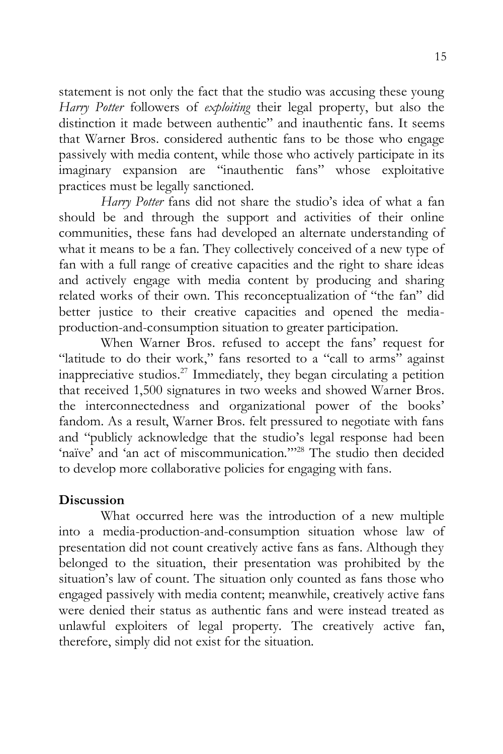statement is not only the fact that the studio was accusing these young *Harry Potter* followers of *exploiting* their legal property, but also the distinction it made between authentic" and inauthentic fans. It seems that Warner Bros. considered authentic fans to be those who engage passively with media content, while those who actively participate in its imaginary expansion are "inauthentic fans" whose exploitative practices must be legally sanctioned.

*Harry Potter* fans did not share the studio's idea of what a fan should be and through the support and activities of their online communities, these fans had developed an alternate understanding of what it means to be a fan. They collectively conceived of a new type of fan with a full range of creative capacities and the right to share ideas and actively engage with media content by producing and sharing related works of their own. This reconceptualization of "the fan" did better justice to their creative capacities and opened the media-production-and-consumption situation to greater participation.

When Warner Bros. refused to accept the fans' request for "latitude to do their work," fans resorted to a "call to arms" against inappreciative studios.[27] Immediately, they began circulating a petition that received 1,500 signatures in two weeks and showed Warner Bros. the interconnectedness and organizational power of the books' fandom. As a result, Warner Bros. felt pressured to negotiate with fans and "publicly acknowledge that the studio's legal response had been 'naïve' and 'an act of miscommunication.'"[28] The studio then decided to develop more collaborative policies for engaging with fans.

**Discussion**

What occurred here was the introduction of a new multiple into a media-production-and-consumption situation whose law of presentation did not count creatively active fans as fans. Although they belonged to the situation, their presentation was prohibited by the situation's law of count. The situation only counted as fans those who engaged passively with media content; meanwhile, creatively active fans were denied their status as authentic fans and were instead treated as unlawful exploiters of legal property. The creatively active fan, therefore, simply did not exist for the situation.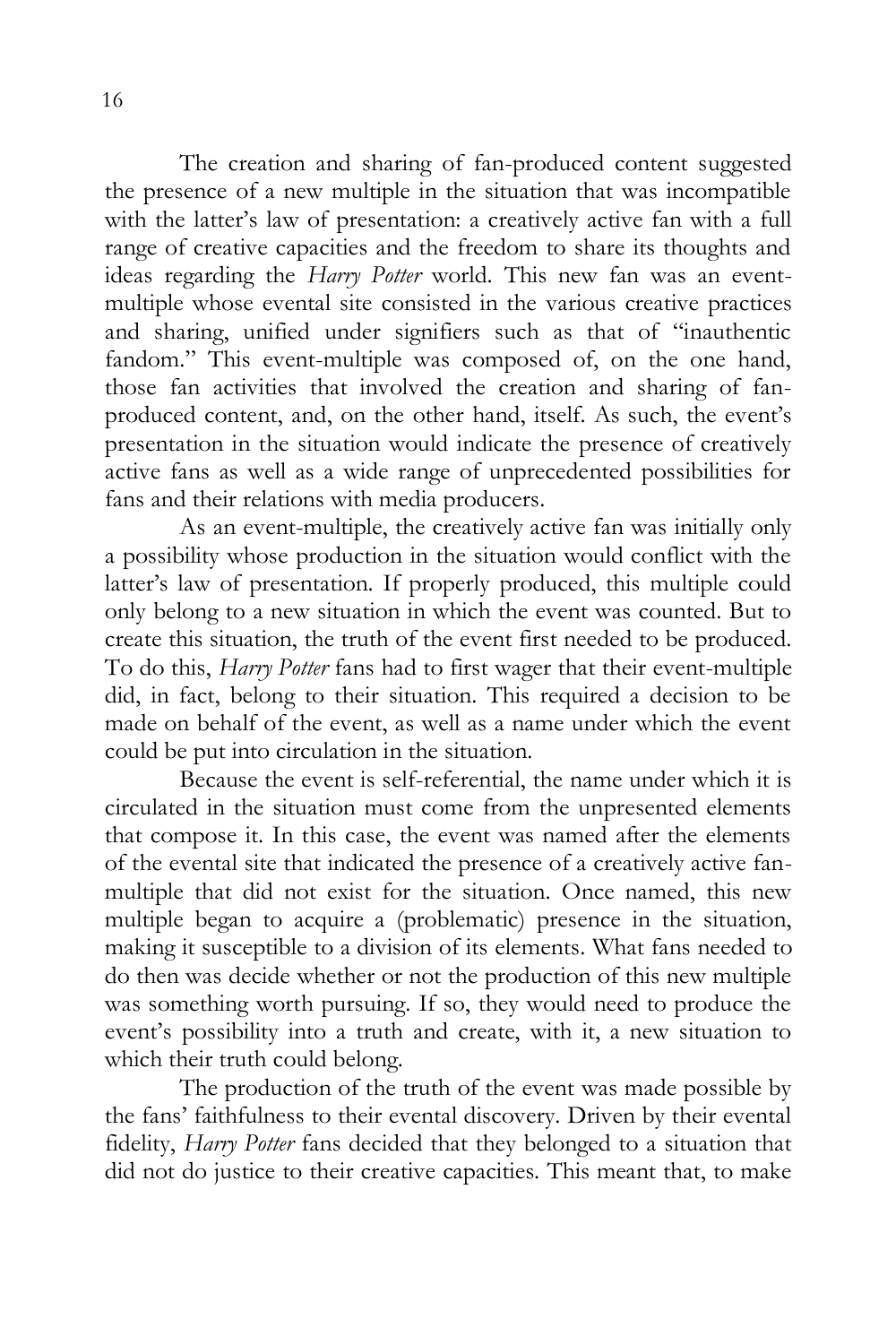The creation and sharing of fan-produced content suggested the presence of a new multiple in the situation that was incompatible with the latter's law of presentation: a creatively active fan with a full range of creative capacities and the freedom to share its thoughts and ideas regarding the *Harry Potter* world. This new fan was an event-multiple whose evental site consisted in the various creative practices and sharing, unified under signifiers such as that of "inauthentic fandom." This event-multiple was composed of, on the one hand, those fan activities that involved the creation and sharing of fan-produced content, and, on the other hand, itself. As such, the event's presentation in the situation would indicate the presence of creatively active fans as well as a wide range of unprecedented possibilities for fans and their relations with media producers.

As an event-multiple, the creatively active fan was initially only a possibility whose production in the situation would conflict with the latter's law of presentation. If properly produced, this multiple could only belong to a new situation in which the event was counted. But to create this situation, the truth of the event first needed to be produced. To do this, *Harry Potter* fans had to first wager that their event-multiple did, in fact, belong to their situation. This required a decision to be made on behalf of the event, as well as a name under which the event could be put into circulation in the situation.

Because the event is self-referential, the name under which it is circulated in the situation must come from the unpresented elements that compose it. In this case, the event was named after the elements of the evental site that indicated the presence of a creatively active fan-multiple that did not exist for the situation. Once named, this new multiple began to acquire a (problematic) presence in the situation, making it susceptible to a division of its elements. What fans needed to do then was decide whether or not the production of this new multiple was something worth pursuing. If so, they would need to produce the event's possibility into a truth and create, with it, a new situation to which their truth could belong.

The production of the truth of the event was made possible by the fans' faithfulness to their evental discovery. Driven by their evental fidelity, *Harry Potter* fans decided that they belonged to a situation that did not do justice to their creative capacities. This meant that, to make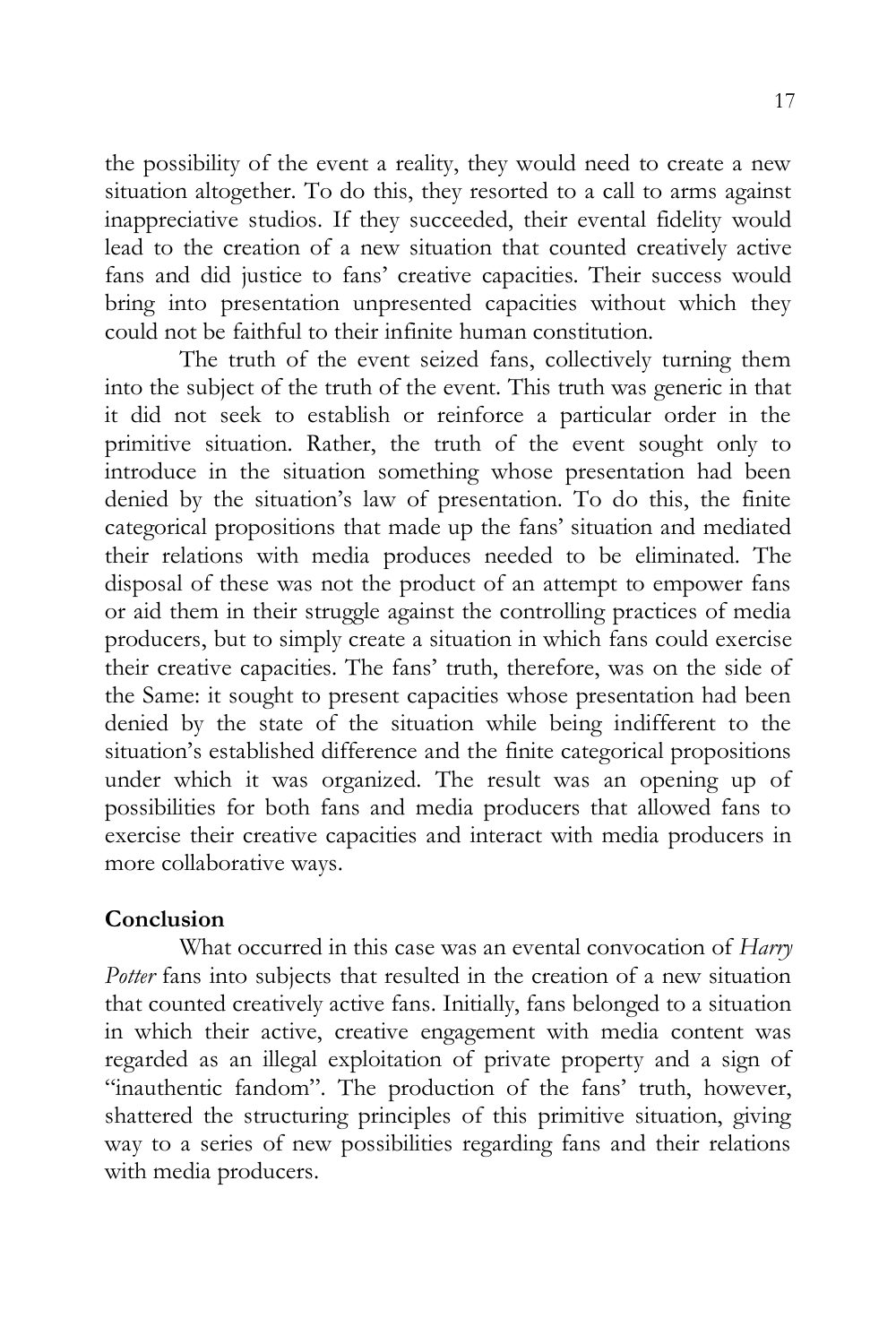the possibility of the event a reality, they would need to create a new situation altogether. To do this, they resorted to a call to arms against inappreciative studios. If they succeeded, their evental fidelity would lead to the creation of a new situation that counted creatively active fans and did justice to fans' creative capacities. Their success would bring into presentation unpresented capacities without which they could not be faithful to their infinite human constitution.

The truth of the event seized fans, collectively turning them into the subject of the truth of the event. This truth was generic in that it did not seek to establish or reinforce a particular order in the primitive situation. Rather, the truth of the event sought only to introduce in the situation something whose presentation had been denied by the situation's law of presentation. To do this, the finite categorical propositions that made up the fans' situation and mediated their relations with media produces needed to be eliminated. The disposal of these was not the product of an attempt to empower fans or aid them in their struggle against the controlling practices of media producers, but to simply create a situation in which fans could exercise their creative capacities. The fans' truth, therefore, was on the side of the Same: it sought to present capacities whose presentation had been denied by the state of the situation while being indifferent to the situation's established difference and the finite categorical propositions under which it was organized. The result was an opening up of possibilities for both fans and media producers that allowed fans to exercise their creative capacities and interact with media producers in more collaborative ways.

## Conclusion

What occurred in this case was an evental convocation of *Harry Potter* fans into subjects that resulted in the creation of a new situation that counted creatively active fans. Initially, fans belonged to a situation in which their active, creative engagement with media content was regarded as an illegal exploitation of private property and a sign of "inauthentic fandom". The production of the fans' truth, however, shattered the structuring principles of this primitive situation, giving way to a series of new possibilities regarding fans and their relations with media producers.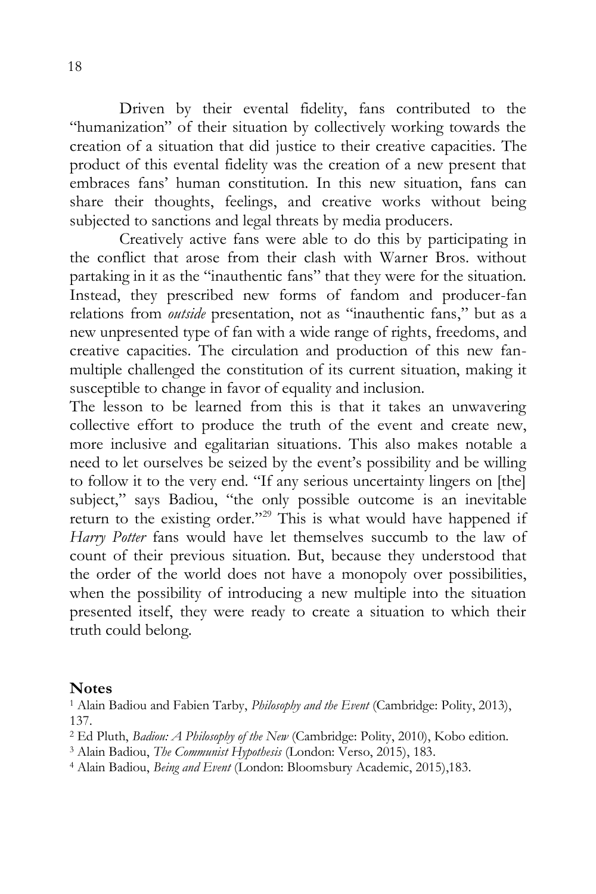Driven by their evental fidelity, fans contributed to the "humanization" of their situation by collectively working towards the creation of a situation that did justice to their creative capacities. The product of this evental fidelity was the creation of a new present that embraces fans' human constitution. In this new situation, fans can share their thoughts, feelings, and creative works without being subjected to sanctions and legal threats by media producers.

Creatively active fans were able to do this by participating in the conflict that arose from their clash with Warner Bros. without partaking in it as the "inauthentic fans" that they were for the situation. Instead, they prescribed new forms of fandom and producer-fan relations from *outside* presentation, not as "inauthentic fans," but as a new unpresented type of fan with a wide range of rights, freedoms, and creative capacities. The circulation and production of this new fan-multiple challenged the constitution of its current situation, making it susceptible to change in favor of equality and inclusion.

The lesson to be learned from this is that it takes an unwavering collective effort to produce the truth of the event and create new, more inclusive and egalitarian situations. This also makes notable a need to let ourselves be seized by the event's possibility and be willing to follow it to the very end. "If any serious uncertainty lingers on [the] subject," says Badiou, "the only possible outcome is an inevitable return to the existing order."[29] This is what would have happened if *Harry Potter* fans would have let themselves succumb to the law of count of their previous situation. But, because they understood that the order of the world does not have a monopoly over possibilities, when the possibility of introducing a new multiple into the situation presented itself, they were ready to create a situation to which their truth could belong.

## Notes

[1] Alain Badiou and Fabien Tarby, *Philosophy and the Event* (Cambridge: Polity, 2013), 137.

[2] Ed Pluth, *Badiou: A Philosophy of the New* (Cambridge: Polity, 2010), Kobo edition.

[3] Alain Badiou, *The Communist Hypothesis* (London: Verso, 2015), 183.

[4] Alain Badiou, *Being and Event* (London: Bloomsbury Academic, 2015),183.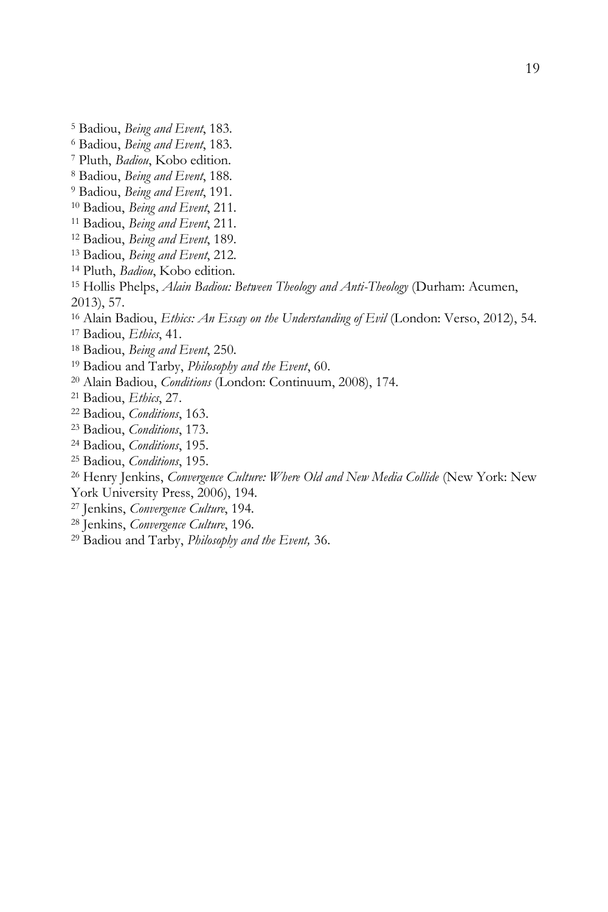[5] Badiou, *Being and Event*, 183.
[6] Badiou, *Being and Event*, 183.
[7] Pluth, *Badiou*, Kobo edition.
[8] Badiou, *Being and Event*, 188.
[9] Badiou, *Being and Event*, 191.
[10] Badiou, *Being and Event*, 211.
[11] Badiou, *Being and Event*, 211.
[12] Badiou, *Being and Event*, 189.
[13] Badiou, *Being and Event*, 212.
[14] Pluth, *Badiou*, Kobo edition.
[15] Hollis Phelps, *Alain Badiou: Between Theology and Anti-Theology* (Durham: Acumen, 2013), 57.
[16] Alain Badiou, *Ethics: An Essay on the Understanding of Evil* (London: Verso, 2012), 54.
[17] Badiou, *Ethics*, 41.
[18] Badiou, *Being and Event*, 250.
[19] Badiou and Tarby, *Philosophy and the Event*, 60.
[20] Alain Badiou, *Conditions* (London: Continuum, 2008), 174.
[21] Badiou, *Ethics*, 27.
[22] Badiou, *Conditions*, 163.
[23] Badiou, *Conditions*, 173.
[24] Badiou, *Conditions*, 195.
[25] Badiou, *Conditions*, 195.
[26] Henry Jenkins, *Convergence Culture: Where Old and New Media Collide* (New York: New York University Press, 2006), 194.
[27] Jenkins, *Convergence Culture*, 194.
[28] Jenkins, *Convergence Culture*, 196.
[29] Badiou and Tarby, *Philosophy and the Event,* 36.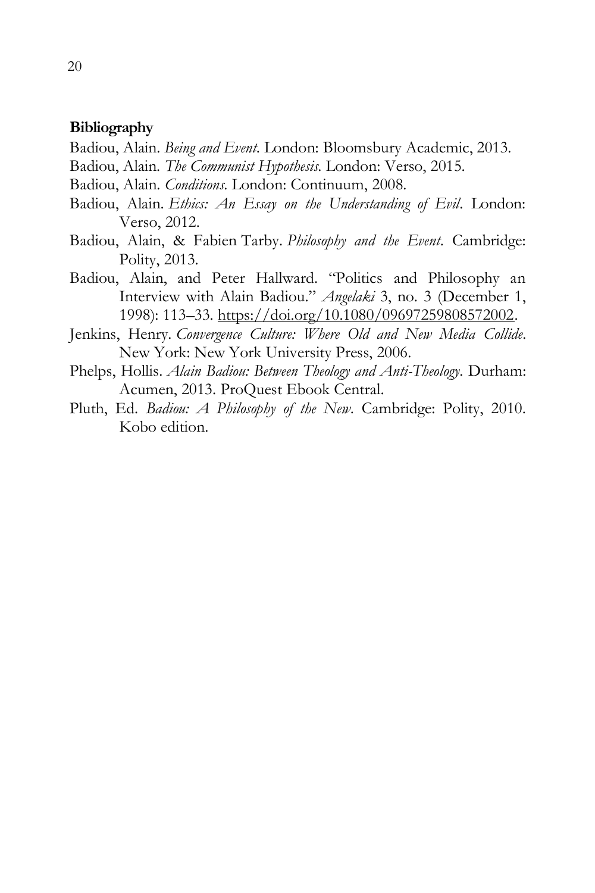**Bibliography**

Badiou, Alain. *Being and Event*. London: Bloomsbury Academic, 2013.

Badiou, Alain. *The Communist Hypothesis*. London: Verso, 2015.

Badiou, Alain. *Conditions*. London: Continuum, 2008.

Badiou, Alain. *Ethics: An Essay on the Understanding of Evil*. London: Verso, 2012.

Badiou, Alain, & Fabien Tarby. *Philosophy and the Event*. Cambridge: Polity, 2013.

Badiou, Alain, and Peter Hallward. "Politics and Philosophy an Interview with Alain Badiou." *Angelaki* 3, no. 3 (December 1, 1998): 113–33. https://doi.org/10.1080/09697259808572002.

Jenkins, Henry. *Convergence Culture: Where Old and New Media Collide*. New York: New York University Press, 2006.

Phelps, Hollis. *Alain Badiou: Between Theology and Anti-Theology*. Durham: Acumen, 2013. ProQuest Ebook Central.

Pluth, Ed. *Badiou: A Philosophy of the New*. Cambridge: Polity, 2010. Kobo edition.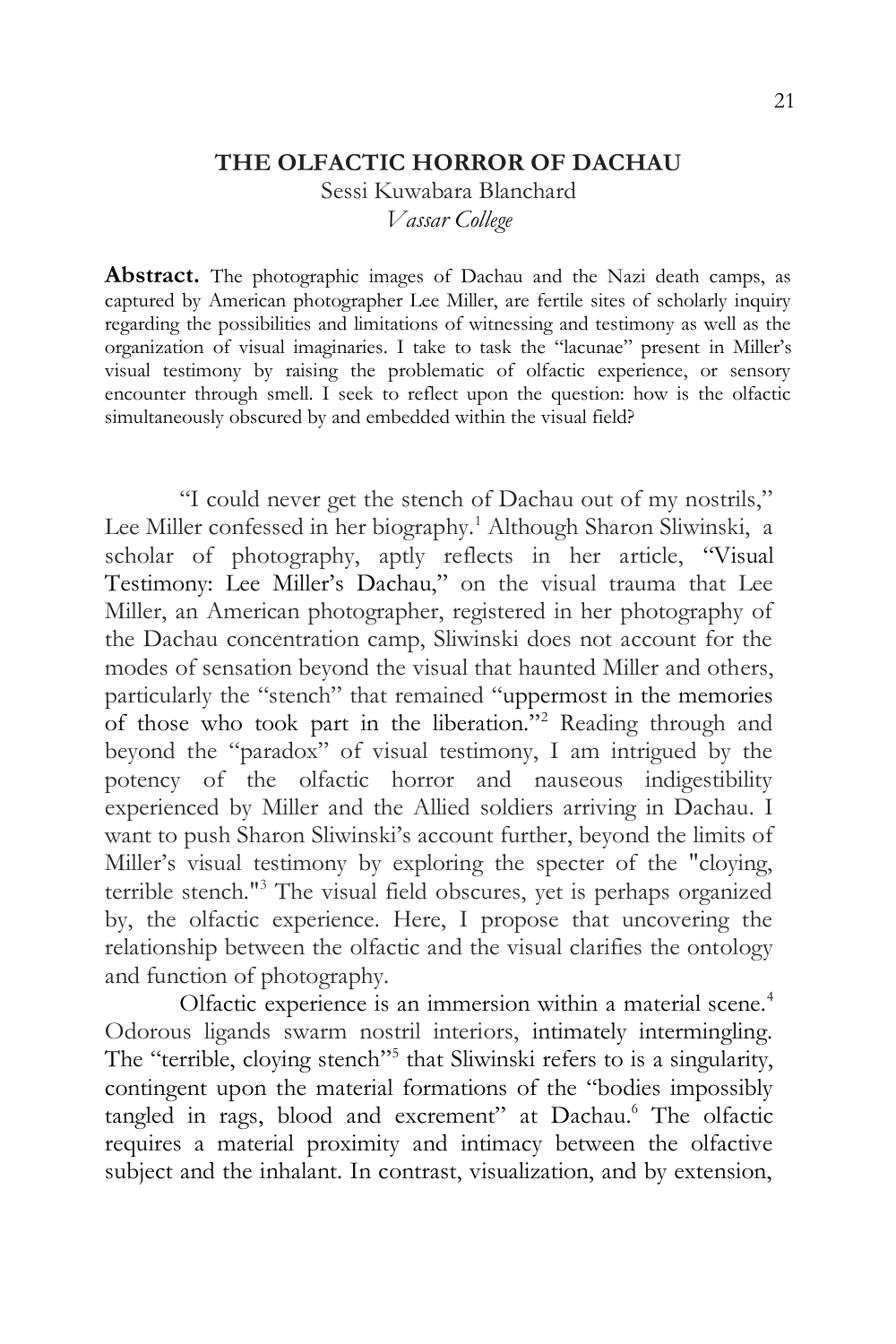# THE OLFACTIC HORROR OF DACHAU

Sessi Kuwabara Blanchard
*Vassar College*

**Abstract.** The photographic images of Dachau and the Nazi death camps, as captured by American photographer Lee Miller, are fertile sites of scholarly inquiry regarding the possibilities and limitations of witnessing and testimony as well as the organization of visual imaginaries. I take to task the "lacunae" present in Miller's visual testimony by raising the problematic of olfactic experience, or sensory encounter through smell. I seek to reflect upon the question: how is the olfactic simultaneously obscured by and embedded within the visual field?

"I could never get the stench of Dachau out of my nostrils," Lee Miller confessed in her biography.[1] Although Sharon Sliwinski, a scholar of photography, aptly reflects in her article, "Visual Testimony: Lee Miller's Dachau," on the visual trauma that Lee Miller, an American photographer, registered in her photography of the Dachau concentration camp, Sliwinski does not account for the modes of sensation beyond the visual that haunted Miller and others, particularly the "stench" that remained "uppermost in the memories of those who took part in the liberation."[2] Reading through and beyond the "paradox" of visual testimony, I am intrigued by the potency of the olfactic horror and nauseous indigestibility experienced by Miller and the Allied soldiers arriving in Dachau. I want to push Sharon Sliwinski's account further, beyond the limits of Miller's visual testimony by exploring the specter of the "cloying, terrible stench."[3] The visual field obscures, yet is perhaps organized by, the olfactic experience. Here, I propose that uncovering the relationship between the olfactic and the visual clarifies the ontology and function of photography.

Olfactic experience is an immersion within a material scene.[4] Odorous ligands swarm nostril interiors, intimately intermingling. The "terrible, cloying stench"[5] that Sliwinski refers to is a singularity, contingent upon the material formations of the "bodies impossibly tangled in rags, blood and excrement" at Dachau.[6] The olfactic requires a material proximity and intimacy between the olfactive subject and the inhalant. In contrast, visualization, and by extension,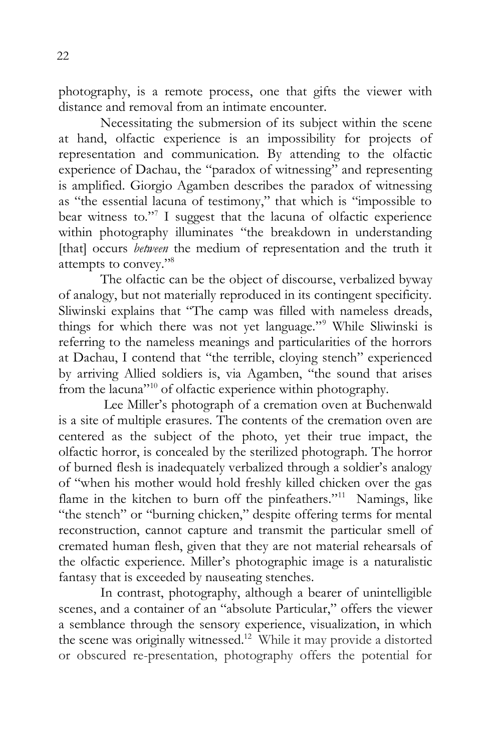photography, is a remote process, one that gifts the viewer with distance and removal from an intimate encounter.

Necessitating the submersion of its subject within the scene at hand, olfactic experience is an impossibility for projects of representation and communication. By attending to the olfactic experience of Dachau, the "paradox of witnessing" and representing is amplified. Giorgio Agamben describes the paradox of witnessing as "the essential lacuna of testimony," that which is "impossible to bear witness to."[7] I suggest that the lacuna of olfactic experience within photography illuminates "the breakdown in understanding [that] occurs *between* the medium of representation and the truth it attempts to convey."[8]

The olfactic can be the object of discourse, verbalized byway of analogy, but not materially reproduced in its contingent specificity. Sliwinski explains that "The camp was filled with nameless dreads, things for which there was not yet language."[9] While Sliwinski is referring to the nameless meanings and particularities of the horrors at Dachau, I contend that "the terrible, cloying stench" experienced by arriving Allied soldiers is, via Agamben, "the sound that arises from the lacuna"[10] of olfactic experience within photography.

Lee Miller's photograph of a cremation oven at Buchenwald is a site of multiple erasures. The contents of the cremation oven are centered as the subject of the photo, yet their true impact, the olfactic horror, is concealed by the sterilized photograph. The horror of burned flesh is inadequately verbalized through a soldier's analogy of "when his mother would hold freshly killed chicken over the gas flame in the kitchen to burn off the pinfeathers."[11] Namings, like "the stench" or "burning chicken," despite offering terms for mental reconstruction, cannot capture and transmit the particular smell of cremated human flesh, given that they are not material rehearsals of the olfactic experience. Miller's photographic image is a naturalistic fantasy that is exceeded by nauseating stenches.

In contrast, photography, although a bearer of unintelligible scenes, and a container of an "absolute Particular," offers the viewer a semblance through the sensory experience, visualization, in which the scene was originally witnessed.[12] While it may provide a distorted or obscured re-presentation, photography offers the potential for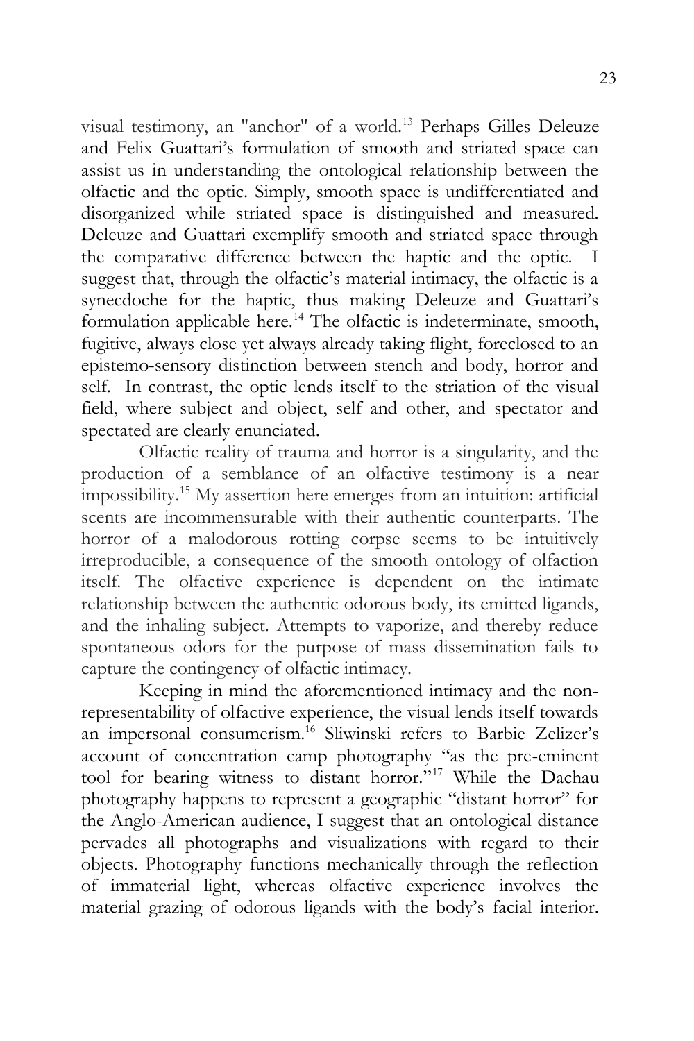visual testimony, an "anchor" of a world.[13] Perhaps Gilles Deleuze and Felix Guattari's formulation of smooth and striated space can assist us in understanding the ontological relationship between the olfactic and the optic. Simply, smooth space is undifferentiated and disorganized while striated space is distinguished and measured. Deleuze and Guattari exemplify smooth and striated space through the comparative difference between the haptic and the optic. I suggest that, through the olfactic's material intimacy, the olfactic is a synecdoche for the haptic, thus making Deleuze and Guattari's formulation applicable here.[14] The olfactic is indeterminate, smooth, fugitive, always close yet always already taking flight, foreclosed to an epistemo-sensory distinction between stench and body, horror and self. In contrast, the optic lends itself to the striation of the visual field, where subject and object, self and other, and spectator and spectated are clearly enunciated.

Olfactic reality of trauma and horror is a singularity, and the production of a semblance of an olfactive testimony is a near impossibility.[15] My assertion here emerges from an intuition: artificial scents are incommensurable with their authentic counterparts. The horror of a malodorous rotting corpse seems to be intuitively irreproducible, a consequence of the smooth ontology of olfaction itself. The olfactive experience is dependent on the intimate relationship between the authentic odorous body, its emitted ligands, and the inhaling subject. Attempts to vaporize, and thereby reduce spontaneous odors for the purpose of mass dissemination fails to capture the contingency of olfactic intimacy.

Keeping in mind the aforementioned intimacy and the non-representability of olfactive experience, the visual lends itself towards an impersonal consumerism.[16] Sliwinski refers to Barbie Zelizer's account of concentration camp photography "as the pre-eminent tool for bearing witness to distant horror."[17] While the Dachau photography happens to represent a geographic "distant horror" for the Anglo-American audience, I suggest that an ontological distance pervades all photographs and visualizations with regard to their objects. Photography functions mechanically through the reflection of immaterial light, whereas olfactive experience involves the material grazing of odorous ligands with the body's facial interior.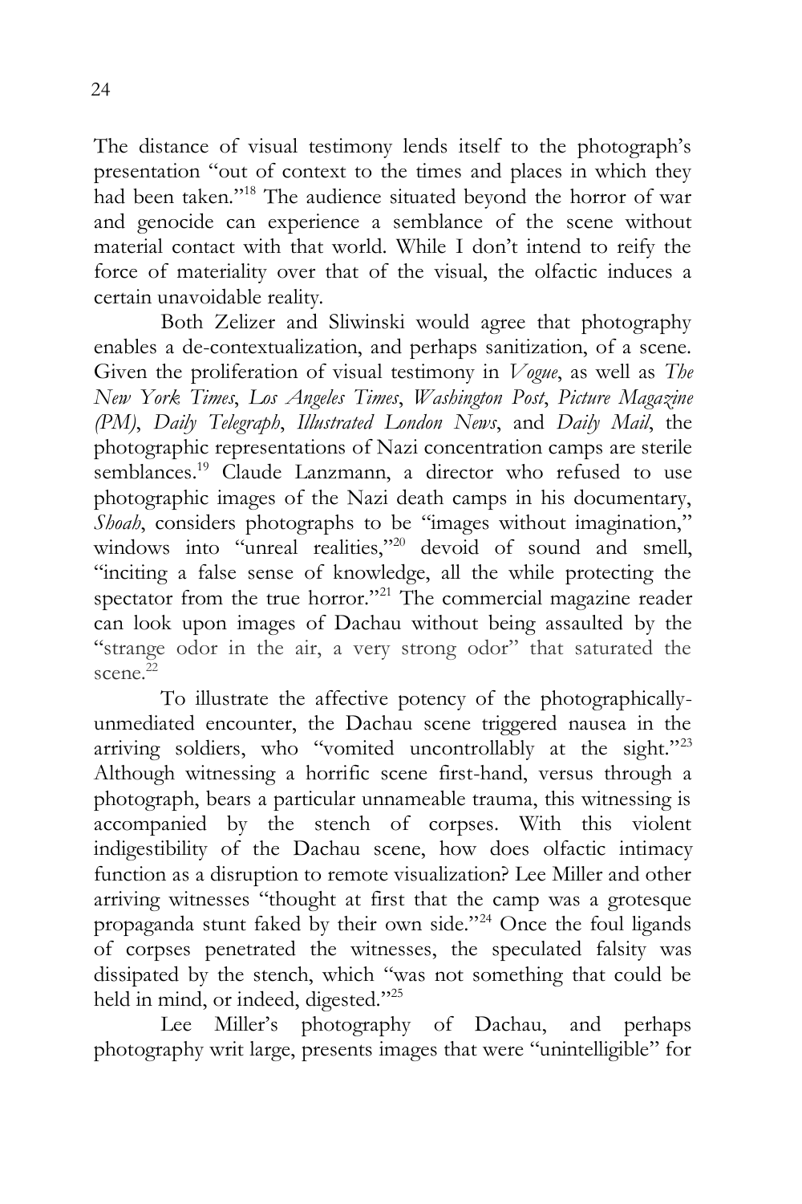The distance of visual testimony lends itself to the photograph's presentation "out of context to the times and places in which they had been taken."[18] The audience situated beyond the horror of war and genocide can experience a semblance of the scene without material contact with that world. While I don't intend to reify the force of materiality over that of the visual, the olfactic induces a certain unavoidable reality.

Both Zelizer and Sliwinski would agree that photography enables a de-contextualization, and perhaps sanitization, of a scene. Given the proliferation of visual testimony in *Vogue*, as well as *The New York Times*, *Los Angeles Times*, *Washington Post*, *Picture Magazine (PM)*, *Daily Telegraph*, *Illustrated London News*, and *Daily Mail*, the photographic representations of Nazi concentration camps are sterile semblances.[19] Claude Lanzmann, a director who refused to use photographic images of the Nazi death camps in his documentary, *Shoah*, considers photographs to be "images without imagination," windows into "unreal realities,"[20] devoid of sound and smell, "inciting a false sense of knowledge, all the while protecting the spectator from the true horror."[21] The commercial magazine reader can look upon images of Dachau without being assaulted by the "strange odor in the air, a very strong odor" that saturated the scene.[22]

To illustrate the affective potency of the photographically-unmediated encounter, the Dachau scene triggered nausea in the arriving soldiers, who "vomited uncontrollably at the sight."[23] Although witnessing a horrific scene first-hand, versus through a photograph, bears a particular unnameable trauma, this witnessing is accompanied by the stench of corpses. With this violent indigestibility of the Dachau scene, how does olfactic intimacy function as a disruption to remote visualization? Lee Miller and other arriving witnesses "thought at first that the camp was a grotesque propaganda stunt faked by their own side."[24] Once the foul ligands of corpses penetrated the witnesses, the speculated falsity was dissipated by the stench, which "was not something that could be held in mind, or indeed, digested."[25]

Lee Miller's photography of Dachau, and perhaps photography writ large, presents images that were "unintelligible" for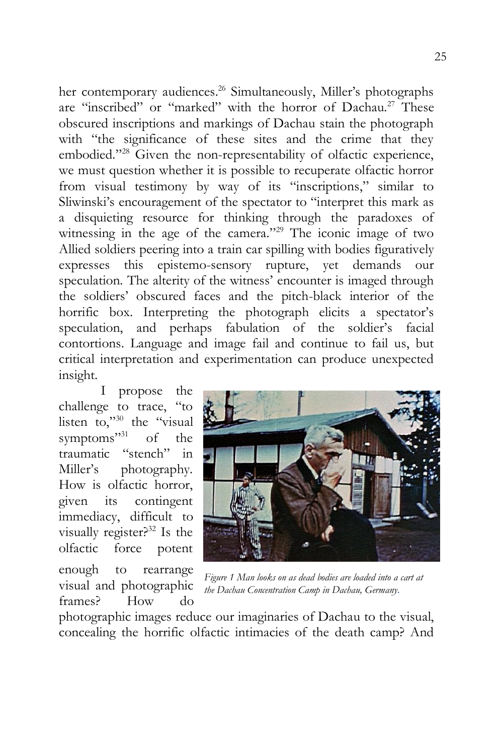her contemporary audiences.[26] Simultaneously, Miller's photographs are "inscribed" or "marked" with the horror of Dachau.[27] These obscured inscriptions and markings of Dachau stain the photograph with "the significance of these sites and the crime that they embodied."[28] Given the non-representability of olfactic experience, we must question whether it is possible to recuperate olfactic horror from visual testimony by way of its "inscriptions," similar to Sliwinski's encouragement of the spectator to "interpret this mark as a disquieting resource for thinking through the paradoxes of witnessing in the age of the camera."[29] The iconic image of two Allied soldiers peering into a train car spilling with bodies figuratively expresses this epistemo-sensory rupture, yet demands our speculation. The alterity of the witness' encounter is imaged through the soldiers' obscured faces and the pitch-black interior of the horrific box. Interpreting the photograph elicits a spectator's speculation, and perhaps fabulation of the soldier's facial contortions. Language and image fail and continue to fail us, but critical interpretation and experimentation can produce unexpected insight.

I propose the challenge to trace, "to listen to,"[30] the "visual symptoms"[31] of the traumatic "stench" in Miller's photography. How is olfactic horror, given its contingent immediacy, difficult to visually register?[32] Is the olfactic force potent enough to rearrange visual and photographic frames? How do photographic images reduce our imaginaries of Dachau to the visual, concealing the horrific olfactic intimacies of the death camp? And

*Figure 1 Man looks on as dead bodies are loaded into a cart at the Dachau Concentration Camp in Dachau, Germany.*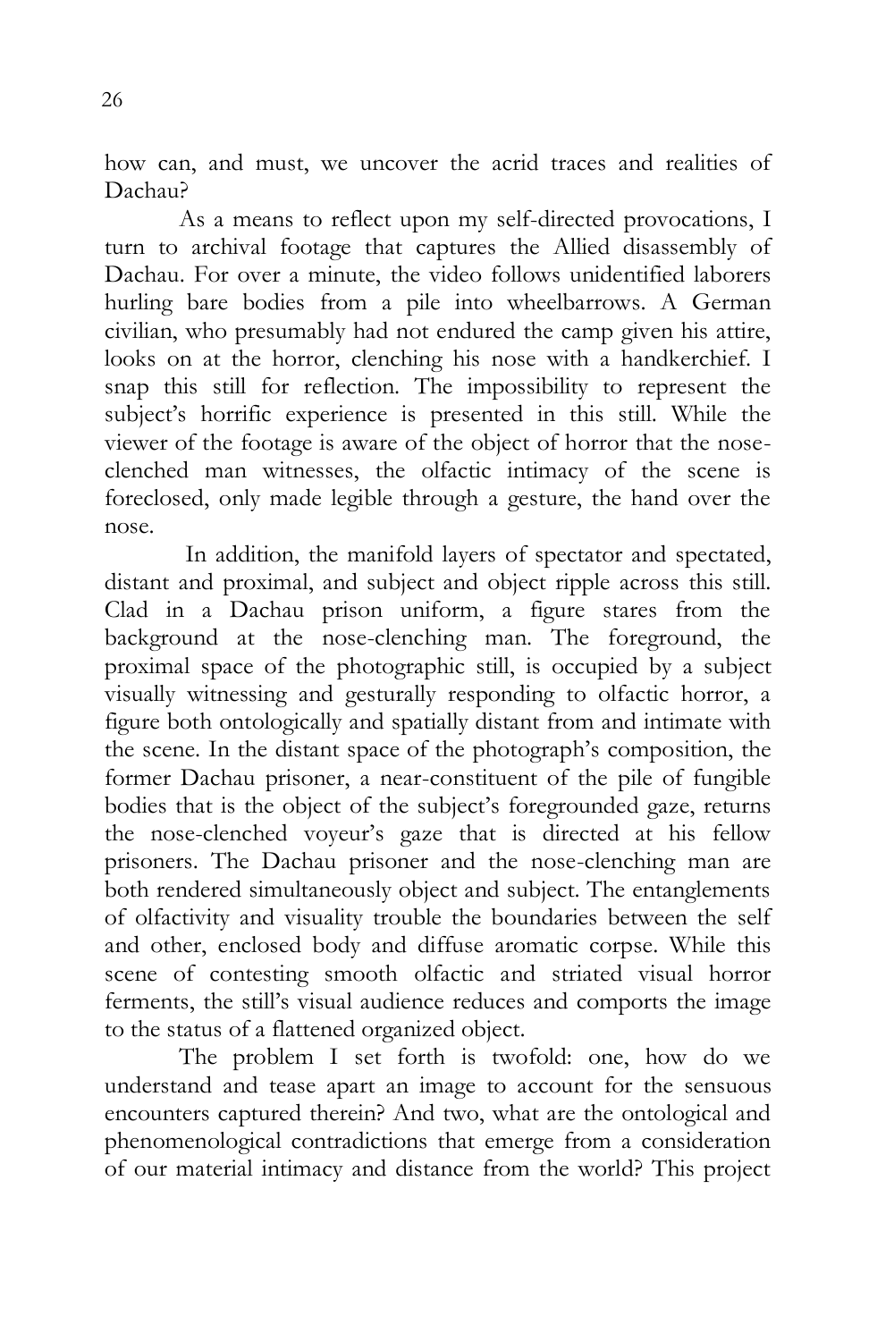how can, and must, we uncover the acrid traces and realities of Dachau?

As a means to reflect upon my self-directed provocations, I turn to archival footage that captures the Allied disassembly of Dachau. For over a minute, the video follows unidentified laborers hurling bare bodies from a pile into wheelbarrows. A German civilian, who presumably had not endured the camp given his attire, looks on at the horror, clenching his nose with a handkerchief. I snap this still for reflection. The impossibility to represent the subject's horrific experience is presented in this still. While the viewer of the footage is aware of the object of horror that the nose-clenched man witnesses, the olfactic intimacy of the scene is foreclosed, only made legible through a gesture, the hand over the nose.

In addition, the manifold layers of spectator and spectated, distant and proximal, and subject and object ripple across this still. Clad in a Dachau prison uniform, a figure stares from the background at the nose-clenching man. The foreground, the proximal space of the photographic still, is occupied by a subject visually witnessing and gesturally responding to olfactic horror, a figure both ontologically and spatially distant from and intimate with the scene. In the distant space of the photograph's composition, the former Dachau prisoner, a near-constituent of the pile of fungible bodies that is the object of the subject's foregrounded gaze, returns the nose-clenched voyeur's gaze that is directed at his fellow prisoners. The Dachau prisoner and the nose-clenching man are both rendered simultaneously object and subject. The entanglements of olfactivity and visuality trouble the boundaries between the self and other, enclosed body and diffuse aromatic corpse. While this scene of contesting smooth olfactic and striated visual horror ferments, the still's visual audience reduces and comports the image to the status of a flattened organized object.

The problem I set forth is twofold: one, how do we understand and tease apart an image to account for the sensuous encounters captured therein? And two, what are the ontological and phenomenological contradictions that emerge from a consideration of our material intimacy and distance from the world? This project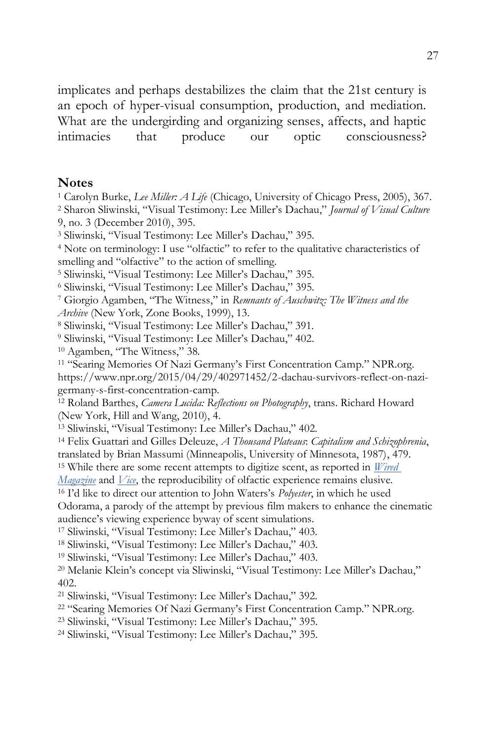implicates and perhaps destabilizes the claim that the 21st century is an epoch of hyper-visual consumption, production, and mediation. What are the undergirding and organizing senses, affects, and haptic intimacies that produce our optic consciousness?

## Notes

[1] Carolyn Burke, *Lee Miller: A Life* (Chicago, University of Chicago Press, 2005), 367.
[2] Sharon Sliwinski, "Visual Testimony: Lee Miller's Dachau," *Journal of Visual Culture* 9, no. 3 (December 2010), 395.
[3] Sliwinski, "Visual Testimony: Lee Miller's Dachau," 395.
[4] Note on terminology: I use "olfactic" to refer to the qualitative characteristics of smelling and "olfactive" to the action of smelling.
[5] Sliwinski, "Visual Testimony: Lee Miller's Dachau," 395.
[6] Sliwinski, "Visual Testimony: Lee Miller's Dachau," 395.
[7] Giorgio Agamben, "The Witness," in *Remnants of Auschwitz: The Witness and the Archive* (New York, Zone Books, 1999), 13.
[8] Sliwinski, "Visual Testimony: Lee Miller's Dachau," 391.
[9] Sliwinski, "Visual Testimony: Lee Miller's Dachau," 402.
[10] Agamben, "The Witness," 38.
[11] "Searing Memories Of Nazi Germany's First Concentration Camp." NPR.org. https://www.npr.org/2015/04/29/402971452/2-dachau-survivors-reflect-on-nazi-germany-s-first-concentration-camp.
[12] Roland Barthes, *Camera Lucida: Reflections on Photography*, trans. Richard Howard (New York, Hill and Wang, 2010), 4.
[13] Sliwinski, "Visual Testimony: Lee Miller's Dachau," 402.
[14] Felix Guattari and Gilles Deleuze, *A Thousand Plateaus*: *Capitalism and Schizophrenia*, translated by Brian Massumi (Minneapolis, University of Minnesota, 1987), 479.
[15] While there are some recent attempts to digitize scent, as reported in *Wired Magazine* and *Vice*, the reproducibility of olfactic experience remains elusive.
[16] I'd like to direct our attention to John Waters's *Polyester*, in which he used Odorama, a parody of the attempt by previous film makers to enhance the cinematic audience's viewing experience byway of scent simulations.
[17] Sliwinski, "Visual Testimony: Lee Miller's Dachau," 403.
[18] Sliwinski, "Visual Testimony: Lee Miller's Dachau," 403.
[19] Sliwinski, "Visual Testimony: Lee Miller's Dachau," 403.
[20] Melanie Klein's concept via Sliwinski, "Visual Testimony: Lee Miller's Dachau," 402.
[21] Sliwinski, "Visual Testimony: Lee Miller's Dachau," 392.
[22] "Searing Memories Of Nazi Germany's First Concentration Camp." NPR.org.
[23] Sliwinski, "Visual Testimony: Lee Miller's Dachau," 395.
[24] Sliwinski, "Visual Testimony: Lee Miller's Dachau," 395.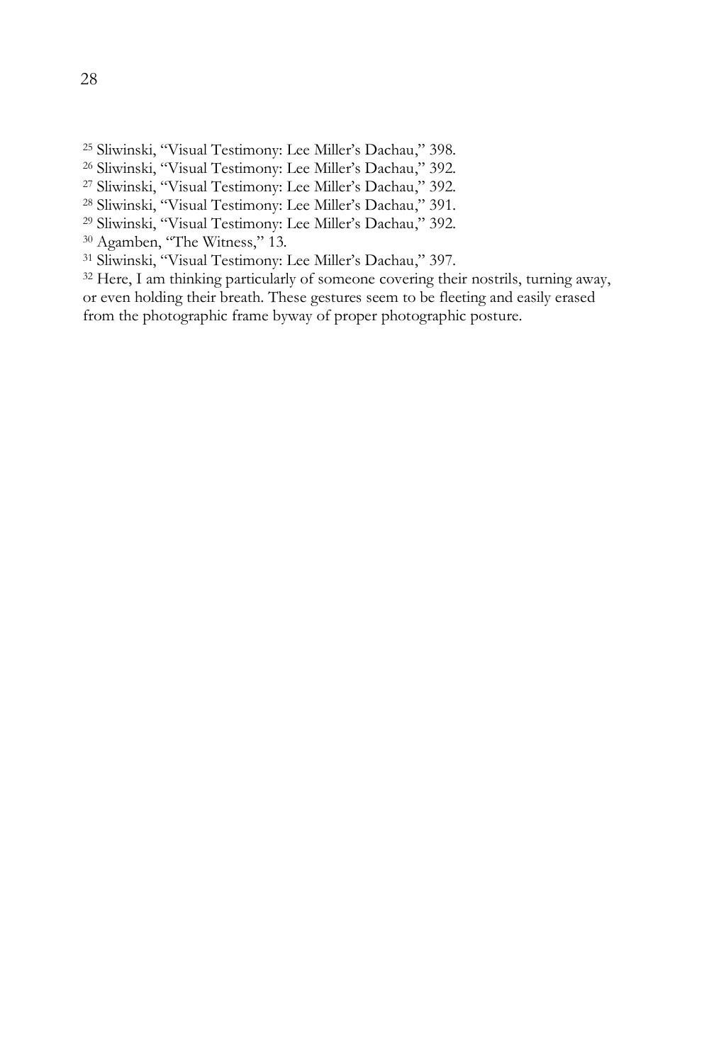[25] Sliwinski, "Visual Testimony: Lee Miller's Dachau," 398.
[26] Sliwinski, "Visual Testimony: Lee Miller's Dachau," 392.
[27] Sliwinski, "Visual Testimony: Lee Miller's Dachau," 392.
[28] Sliwinski, "Visual Testimony: Lee Miller's Dachau," 391.
[29] Sliwinski, "Visual Testimony: Lee Miller's Dachau," 392.
[30] Agamben, "The Witness," 13.
[31] Sliwinski, "Visual Testimony: Lee Miller's Dachau," 397.
[32] Here, I am thinking particularly of someone covering their nostrils, turning away, or even holding their breath. These gestures seem to be fleeting and easily erased from the photographic frame byway of proper photographic posture.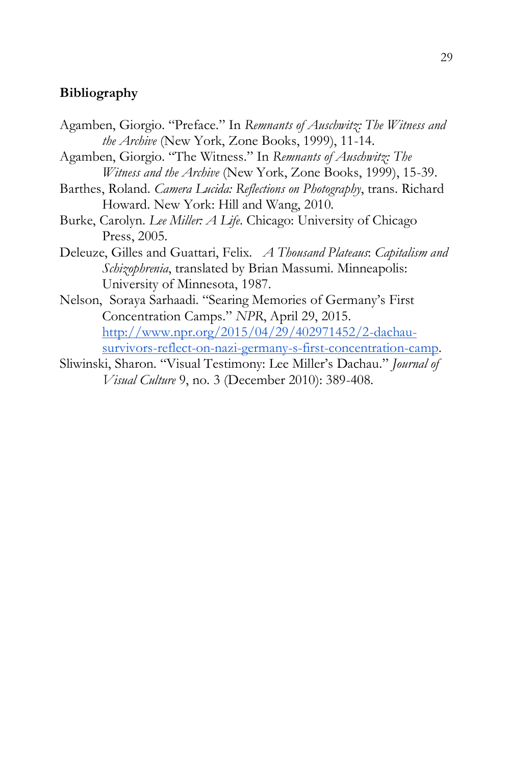**Bibliography**

Agamben, Giorgio. "Preface." In *Remnants of Auschwitz: The Witness and the Archive* (New York, Zone Books, 1999), 11-14.

Agamben, Giorgio. "The Witness." In *Remnants of Auschwitz: The Witness and the Archive* (New York, Zone Books, 1999), 15-39.

Barthes, Roland. *Camera Lucida: Reflections on Photography*, trans. Richard Howard. New York: Hill and Wang, 2010.

Burke, Carolyn. *Lee Miller: A Life*. Chicago: University of Chicago Press, 2005.

Deleuze, Gilles and Guattari, Felix. *A Thousand Plateaus*: *Capitalism and Schizophrenia*, translated by Brian Massumi. Minneapolis: University of Minnesota, 1987.

Nelson, Soraya Sarhaadi. "Searing Memories of Germany's First Concentration Camps." *NPR*, April 29, 2015. [http://www.npr.org/2015/04/29/402971452/2-dachau-survivors-reflect-on-nazi-germany-s-first-concentration-camp](http://www.npr.org/2015/04/29/402971452/2-dachau-survivors-reflect-on-nazi-germany-s-first-concentration-camp).

Sliwinski, Sharon. "Visual Testimony: Lee Miller's Dachau." *Journal of Visual Culture* 9, no. 3 (December 2010): 389-408.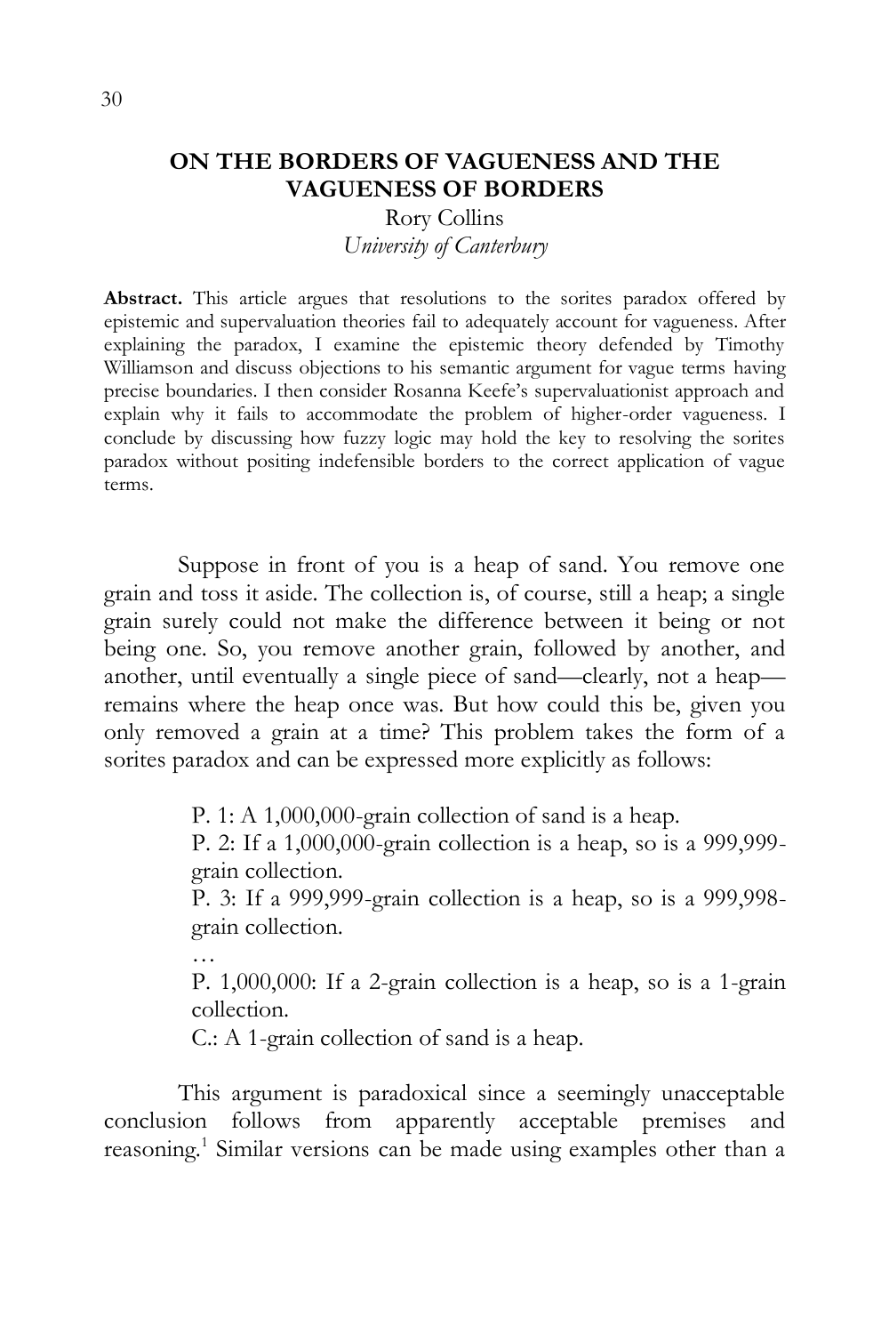# ON THE BORDERS OF VAGUENESS AND THE VAGUENESS OF BORDERS

Rory Collins

*University of Canterbury*

**Abstract.** This article argues that resolutions to the sorites paradox offered by epistemic and supervaluation theories fail to adequately account for vagueness. After explaining the paradox, I examine the epistemic theory defended by Timothy Williamson and discuss objections to his semantic argument for vague terms having precise boundaries. I then consider Rosanna Keefe's supervaluationist approach and explain why it fails to accommodate the problem of higher-order vagueness. I conclude by discussing how fuzzy logic may hold the key to resolving the sorites paradox without positing indefensible borders to the correct application of vague terms.

Suppose in front of you is a heap of sand. You remove one grain and toss it aside. The collection is, of course, still a heap; a single grain surely could not make the difference between it being or not being one. So, you remove another grain, followed by another, and another, until eventually a single piece of sand—clearly, not a heap—remains where the heap once was. But how could this be, given you only removed a grain at a time? This problem takes the form of a sorites paradox and can be expressed more explicitly as follows:

> P. 1: A 1,000,000-grain collection of sand is a heap.
>
> P. 2: If a 1,000,000-grain collection is a heap, so is a 999,999-grain collection.
>
> P. 3: If a 999,999-grain collection is a heap, so is a 999,998-grain collection.
>
> …
>
> P. 1,000,000: If a 2-grain collection is a heap, so is a 1-grain collection.
>
> C.: A 1-grain collection of sand is a heap.

This argument is paradoxical since a seemingly unacceptable conclusion follows from apparently acceptable premises and reasoning.[1] Similar versions can be made using examples other than a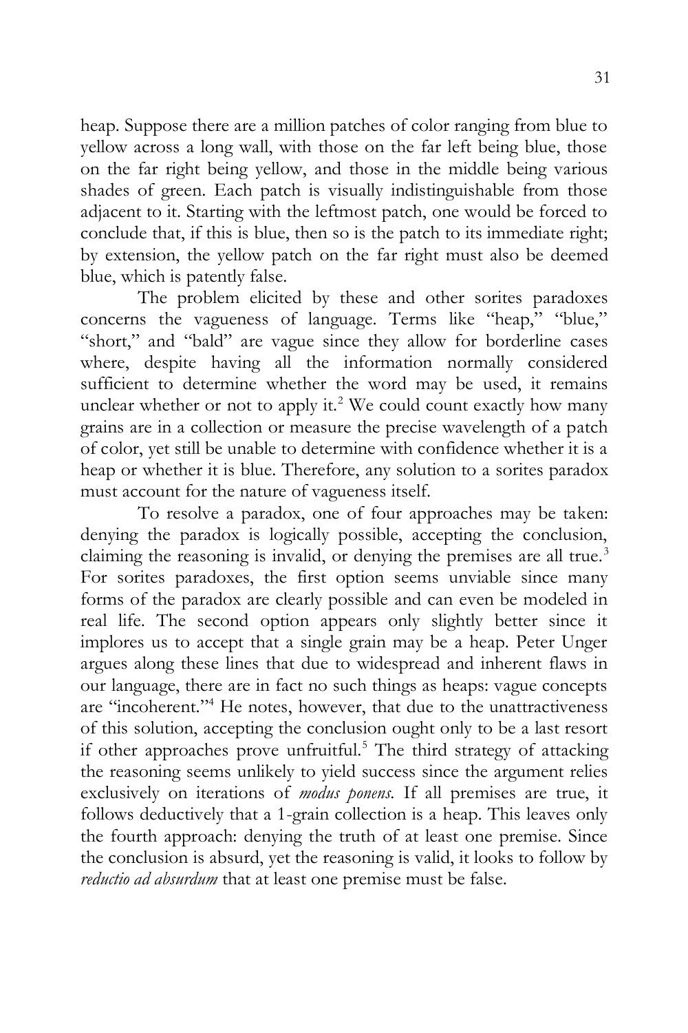heap. Suppose there are a million patches of color ranging from blue to yellow across a long wall, with those on the far left being blue, those on the far right being yellow, and those in the middle being various shades of green. Each patch is visually indistinguishable from those adjacent to it. Starting with the leftmost patch, one would be forced to conclude that, if this is blue, then so is the patch to its immediate right; by extension, the yellow patch on the far right must also be deemed blue, which is patently false.

The problem elicited by these and other sorites paradoxes concerns the vagueness of language. Terms like "heap," "blue," "short," and "bald" are vague since they allow for borderline cases where, despite having all the information normally considered sufficient to determine whether the word may be used, it remains unclear whether or not to apply it.[2] We could count exactly how many grains are in a collection or measure the precise wavelength of a patch of color, yet still be unable to determine with confidence whether it is a heap or whether it is blue. Therefore, any solution to a sorites paradox must account for the nature of vagueness itself.

To resolve a paradox, one of four approaches may be taken: denying the paradox is logically possible, accepting the conclusion, claiming the reasoning is invalid, or denying the premises are all true.[3] For sorites paradoxes, the first option seems unviable since many forms of the paradox are clearly possible and can even be modeled in real life. The second option appears only slightly better since it implores us to accept that a single grain may be a heap. Peter Unger argues along these lines that due to widespread and inherent flaws in our language, there are in fact no such things as heaps: vague concepts are "incoherent."[4] He notes, however, that due to the unattractiveness of this solution, accepting the conclusion ought only to be a last resort if other approaches prove unfruitful.[5] The third strategy of attacking the reasoning seems unlikely to yield success since the argument relies exclusively on iterations of *modus ponens*. If all premises are true, it follows deductively that a 1-grain collection is a heap. This leaves only the fourth approach: denying the truth of at least one premise. Since the conclusion is absurd, yet the reasoning is valid, it looks to follow by *reductio ad absurdum* that at least one premise must be false.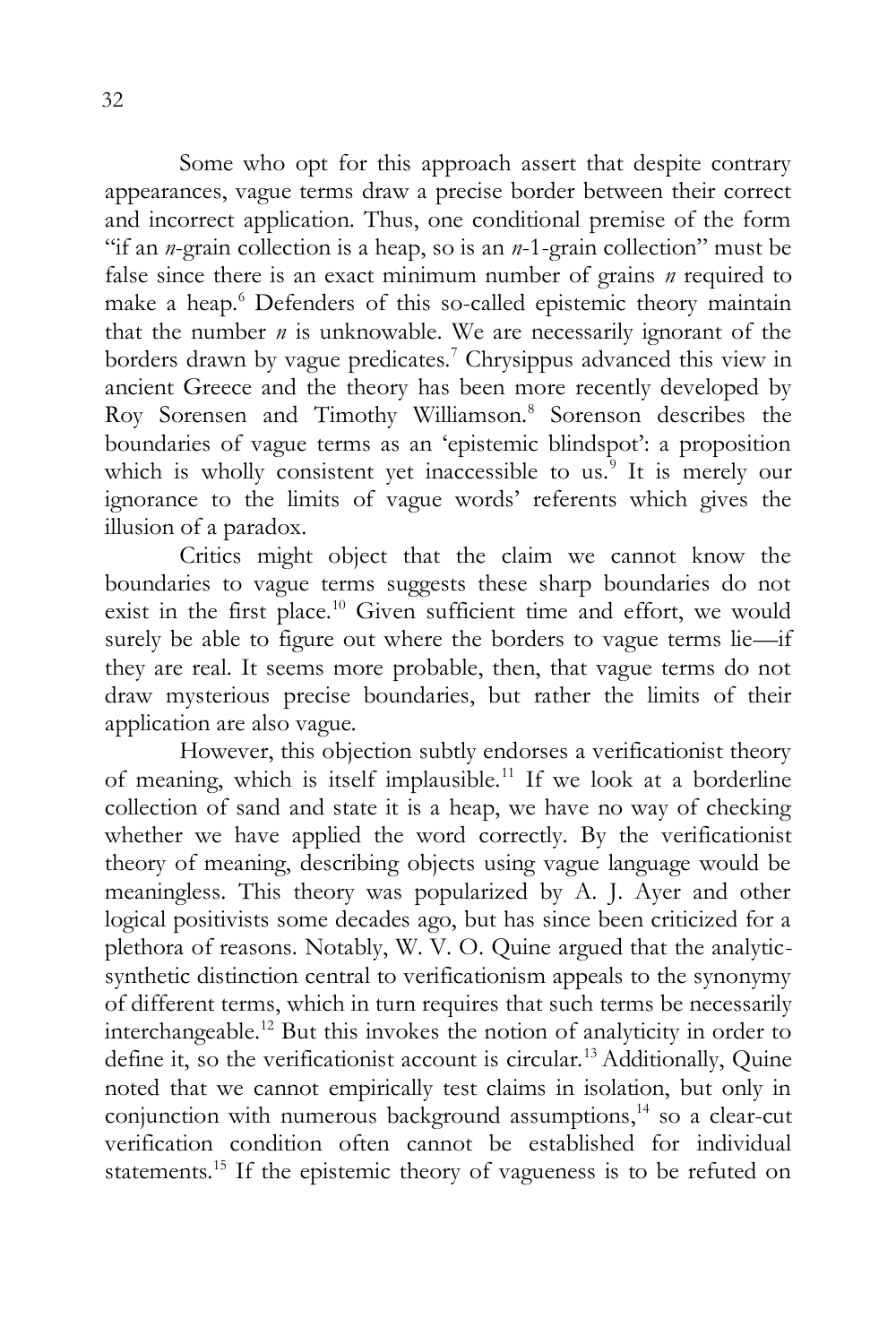Some who opt for this approach assert that despite contrary appearances, vague terms draw a precise border between their correct and incorrect application. Thus, one conditional premise of the form "if an *n*-grain collection is a heap, so is an *n*-1-grain collection" must be false since there is an exact minimum number of grains *n* required to make a heap.[6] Defenders of this so-called epistemic theory maintain that the number *n* is unknowable. We are necessarily ignorant of the borders drawn by vague predicates.[7] Chrysippus advanced this view in ancient Greece and the theory has been more recently developed by Roy Sorensen and Timothy Williamson.[8] Sorenson describes the boundaries of vague terms as an 'epistemic blindspot': a proposition which is wholly consistent yet inaccessible to us.[9] It is merely our ignorance to the limits of vague words' referents which gives the illusion of a paradox.

Critics might object that the claim we cannot know the boundaries to vague terms suggests these sharp boundaries do not exist in the first place.[10] Given sufficient time and effort, we would surely be able to figure out where the borders to vague terms lie—if they are real. It seems more probable, then, that vague terms do not draw mysterious precise boundaries, but rather the limits of their application are also vague.

However, this objection subtly endorses a verificationist theory of meaning, which is itself implausible.[11] If we look at a borderline collection of sand and state it is a heap, we have no way of checking whether we have applied the word correctly. By the verificationist theory of meaning, describing objects using vague language would be meaningless. This theory was popularized by A. J. Ayer and other logical positivists some decades ago, but has since been criticized for a plethora of reasons. Notably, W. V. O. Quine argued that the analytic-synthetic distinction central to verificationism appeals to the synonymy of different terms, which in turn requires that such terms be necessarily interchangeable.[12] But this invokes the notion of analyticity in order to define it, so the verificationist account is circular.[13] Additionally, Quine noted that we cannot empirically test claims in isolation, but only in conjunction with numerous background assumptions,[14] so a clear-cut verification condition often cannot be established for individual statements.[15] If the epistemic theory of vagueness is to be refuted on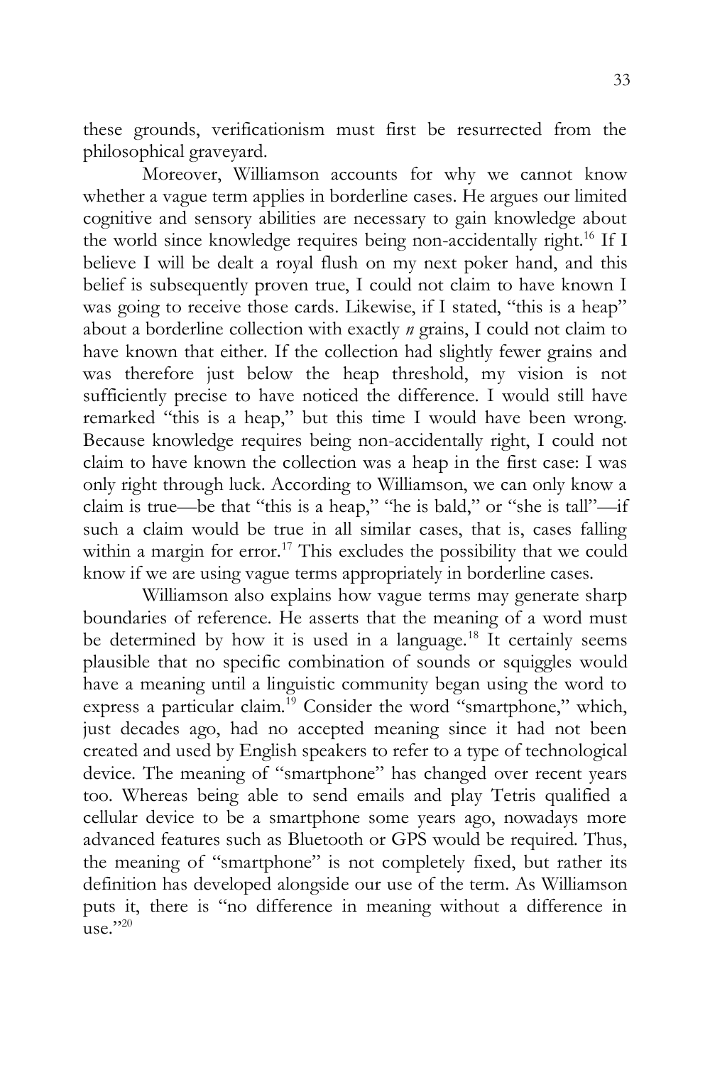these grounds, verificationism must first be resurrected from the philosophical graveyard.

Moreover, Williamson accounts for why we cannot know whether a vague term applies in borderline cases. He argues our limited cognitive and sensory abilities are necessary to gain knowledge about the world since knowledge requires being non-accidentally right.[16] If I believe I will be dealt a royal flush on my next poker hand, and this belief is subsequently proven true, I could not claim to have known I was going to receive those cards. Likewise, if I stated, "this is a heap" about a borderline collection with exactly *n* grains, I could not claim to have known that either. If the collection had slightly fewer grains and was therefore just below the heap threshold, my vision is not sufficiently precise to have noticed the difference. I would still have remarked "this is a heap," but this time I would have been wrong. Because knowledge requires being non-accidentally right, I could not claim to have known the collection was a heap in the first case: I was only right through luck. According to Williamson, we can only know a claim is true—be that "this is a heap," "he is bald," or "she is tall"—if such a claim would be true in all similar cases, that is, cases falling within a margin for error.[17] This excludes the possibility that we could know if we are using vague terms appropriately in borderline cases.

Williamson also explains how vague terms may generate sharp boundaries of reference. He asserts that the meaning of a word must be determined by how it is used in a language.[18] It certainly seems plausible that no specific combination of sounds or squiggles would have a meaning until a linguistic community began using the word to express a particular claim.[19] Consider the word "smartphone," which, just decades ago, had no accepted meaning since it had not been created and used by English speakers to refer to a type of technological device. The meaning of "smartphone" has changed over recent years too. Whereas being able to send emails and play Tetris qualified a cellular device to be a smartphone some years ago, nowadays more advanced features such as Bluetooth or GPS would be required. Thus, the meaning of "smartphone" is not completely fixed, but rather its definition has developed alongside our use of the term. As Williamson puts it, there is "no difference in meaning without a difference in use."[20]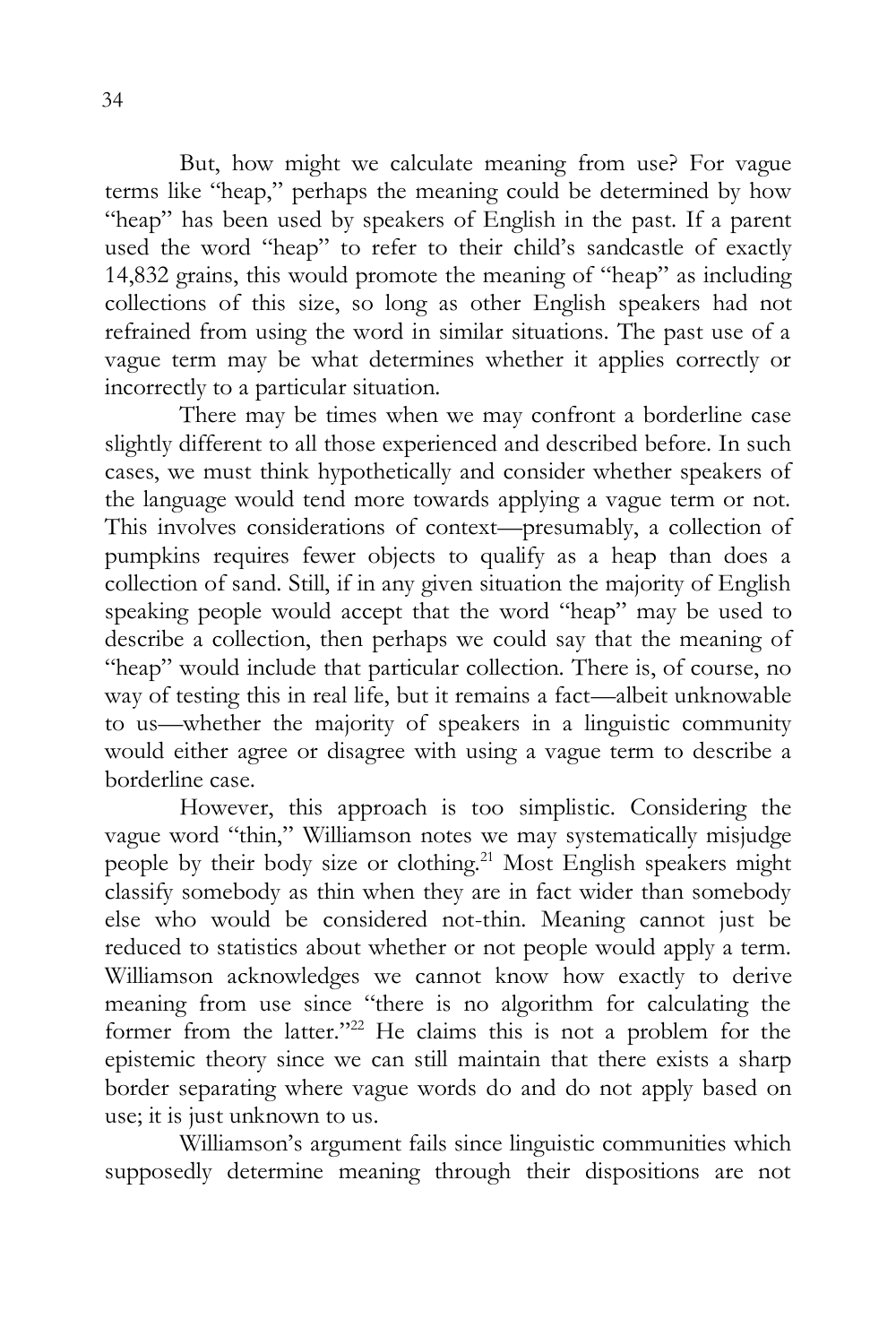But, how might we calculate meaning from use? For vague terms like "heap," perhaps the meaning could be determined by how "heap" has been used by speakers of English in the past. If a parent used the word "heap" to refer to their child's sandcastle of exactly 14,832 grains, this would promote the meaning of "heap" as including collections of this size, so long as other English speakers had not refrained from using the word in similar situations. The past use of a vague term may be what determines whether it applies correctly or incorrectly to a particular situation.

There may be times when we may confront a borderline case slightly different to all those experienced and described before. In such cases, we must think hypothetically and consider whether speakers of the language would tend more towards applying a vague term or not. This involves considerations of context—presumably, a collection of pumpkins requires fewer objects to qualify as a heap than does a collection of sand. Still, if in any given situation the majority of English speaking people would accept that the word "heap" may be used to describe a collection, then perhaps we could say that the meaning of "heap" would include that particular collection. There is, of course, no way of testing this in real life, but it remains a fact—albeit unknowable to us—whether the majority of speakers in a linguistic community would either agree or disagree with using a vague term to describe a borderline case.

However, this approach is too simplistic. Considering the vague word "thin," Williamson notes we may systematically misjudge people by their body size or clothing.[21] Most English speakers might classify somebody as thin when they are in fact wider than somebody else who would be considered not-thin. Meaning cannot just be reduced to statistics about whether or not people would apply a term. Williamson acknowledges we cannot know how exactly to derive meaning from use since "there is no algorithm for calculating the former from the latter."[22] He claims this is not a problem for the epistemic theory since we can still maintain that there exists a sharp border separating where vague words do and do not apply based on use; it is just unknown to us.

Williamson's argument fails since linguistic communities which supposedly determine meaning through their dispositions are not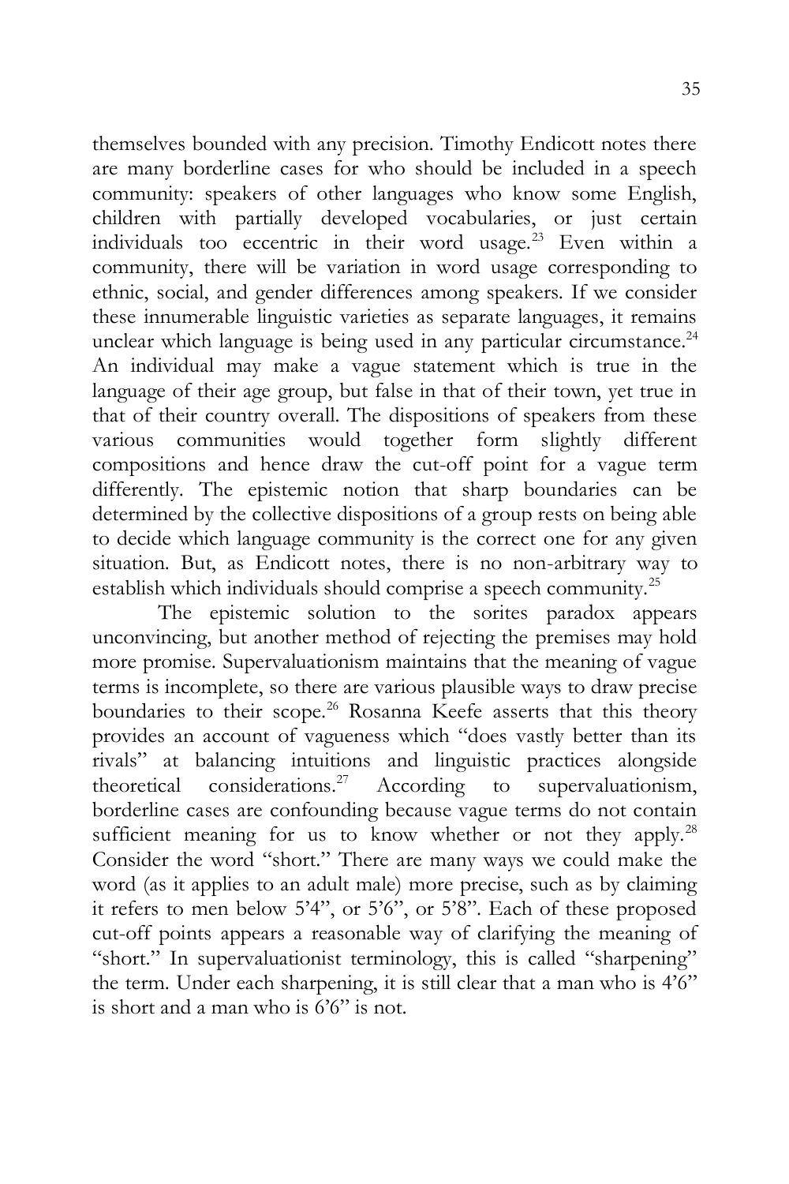themselves bounded with any precision. Timothy Endicott notes there are many borderline cases for who should be included in a speech community: speakers of other languages who know some English, children with partially developed vocabularies, or just certain individuals too eccentric in their word usage.[23] Even within a community, there will be variation in word usage corresponding to ethnic, social, and gender differences among speakers. If we consider these innumerable linguistic varieties as separate languages, it remains unclear which language is being used in any particular circumstance.[24] An individual may make a vague statement which is true in the language of their age group, but false in that of their town, yet true in that of their country overall. The dispositions of speakers from these various communities would together form slightly different compositions and hence draw the cut-off point for a vague term differently. The epistemic notion that sharp boundaries can be determined by the collective dispositions of a group rests on being able to decide which language community is the correct one for any given situation. But, as Endicott notes, there is no non-arbitrary way to establish which individuals should comprise a speech community.[25]

The epistemic solution to the sorites paradox appears unconvincing, but another method of rejecting the premises may hold more promise. Supervaluationism maintains that the meaning of vague terms is incomplete, so there are various plausible ways to draw precise boundaries to their scope.[26] Rosanna Keefe asserts that this theory provides an account of vagueness which "does vastly better than its rivals" at balancing intuitions and linguistic practices alongside theoretical considerations.[27] According to supervaluationism, borderline cases are confounding because vague terms do not contain sufficient meaning for us to know whether or not they apply.[28] Consider the word "short." There are many ways we could make the word (as it applies to an adult male) more precise, such as by claiming it refers to men below 5'4", or 5'6", or 5'8". Each of these proposed cut-off points appears a reasonable way of clarifying the meaning of "short." In supervaluationist terminology, this is called "sharpening" the term. Under each sharpening, it is still clear that a man who is 4'6" is short and a man who is 6'6" is not.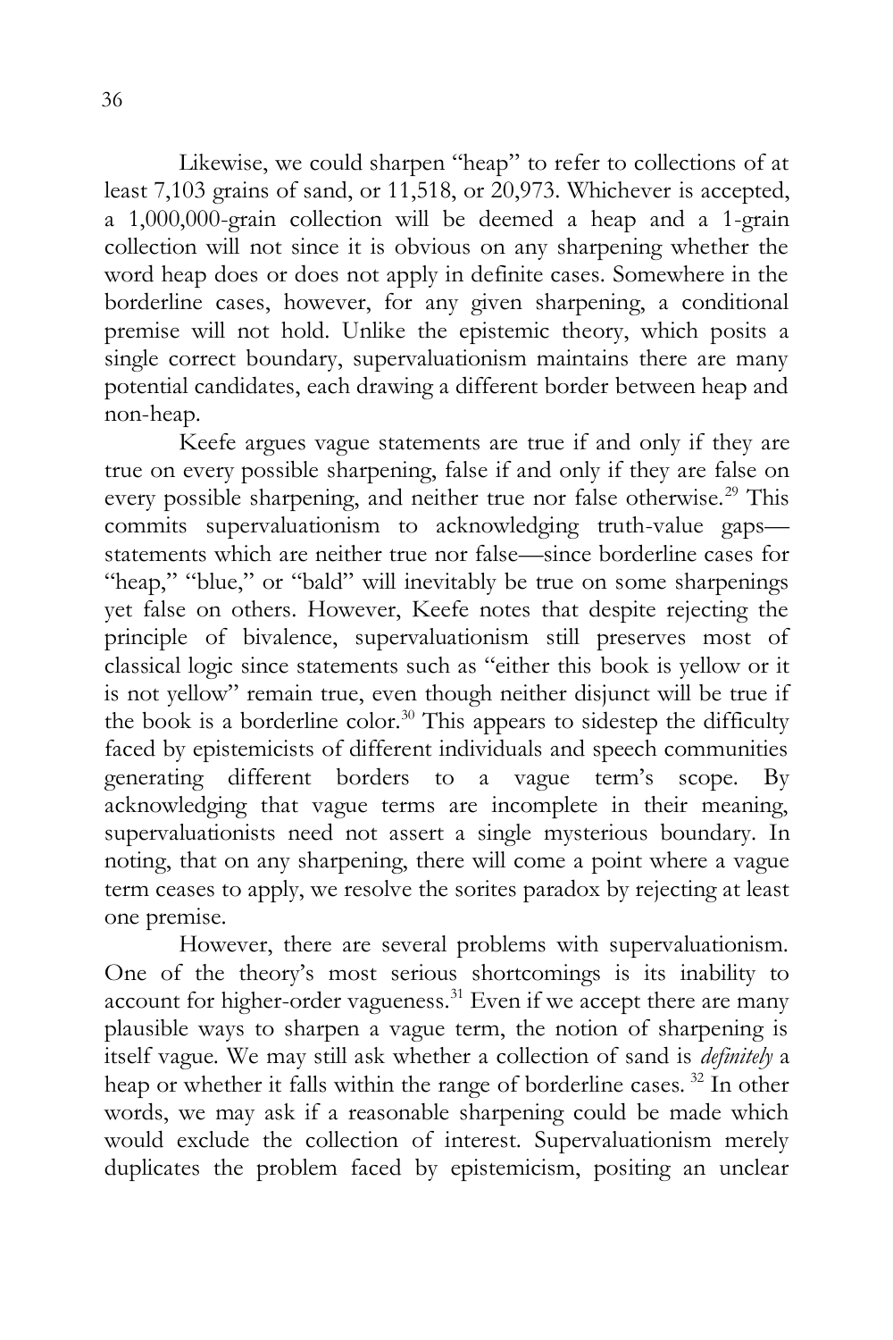Likewise, we could sharpen "heap" to refer to collections of at least 7,103 grains of sand, or 11,518, or 20,973. Whichever is accepted, a 1,000,000-grain collection will be deemed a heap and a 1-grain collection will not since it is obvious on any sharpening whether the word heap does or does not apply in definite cases. Somewhere in the borderline cases, however, for any given sharpening, a conditional premise will not hold. Unlike the epistemic theory, which posits a single correct boundary, supervaluationism maintains there are many potential candidates, each drawing a different border between heap and non-heap.

Keefe argues vague statements are true if and only if they are true on every possible sharpening, false if and only if they are false on every possible sharpening, and neither true nor false otherwise.[29] This commits supervaluationism to acknowledging truth-value gaps—statements which are neither true nor false—since borderline cases for "heap," "blue," or "bald" will inevitably be true on some sharpenings yet false on others. However, Keefe notes that despite rejecting the principle of bivalence, supervaluationism still preserves most of classical logic since statements such as "either this book is yellow or it is not yellow" remain true, even though neither disjunct will be true if the book is a borderline color.[30] This appears to sidestep the difficulty faced by epistemicists of different individuals and speech communities generating different borders to a vague term's scope. By acknowledging that vague terms are incomplete in their meaning, supervaluationists need not assert a single mysterious boundary. In noting, that on any sharpening, there will come a point where a vague term ceases to apply, we resolve the sorites paradox by rejecting at least one premise.

However, there are several problems with supervaluationism. One of the theory's most serious shortcomings is its inability to account for higher-order vagueness.[31] Even if we accept there are many plausible ways to sharpen a vague term, the notion of sharpening is itself vague. We may still ask whether a collection of sand is *definitely* a heap or whether it falls within the range of borderline cases. [32] In other words, we may ask if a reasonable sharpening could be made which would exclude the collection of interest. Supervaluationism merely duplicates the problem faced by epistemicism, positing an unclear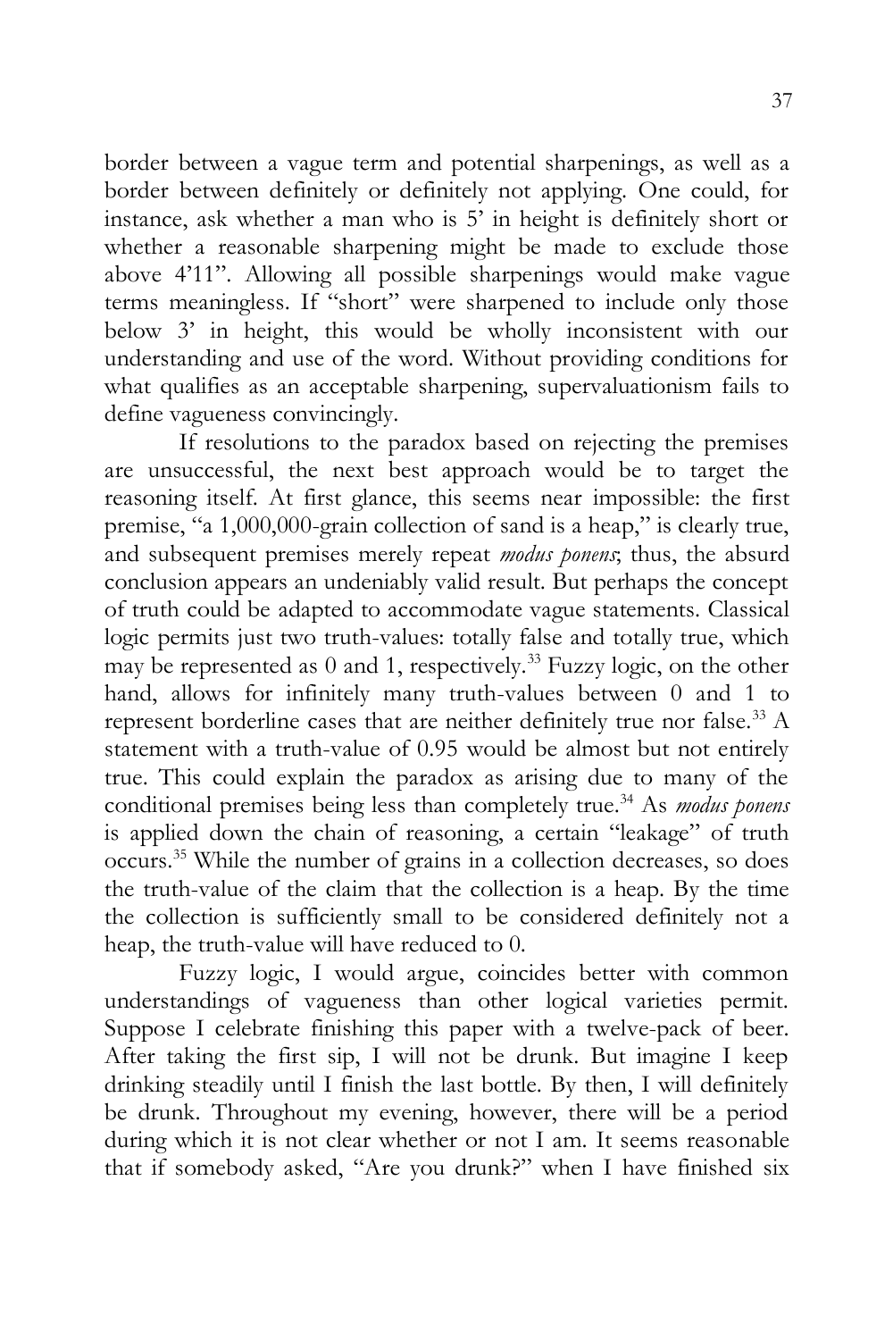border between a vague term and potential sharpenings, as well as a border between definitely or definitely not applying. One could, for instance, ask whether a man who is 5' in height is definitely short or whether a reasonable sharpening might be made to exclude those above 4'11". Allowing all possible sharpenings would make vague terms meaningless. If "short" were sharpened to include only those below 3' in height, this would be wholly inconsistent with our understanding and use of the word. Without providing conditions for what qualifies as an acceptable sharpening, supervaluationism fails to define vagueness convincingly.

If resolutions to the paradox based on rejecting the premises are unsuccessful, the next best approach would be to target the reasoning itself. At first glance, this seems near impossible: the first premise, "a 1,000,000-grain collection of sand is a heap," is clearly true, and subsequent premises merely repeat *modus ponens*; thus, the absurd conclusion appears an undeniably valid result. But perhaps the concept of truth could be adapted to accommodate vague statements. Classical logic permits just two truth-values: totally false and totally true, which may be represented as 0 and 1, respectively.[33] Fuzzy logic, on the other hand, allows for infinitely many truth-values between 0 and 1 to represent borderline cases that are neither definitely true nor false.[33] A statement with a truth-value of 0.95 would be almost but not entirely true. This could explain the paradox as arising due to many of the conditional premises being less than completely true.[34] As *modus ponens* is applied down the chain of reasoning, a certain "leakage" of truth occurs.[35] While the number of grains in a collection decreases, so does the truth-value of the claim that the collection is a heap. By the time the collection is sufficiently small to be considered definitely not a heap, the truth-value will have reduced to 0.

Fuzzy logic, I would argue, coincides better with common understandings of vagueness than other logical varieties permit. Suppose I celebrate finishing this paper with a twelve-pack of beer. After taking the first sip, I will not be drunk. But imagine I keep drinking steadily until I finish the last bottle. By then, I will definitely be drunk. Throughout my evening, however, there will be a period during which it is not clear whether or not I am. It seems reasonable that if somebody asked, "Are you drunk?" when I have finished six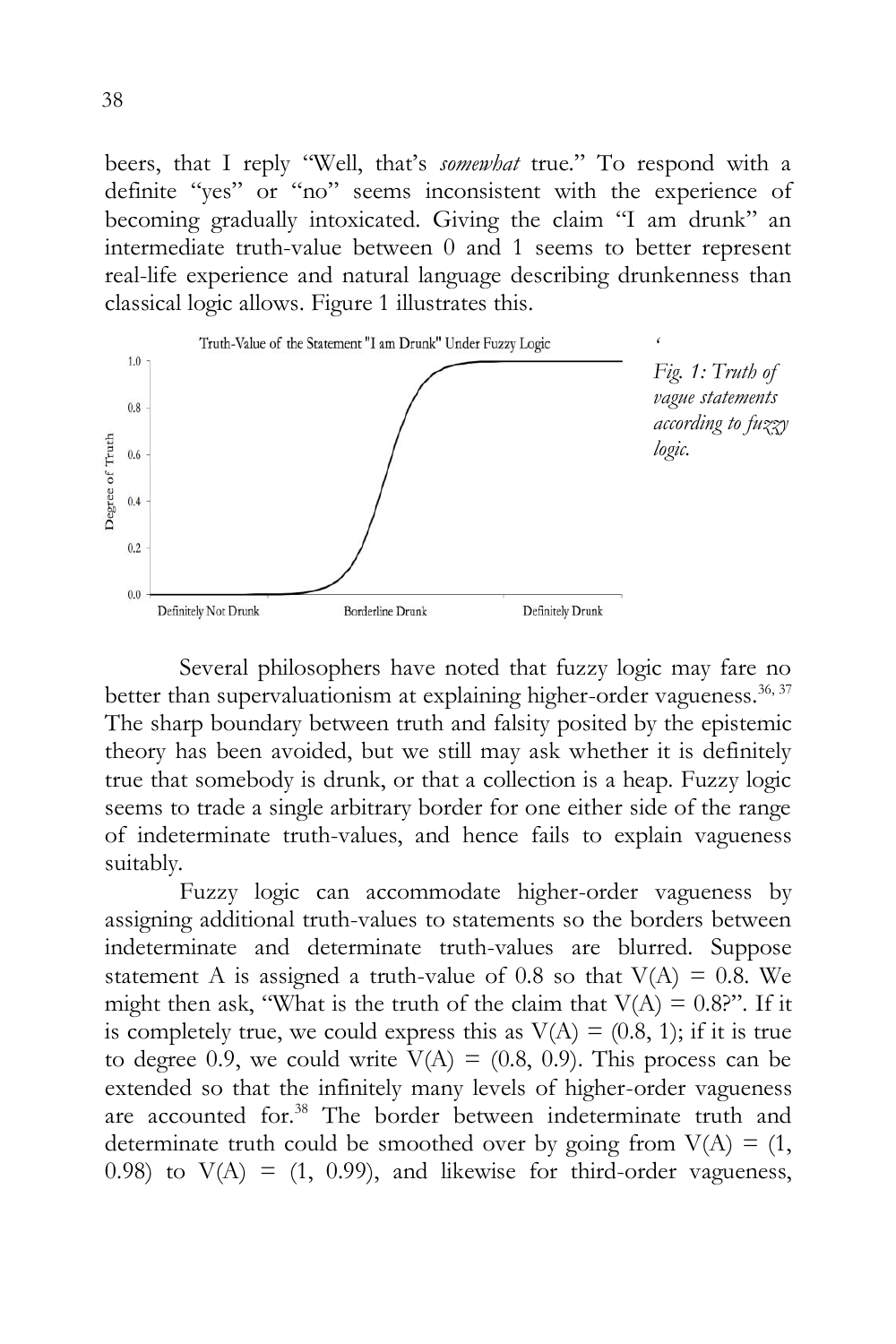beers, that I reply "Well, that's *somewhat* true." To respond with a definite "yes" or "no" seems inconsistent with the experience of becoming gradually intoxicated. Giving the claim "I am drunk" an intermediate truth-value between 0 and 1 seems to better represent real-life experience and natural language describing drunkenness than classical logic allows. Figure 1 illustrates this.

*Fig. 1: Truth of vague statements according to fuzzy logic.*

Several philosophers have noted that fuzzy logic may fare no better than supervaluationism at explaining higher-order vagueness.[36, 37] The sharp boundary between truth and falsity posited by the epistemic theory has been avoided, but we still may ask whether it is definitely true that somebody is drunk, or that a collection is a heap. Fuzzy logic seems to trade a single arbitrary border for one either side of the range of indeterminate truth-values, and hence fails to explain vagueness suitably.

Fuzzy logic can accommodate higher-order vagueness by assigning additional truth-values to statements so the borders between indeterminate and determinate truth-values are blurred. Suppose statement A is assigned a truth-value of 0.8 so that $V(A) = 0.8$. We might then ask, "What is the truth of the claim that $V(A) = 0.8$?". If it is completely true, we could express this as $V(A) = (0.8, 1)$; if it is true to degree 0.9, we could write $V(A) = (0.8, 0.9)$. This process can be extended so that the infinitely many levels of higher-order vagueness are accounted for.[38] The border between indeterminate truth and determinate truth could be smoothed over by going from $V(A) = (1, 0.98)$ to $V(A) = (1, 0.99)$, and likewise for third-order vagueness,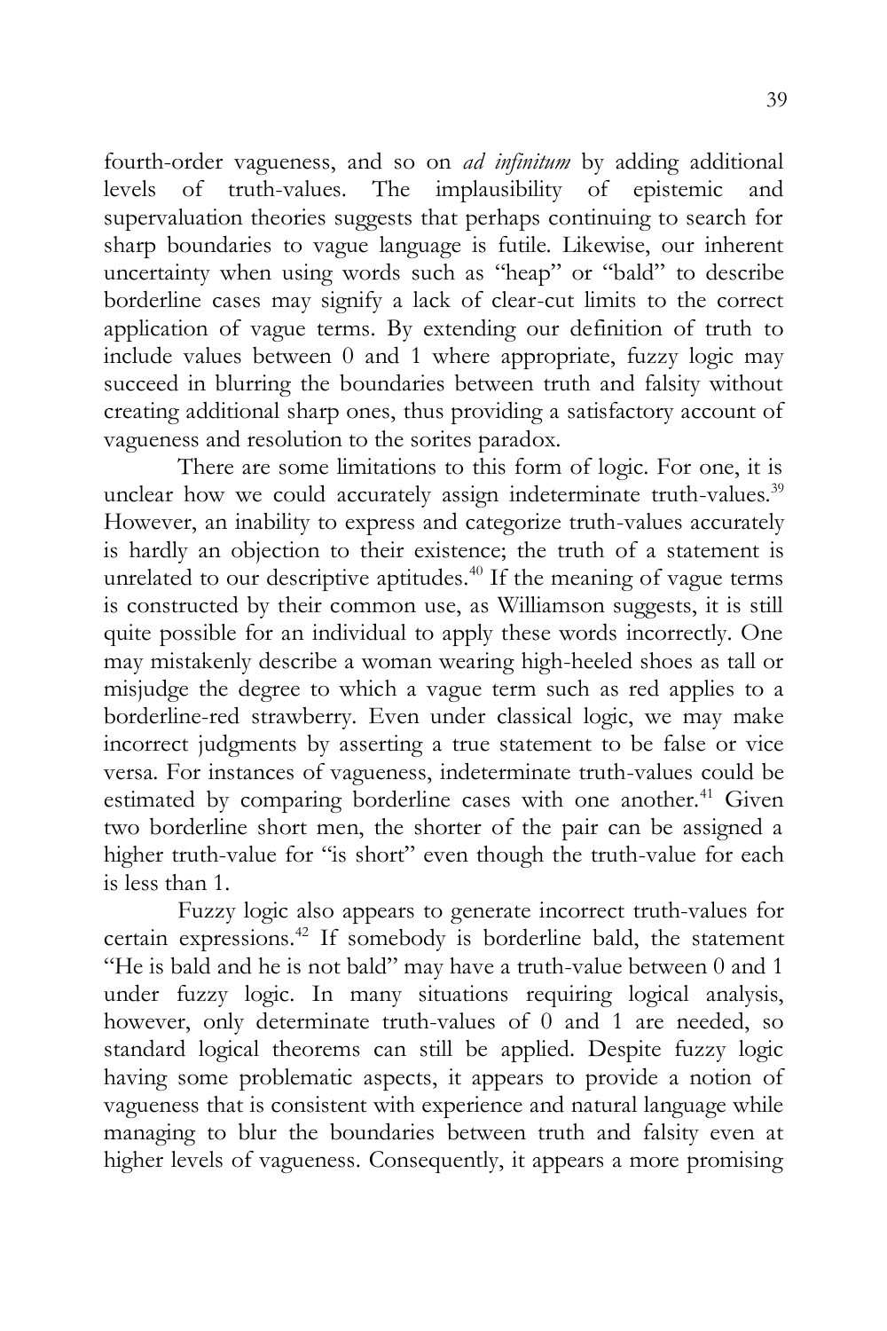fourth-order vagueness, and so on *ad infinitum* by adding additional levels of truth-values. The implausibility of epistemic and supervaluation theories suggests that perhaps continuing to search for sharp boundaries to vague language is futile. Likewise, our inherent uncertainty when using words such as "heap" or "bald" to describe borderline cases may signify a lack of clear-cut limits to the correct application of vague terms. By extending our definition of truth to include values between 0 and 1 where appropriate, fuzzy logic may succeed in blurring the boundaries between truth and falsity without creating additional sharp ones, thus providing a satisfactory account of vagueness and resolution to the sorites paradox.

There are some limitations to this form of logic. For one, it is unclear how we could accurately assign indeterminate truth-values.[39] However, an inability to express and categorize truth-values accurately is hardly an objection to their existence; the truth of a statement is unrelated to our descriptive aptitudes.[40] If the meaning of vague terms is constructed by their common use, as Williamson suggests, it is still quite possible for an individual to apply these words incorrectly. One may mistakenly describe a woman wearing high-heeled shoes as tall or misjudge the degree to which a vague term such as red applies to a borderline-red strawberry. Even under classical logic, we may make incorrect judgments by asserting a true statement to be false or vice versa. For instances of vagueness, indeterminate truth-values could be estimated by comparing borderline cases with one another.[41] Given two borderline short men, the shorter of the pair can be assigned a higher truth-value for "is short" even though the truth-value for each is less than 1.

Fuzzy logic also appears to generate incorrect truth-values for certain expressions.[42] If somebody is borderline bald, the statement "He is bald and he is not bald" may have a truth-value between 0 and 1 under fuzzy logic. In many situations requiring logical analysis, however, only determinate truth-values of 0 and 1 are needed, so standard logical theorems can still be applied. Despite fuzzy logic having some problematic aspects, it appears to provide a notion of vagueness that is consistent with experience and natural language while managing to blur the boundaries between truth and falsity even at higher levels of vagueness. Consequently, it appears a more promising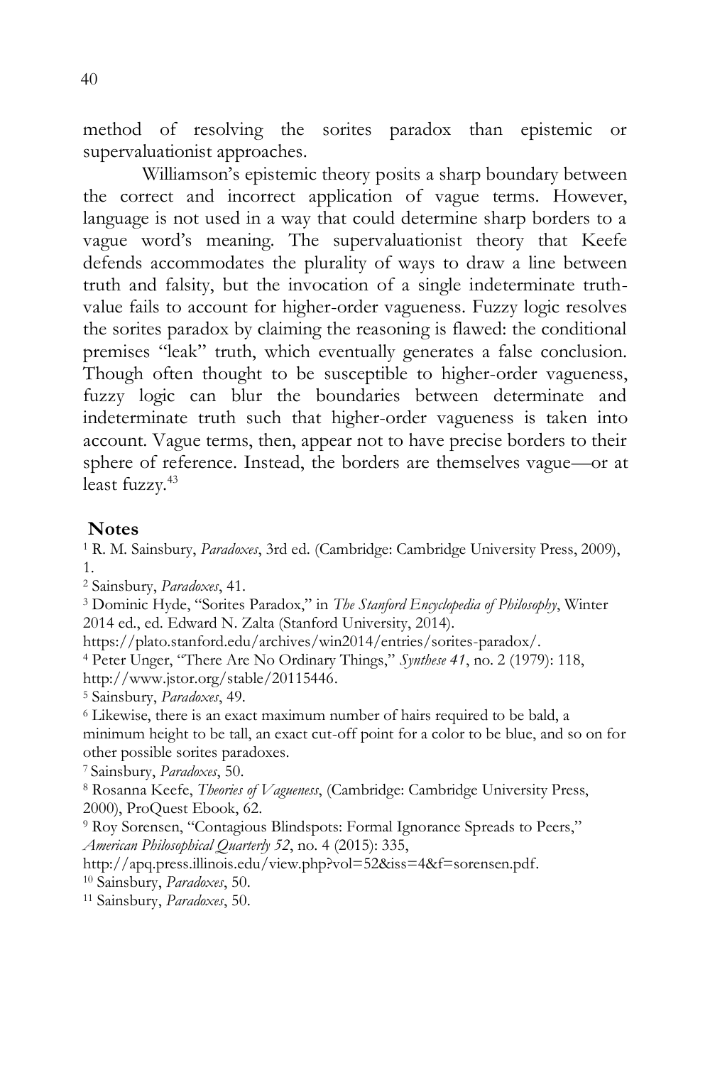method of resolving the sorites paradox than epistemic or supervaluationist approaches.

Williamson's epistemic theory posits a sharp boundary between the correct and incorrect application of vague terms. However, language is not used in a way that could determine sharp borders to a vague word's meaning. The supervaluationist theory that Keefe defends accommodates the plurality of ways to draw a line between truth and falsity, but the invocation of a single indeterminate truth-value fails to account for higher-order vagueness. Fuzzy logic resolves the sorites paradox by claiming the reasoning is flawed: the conditional premises "leak" truth, which eventually generates a false conclusion. Though often thought to be susceptible to higher-order vagueness, fuzzy logic can blur the boundaries between determinate and indeterminate truth such that higher-order vagueness is taken into account. Vague terms, then, appear not to have precise borders to their sphere of reference. Instead, the borders are themselves vague—or at least fuzzy.[43]

## Notes

[1] R. M. Sainsbury, *Paradoxes*, 3rd ed. (Cambridge: Cambridge University Press, 2009), 1.

[2] Sainsbury, *Paradoxes*, 41.

[3] Dominic Hyde, "Sorites Paradox," in *The Stanford Encyclopedia of Philosophy*, Winter 2014 ed., ed. Edward N. Zalta (Stanford University, 2014). https://plato.stanford.edu/archives/win2014/entries/sorites-paradox/.

[4] Peter Unger, "There Are No Ordinary Things," *Synthese 41*, no. 2 (1979): 118, http://www.jstor.org/stable/20115446.

[5] Sainsbury, *Paradoxes*, 49.

[6] Likewise, there is an exact maximum number of hairs required to be bald, a minimum height to be tall, an exact cut-off point for a color to be blue, and so on for other possible sorites paradoxes.

[7] Sainsbury, *Paradoxes*, 50.

[8] Rosanna Keefe, *Theories of Vagueness*, (Cambridge: Cambridge University Press, 2000), ProQuest Ebook, 62.

[9] Roy Sorensen, "Contagious Blindspots: Formal Ignorance Spreads to Peers," *American Philosophical Quarterly 52*, no. 4 (2015): 335, http://apq.press.illinois.edu/view.php?vol=52&iss=4&f=sorensen.pdf.

[10] Sainsbury, *Paradoxes*, 50.

[11] Sainsbury, *Paradoxes*, 50.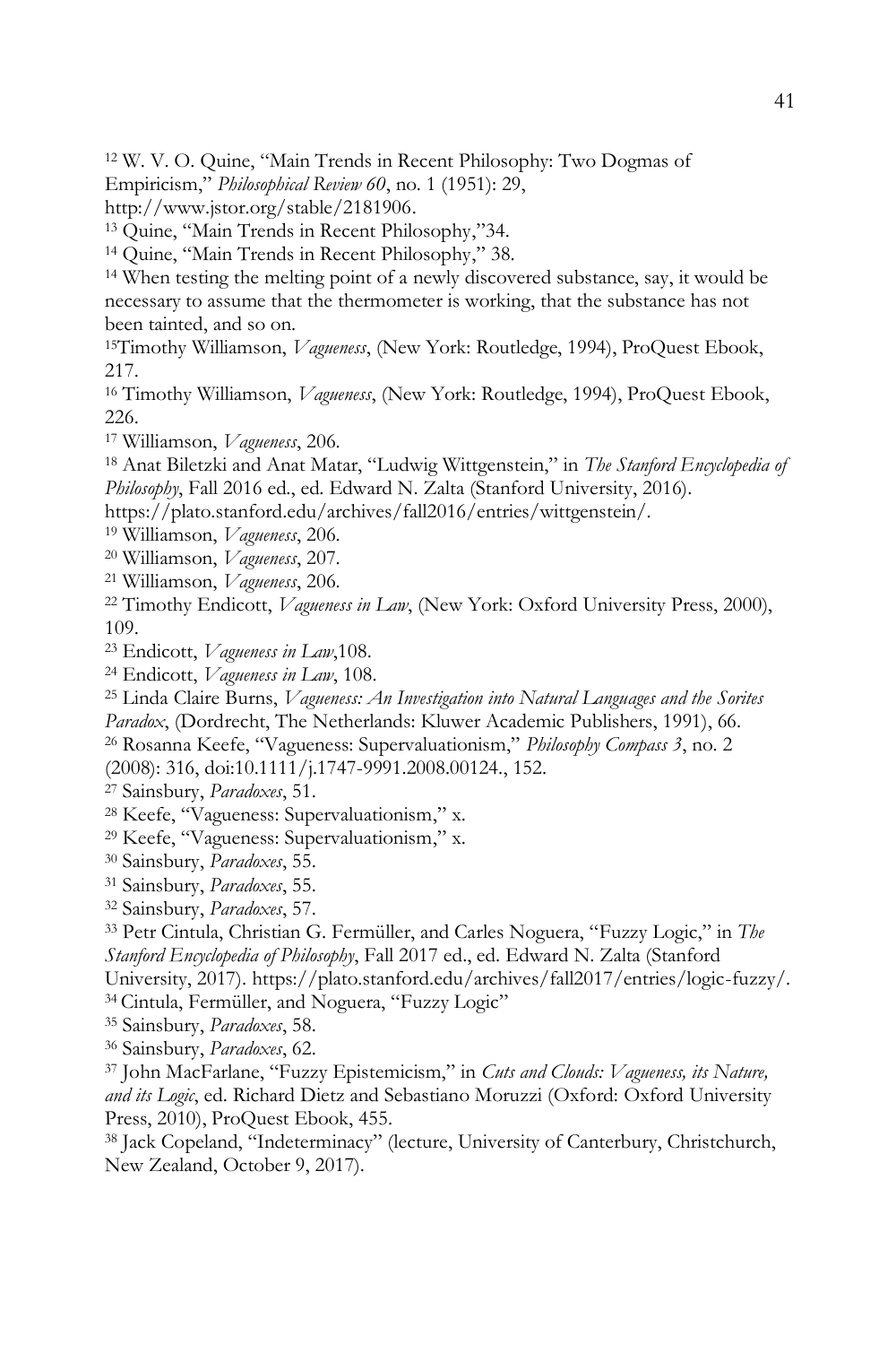[12] W. V. O. Quine, "Main Trends in Recent Philosophy: Two Dogmas of Empiricism," *Philosophical Review 60*, no. 1 (1951): 29, http://www.jstor.org/stable/2181906.

[13] Quine, "Main Trends in Recent Philosophy,"34.

[14] Quine, "Main Trends in Recent Philosophy," 38.

[14] When testing the melting point of a newly discovered substance, say, it would be necessary to assume that the thermometer is working, that the substance has not been tainted, and so on.

[15]Timothy Williamson, *Vagueness*, (New York: Routledge, 1994), ProQuest Ebook, 217.

[16] Timothy Williamson, *Vagueness*, (New York: Routledge, 1994), ProQuest Ebook, 226.

[17] Williamson, *Vagueness*, 206.

[18] Anat Biletzki and Anat Matar, "Ludwig Wittgenstein," in *The Stanford Encyclopedia of Philosophy*, Fall 2016 ed., ed. Edward N. Zalta (Stanford University, 2016). https://plato.stanford.edu/archives/fall2016/entries/wittgenstein/.

[19] Williamson, *Vagueness*, 206.

[20] Williamson, *Vagueness*, 207.

[21] Williamson, *Vagueness*, 206.

[22] Timothy Endicott, *Vagueness in Law*, (New York: Oxford University Press, 2000), 109.

[23] Endicott, *Vagueness in Law*,108.

[24] Endicott, *Vagueness in Law*, 108.

[25] Linda Claire Burns, *Vagueness: An Investigation into Natural Languages and the Sorites Paradox*, (Dordrecht, The Netherlands: Kluwer Academic Publishers, 1991), 66.

[26] Rosanna Keefe, "Vagueness: Supervaluationism," *Philosophy Compass 3*, no. 2 (2008): 316, doi:10.1111/j.1747-9991.2008.00124., 152.

[27] Sainsbury, *Paradoxes*, 51.

[28] Keefe, "Vagueness: Supervaluationism," x.

[29] Keefe, "Vagueness: Supervaluationism," x.

[30] Sainsbury, *Paradoxes*, 55.

[31] Sainsbury, *Paradoxes*, 55.

[32] Sainsbury, *Paradoxes*, 57.

[33] Petr Cintula, Christian G. Fermüller, and Carles Noguera, "Fuzzy Logic," in *The Stanford Encyclopedia of Philosophy*, Fall 2017 ed., ed. Edward N. Zalta (Stanford University, 2017). https://plato.stanford.edu/archives/fall2017/entries/logic-fuzzy/.

[34] Cintula, Fermüller, and Noguera, "Fuzzy Logic"

[35] Sainsbury, *Paradoxes*, 58.

[36] Sainsbury, *Paradoxes*, 62.

[37] John MacFarlane, "Fuzzy Epistemicism," in *Cuts and Clouds: Vagueness, its Nature, and its Logic*, ed. Richard Dietz and Sebastiano Moruzzi (Oxford: Oxford University Press, 2010), ProQuest Ebook, 455.

[38] Jack Copeland, "Indeterminacy" (lecture, University of Canterbury, Christchurch, New Zealand, October 9, 2017).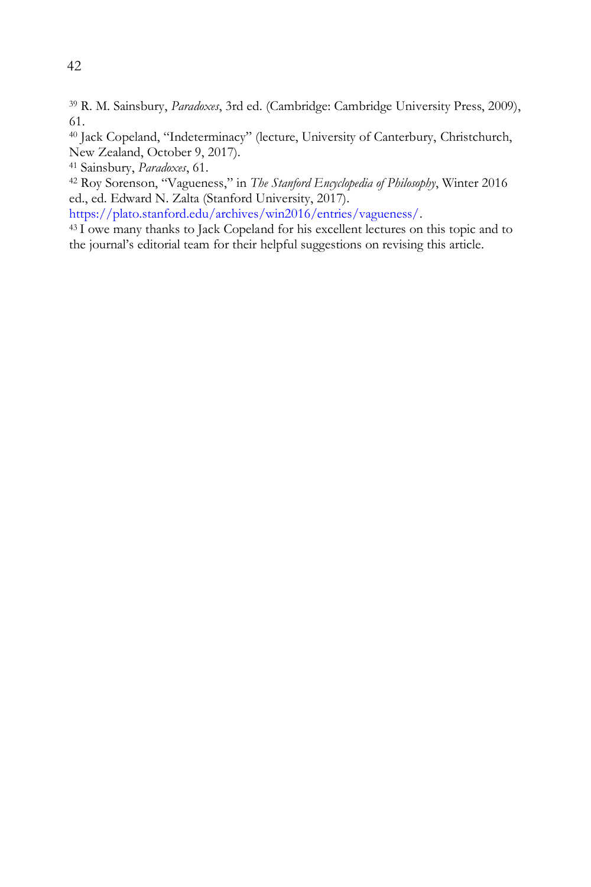[39] R. M. Sainsbury, *Paradoxes*, 3rd ed. (Cambridge: Cambridge University Press, 2009), 61.

[40] Jack Copeland, "Indeterminacy" (lecture, University of Canterbury, Christchurch, New Zealand, October 9, 2017).

[41] Sainsbury, *Paradoxes*, 61.

[42] Roy Sorenson, "Vagueness," in *The Stanford Encyclopedia of Philosophy*, Winter 2016 ed., ed. Edward N. Zalta (Stanford University, 2017). https://plato.stanford.edu/archives/win2016/entries/vagueness/.

[43] I owe many thanks to Jack Copeland for his excellent lectures on this topic and to the journal's editorial team for their helpful suggestions on revising this article.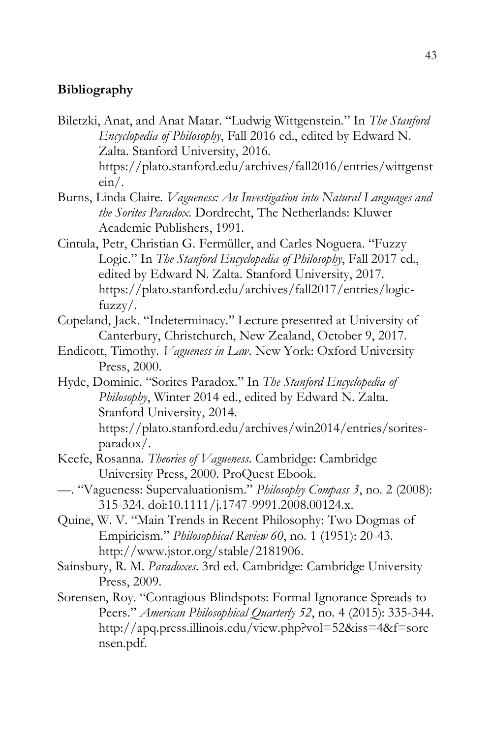**Bibliography**

Biletzki, Anat, and Anat Matar. "Ludwig Wittgenstein." In *The Stanford Encyclopedia of Philosophy*, Fall 2016 ed., edited by Edward N. Zalta. Stanford University, 2016. https://plato.stanford.edu/archives/fall2016/entries/wittgenstein/.

Burns, Linda Claire. *Vagueness: An Investigation into Natural Languages and the Sorites Paradox*. Dordrecht, The Netherlands: Kluwer Academic Publishers, 1991.

Cintula, Petr, Christian G. Fermüller, and Carles Noguera. "Fuzzy Logic." In *The Stanford Encyclopedia of Philosophy*, Fall 2017 ed., edited by Edward N. Zalta. Stanford University, 2017. https://plato.stanford.edu/archives/fall2017/entries/logic-fuzzy/.

Copeland, Jack. "Indeterminacy." Lecture presented at University of Canterbury, Christchurch, New Zealand, October 9, 2017.

Endicott, Timothy. *Vagueness in Law*. New York: Oxford University Press, 2000.

Hyde, Dominic. "Sorites Paradox." In *The Stanford Encyclopedia of Philosophy*, Winter 2014 ed., edited by Edward N. Zalta. Stanford University, 2014. https://plato.stanford.edu/archives/win2014/entries/sorites-paradox/.

Keefe, Rosanna. *Theories of Vagueness*. Cambridge: Cambridge University Press, 2000. ProQuest Ebook.

—. "Vagueness: Supervaluationism." *Philosophy Compass 3*, no. 2 (2008): 315-324. doi:10.1111/j.1747-9991.2008.00124.x.

Quine, W. V. "Main Trends in Recent Philosophy: Two Dogmas of Empiricism." *Philosophical Review 60*, no. 1 (1951): 20-43. http://www.jstor.org/stable/2181906.

Sainsbury, R. M. *Paradoxes*. 3rd ed. Cambridge: Cambridge University Press, 2009.

Sorensen, Roy. "Contagious Blindspots: Formal Ignorance Spreads to Peers." *American Philosophical Quarterly 52*, no. 4 (2015): 335-344. http://apq.press.illinois.edu/view.php?vol=52&iss=4&f=sorensen.pdf.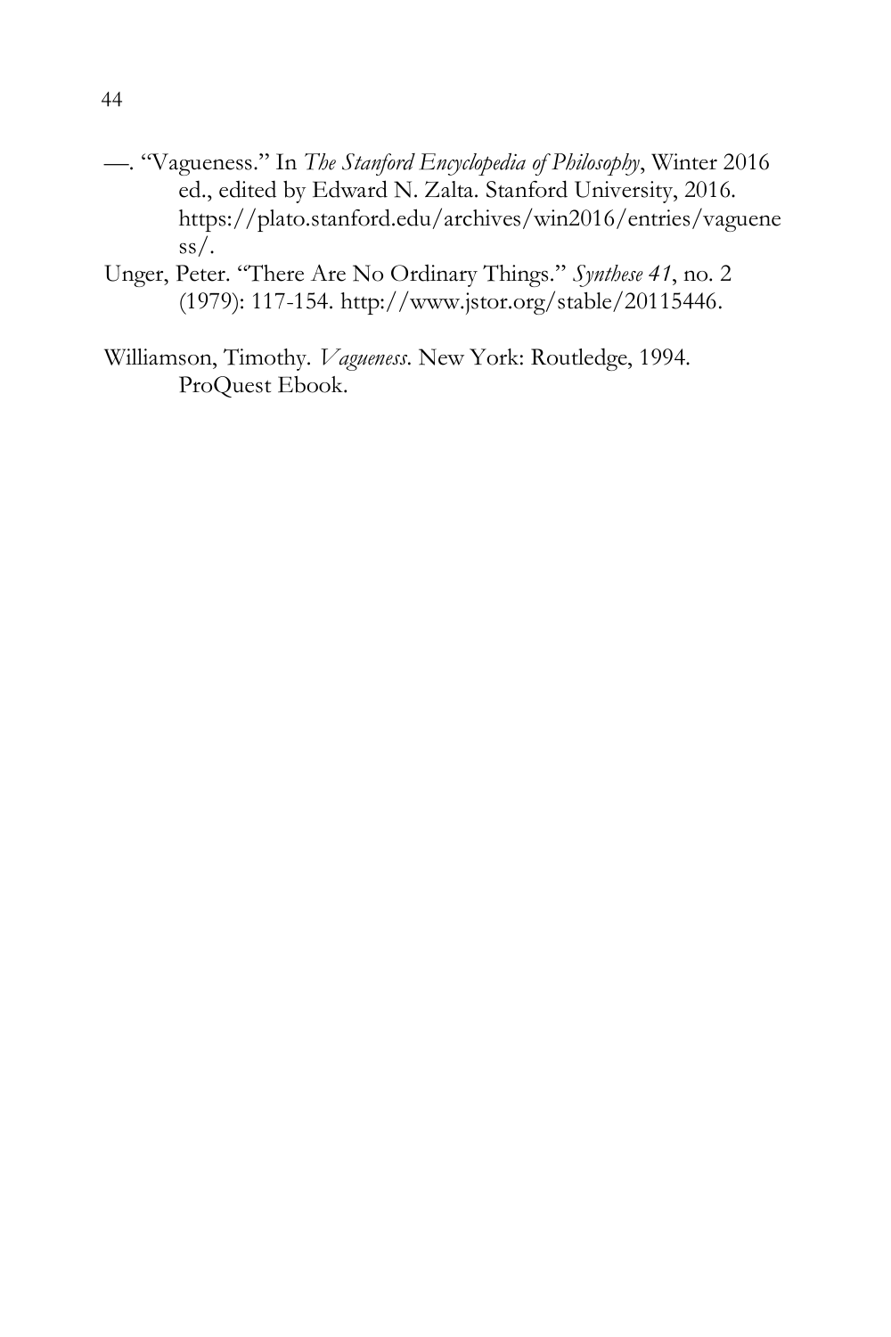—. “Vagueness.” In *The Stanford Encyclopedia of Philosophy*, Winter 2016 ed., edited by Edward N. Zalta. Stanford University, 2016. https://plato.stanford.edu/archives/win2016/entries/vagueness/.

Unger, Peter. “There Are No Ordinary Things.” *Synthese 41*, no. 2 (1979): 117-154. http://www.jstor.org/stable/20115446.

Williamson, Timothy. *Vagueness*. New York: Routledge, 1994. ProQuest Ebook.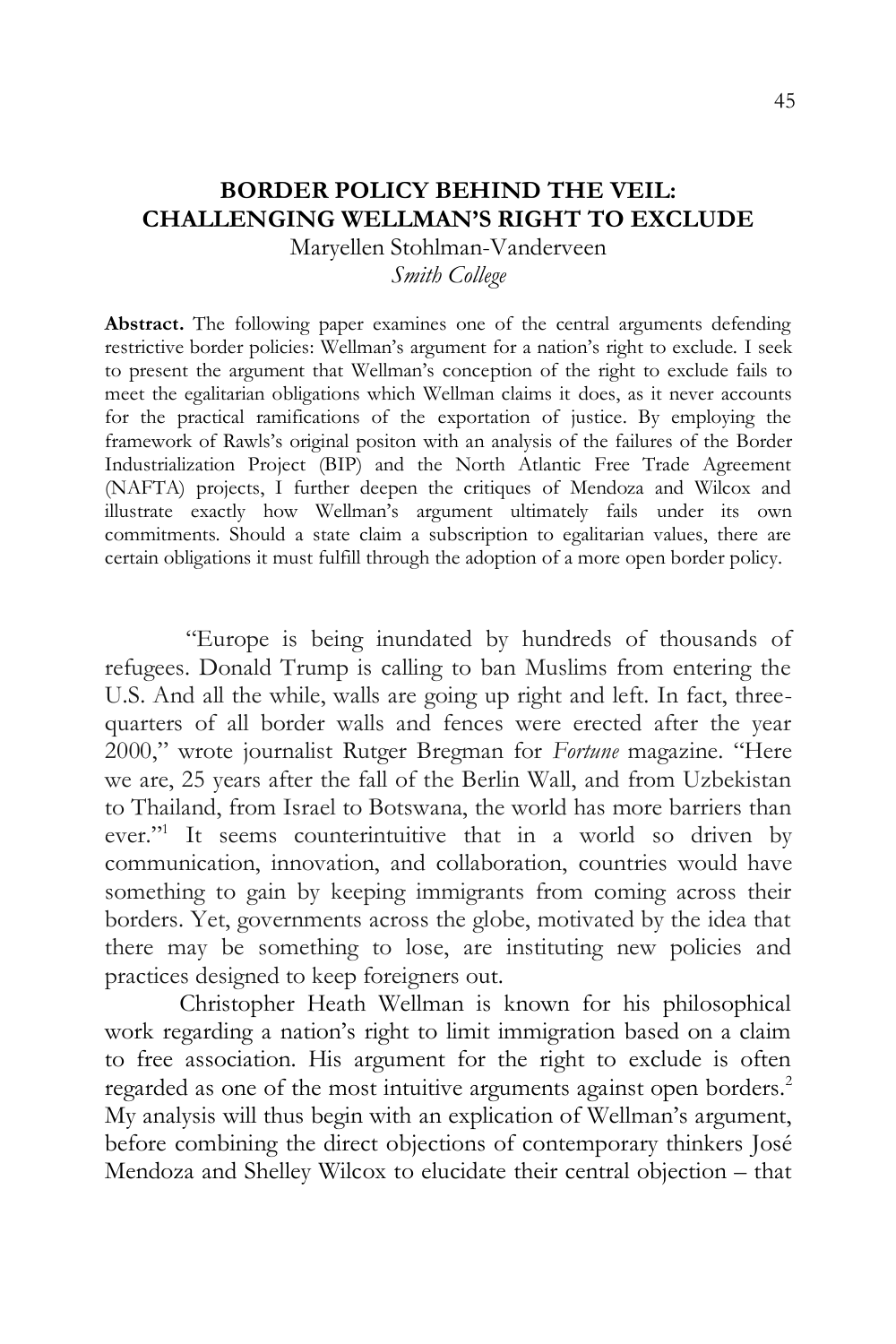# BORDER POLICY BEHIND THE VEIL: CHALLENGING WELLMAN'S RIGHT TO EXCLUDE

Maryellen Stohlman-Vanderveen

*Smith College*

**Abstract.** The following paper examines one of the central arguments defending restrictive border policies: Wellman's argument for a nation's right to exclude. I seek to present the argument that Wellman's conception of the right to exclude fails to meet the egalitarian obligations which Wellman claims it does, as it never accounts for the practical ramifications of the exportation of justice. By employing the framework of Rawls's original positon with an analysis of the failures of the Border Industrialization Project (BIP) and the North Atlantic Free Trade Agreement (NAFTA) projects, I further deepen the critiques of Mendoza and Wilcox and illustrate exactly how Wellman's argument ultimately fails under its own commitments. Should a state claim a subscription to egalitarian values, there are certain obligations it must fulfill through the adoption of a more open border policy.

"Europe is being inundated by hundreds of thousands of refugees. Donald Trump is calling to ban Muslims from entering the U.S. And all the while, walls are going up right and left. In fact, three-quarters of all border walls and fences were erected after the year 2000," wrote journalist Rutger Bregman for *Fortune* magazine. "Here we are, 25 years after the fall of the Berlin Wall, and from Uzbekistan to Thailand, from Israel to Botswana, the world has more barriers than ever."[1] It seems counterintuitive that in a world so driven by communication, innovation, and collaboration, countries would have something to gain by keeping immigrants from coming across their borders. Yet, governments across the globe, motivated by the idea that there may be something to lose, are instituting new policies and practices designed to keep foreigners out.

Christopher Heath Wellman is known for his philosophical work regarding a nation's right to limit immigration based on a claim to free association. His argument for the right to exclude is often regarded as one of the most intuitive arguments against open borders.[2] My analysis will thus begin with an explication of Wellman's argument, before combining the direct objections of contemporary thinkers José Mendoza and Shelley Wilcox to elucidate their central objection – that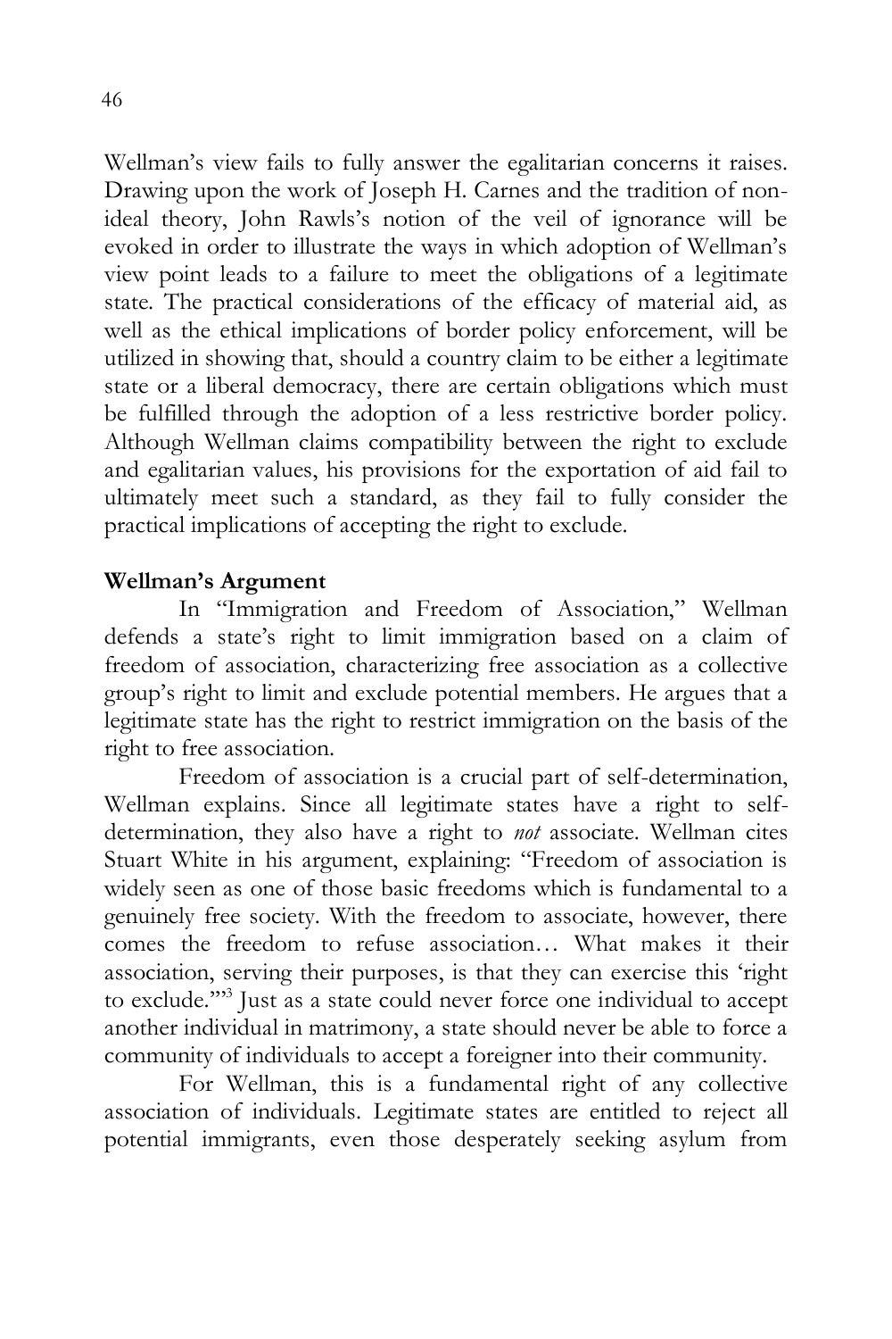Wellman's view fails to fully answer the egalitarian concerns it raises. Drawing upon the work of Joseph H. Carnes and the tradition of non-ideal theory, John Rawls's notion of the veil of ignorance will be evoked in order to illustrate the ways in which adoption of Wellman's view point leads to a failure to meet the obligations of a legitimate state. The practical considerations of the efficacy of material aid, as well as the ethical implications of border policy enforcement, will be utilized in showing that, should a country claim to be either a legitimate state or a liberal democracy, there are certain obligations which must be fulfilled through the adoption of a less restrictive border policy. Although Wellman claims compatibility between the right to exclude and egalitarian values, his provisions for the exportation of aid fail to ultimately meet such a standard, as they fail to fully consider the practical implications of accepting the right to exclude.

**Wellman's Argument**

In "Immigration and Freedom of Association," Wellman defends a state's right to limit immigration based on a claim of freedom of association, characterizing free association as a collective group's right to limit and exclude potential members. He argues that a legitimate state has the right to restrict immigration on the basis of the right to free association.

Freedom of association is a crucial part of self-determination, Wellman explains. Since all legitimate states have a right to self-determination, they also have a right to *not* associate. Wellman cites Stuart White in his argument, explaining: "Freedom of association is widely seen as one of those basic freedoms which is fundamental to a genuinely free society. With the freedom to associate, however, there comes the freedom to refuse association… What makes it their association, serving their purposes, is that they can exercise this 'right to exclude.'"[3] Just as a state could never force one individual to accept another individual in matrimony, a state should never be able to force a community of individuals to accept a foreigner into their community.

For Wellman, this is a fundamental right of any collective association of individuals. Legitimate states are entitled to reject all potential immigrants, even those desperately seeking asylum from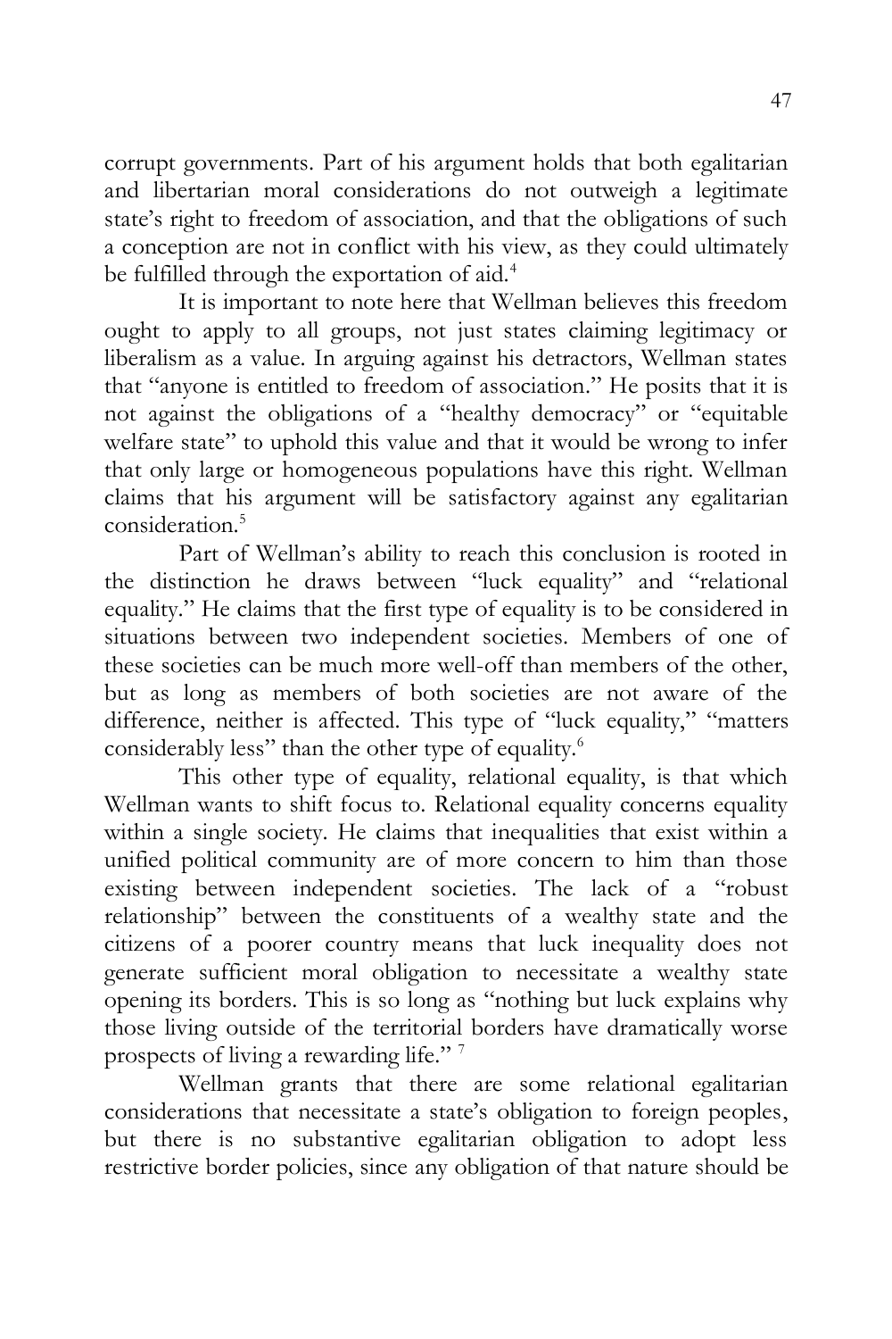corrupt governments. Part of his argument holds that both egalitarian and libertarian moral considerations do not outweigh a legitimate state's right to freedom of association, and that the obligations of such a conception are not in conflict with his view, as they could ultimately be fulfilled through the exportation of aid.[4]

It is important to note here that Wellman believes this freedom ought to apply to all groups, not just states claiming legitimacy or liberalism as a value. In arguing against his detractors, Wellman states that "anyone is entitled to freedom of association." He posits that it is not against the obligations of a "healthy democracy" or "equitable welfare state" to uphold this value and that it would be wrong to infer that only large or homogeneous populations have this right. Wellman claims that his argument will be satisfactory against any egalitarian consideration.[5]

Part of Wellman's ability to reach this conclusion is rooted in the distinction he draws between "luck equality" and "relational equality." He claims that the first type of equality is to be considered in situations between two independent societies. Members of one of these societies can be much more well-off than members of the other, but as long as members of both societies are not aware of the difference, neither is affected. This type of "luck equality," "matters considerably less" than the other type of equality.[6]

This other type of equality, relational equality, is that which Wellman wants to shift focus to. Relational equality concerns equality within a single society. He claims that inequalities that exist within a unified political community are of more concern to him than those existing between independent societies. The lack of a "robust relationship" between the constituents of a wealthy state and the citizens of a poorer country means that luck inequality does not generate sufficient moral obligation to necessitate a wealthy state opening its borders. This is so long as "nothing but luck explains why those living outside of the territorial borders have dramatically worse prospects of living a rewarding life." [7]

Wellman grants that there are some relational egalitarian considerations that necessitate a state's obligation to foreign peoples, but there is no substantive egalitarian obligation to adopt less restrictive border policies, since any obligation of that nature should be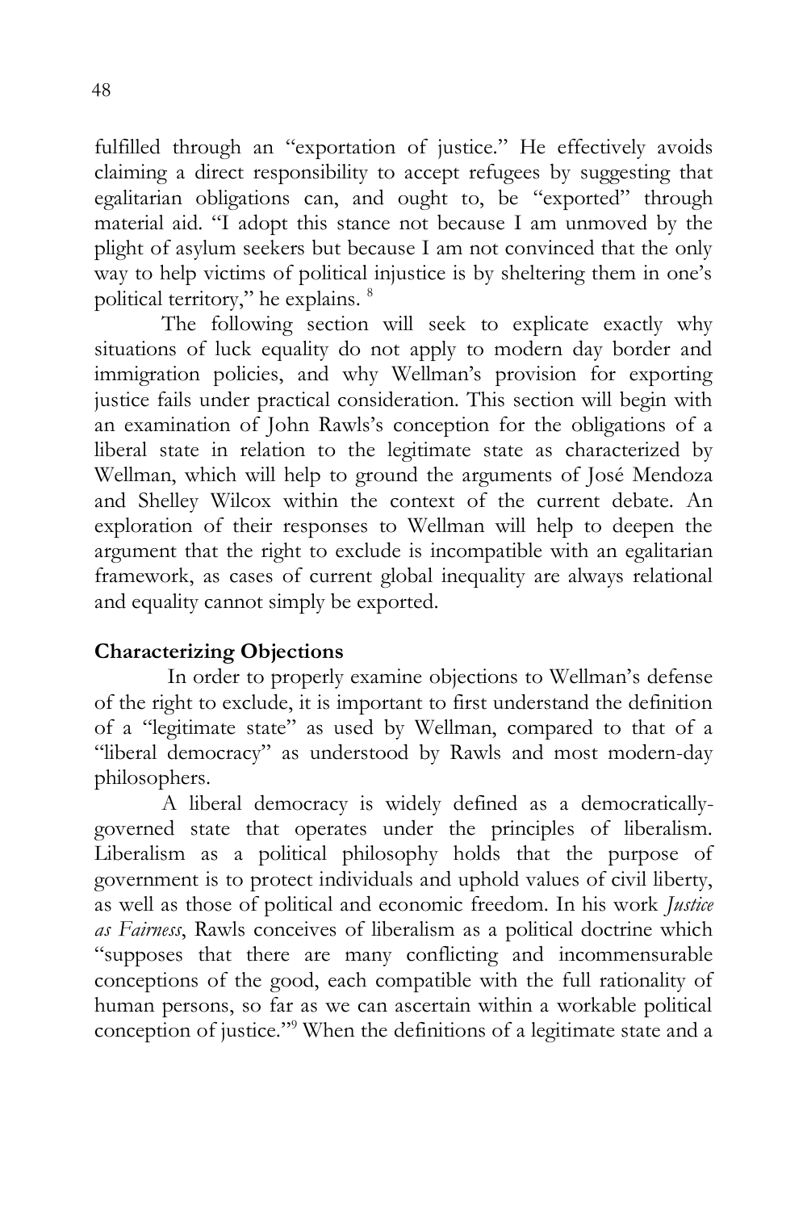fulfilled through an "exportation of justice." He effectively avoids claiming a direct responsibility to accept refugees by suggesting that egalitarian obligations can, and ought to, be "exported" through material aid. "I adopt this stance not because I am unmoved by the plight of asylum seekers but because I am not convinced that the only way to help victims of political injustice is by sheltering them in one's political territory," he explains. [8]

The following section will seek to explicate exactly why situations of luck equality do not apply to modern day border and immigration policies, and why Wellman's provision for exporting justice fails under practical consideration. This section will begin with an examination of John Rawls's conception for the obligations of a liberal state in relation to the legitimate state as characterized by Wellman, which will help to ground the arguments of José Mendoza and Shelley Wilcox within the context of the current debate. An exploration of their responses to Wellman will help to deepen the argument that the right to exclude is incompatible with an egalitarian framework, as cases of current global inequality are always relational and equality cannot simply be exported.

## Characterizing Objections

In order to properly examine objections to Wellman's defense of the right to exclude, it is important to first understand the definition of a "legitimate state" as used by Wellman, compared to that of a "liberal democracy" as understood by Rawls and most modern-day philosophers.

A liberal democracy is widely defined as a democratically-governed state that operates under the principles of liberalism. Liberalism as a political philosophy holds that the purpose of government is to protect individuals and uphold values of civil liberty, as well as those of political and economic freedom. In his work *Justice as Fairness*, Rawls conceives of liberalism as a political doctrine which "supposes that there are many conflicting and incommensurable conceptions of the good, each compatible with the full rationality of human persons, so far as we can ascertain within a workable political conception of justice."[9] When the definitions of a legitimate state and a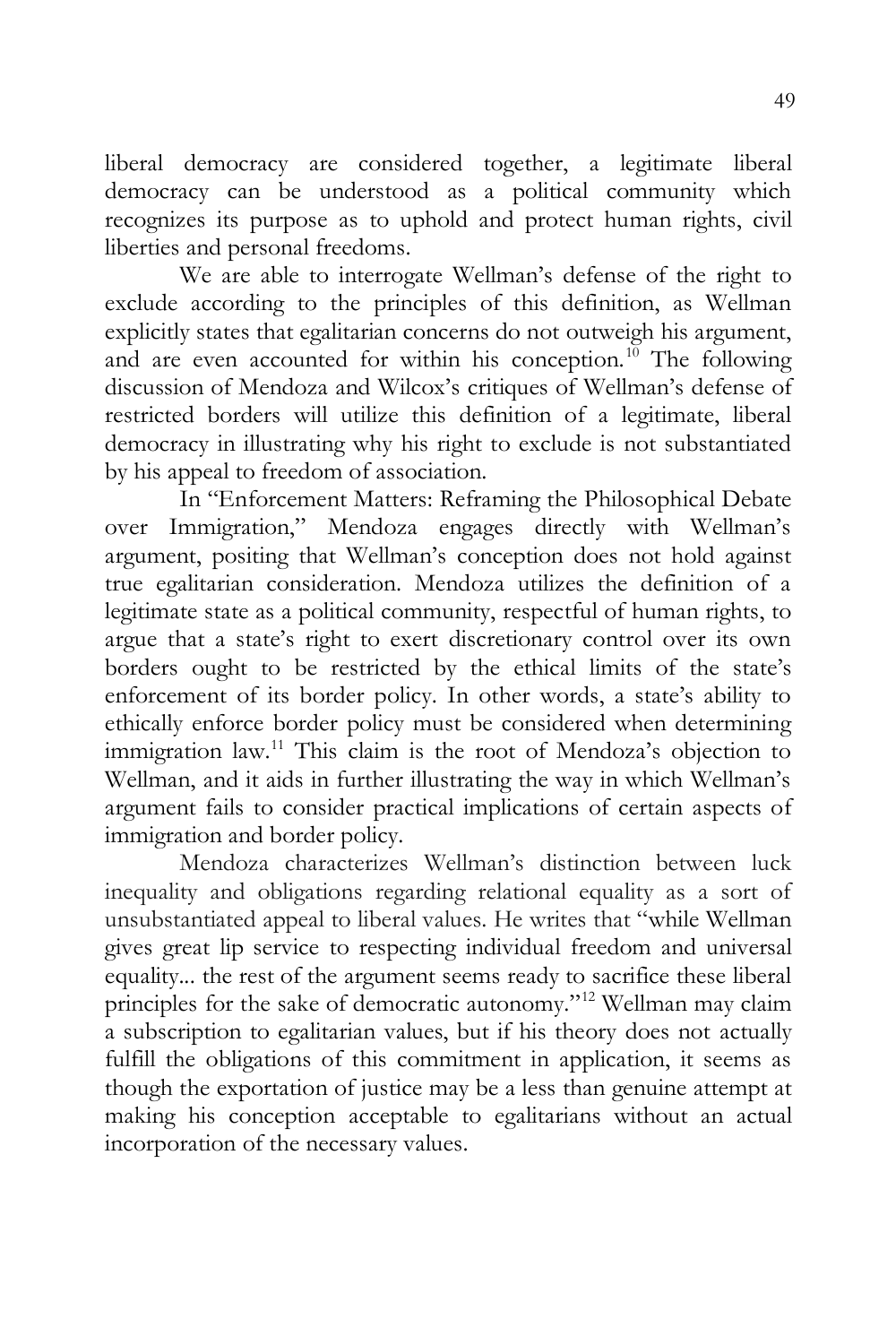liberal democracy are considered together, a legitimate liberal democracy can be understood as a political community which recognizes its purpose as to uphold and protect human rights, civil liberties and personal freedoms.

We are able to interrogate Wellman's defense of the right to exclude according to the principles of this definition, as Wellman explicitly states that egalitarian concerns do not outweigh his argument, and are even accounted for within his conception.[10] The following discussion of Mendoza and Wilcox's critiques of Wellman's defense of restricted borders will utilize this definition of a legitimate, liberal democracy in illustrating why his right to exclude is not substantiated by his appeal to freedom of association.

In "Enforcement Matters: Reframing the Philosophical Debate over Immigration," Mendoza engages directly with Wellman's argument, positing that Wellman's conception does not hold against true egalitarian consideration. Mendoza utilizes the definition of a legitimate state as a political community, respectful of human rights, to argue that a state's right to exert discretionary control over its own borders ought to be restricted by the ethical limits of the state's enforcement of its border policy. In other words, a state's ability to ethically enforce border policy must be considered when determining immigration law.[11] This claim is the root of Mendoza's objection to Wellman, and it aids in further illustrating the way in which Wellman's argument fails to consider practical implications of certain aspects of immigration and border policy.

Mendoza characterizes Wellman's distinction between luck inequality and obligations regarding relational equality as a sort of unsubstantiated appeal to liberal values. He writes that "while Wellman gives great lip service to respecting individual freedom and universal equality... the rest of the argument seems ready to sacrifice these liberal principles for the sake of democratic autonomy."[12] Wellman may claim a subscription to egalitarian values, but if his theory does not actually fulfill the obligations of this commitment in application, it seems as though the exportation of justice may be a less than genuine attempt at making his conception acceptable to egalitarians without an actual incorporation of the necessary values.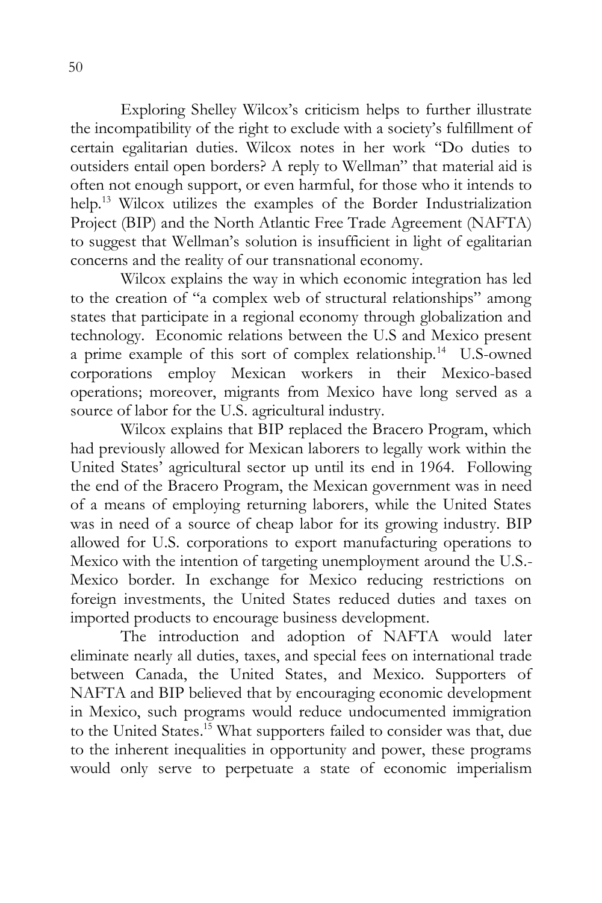Exploring Shelley Wilcox's criticism helps to further illustrate the incompatibility of the right to exclude with a society's fulfillment of certain egalitarian duties. Wilcox notes in her work "Do duties to outsiders entail open borders? A reply to Wellman" that material aid is often not enough support, or even harmful, for those who it intends to help.[13] Wilcox utilizes the examples of the Border Industrialization Project (BIP) and the North Atlantic Free Trade Agreement (NAFTA) to suggest that Wellman's solution is insufficient in light of egalitarian concerns and the reality of our transnational economy.

Wilcox explains the way in which economic integration has led to the creation of "a complex web of structural relationships" among states that participate in a regional economy through globalization and technology. Economic relations between the U.S and Mexico present a prime example of this sort of complex relationship.[14] U.S-owned corporations employ Mexican workers in their Mexico-based operations; moreover, migrants from Mexico have long served as a source of labor for the U.S. agricultural industry.

Wilcox explains that BIP replaced the Bracero Program, which had previously allowed for Mexican laborers to legally work within the United States' agricultural sector up until its end in 1964. Following the end of the Bracero Program, the Mexican government was in need of a means of employing returning laborers, while the United States was in need of a source of cheap labor for its growing industry. BIP allowed for U.S. corporations to export manufacturing operations to Mexico with the intention of targeting unemployment around the U.S.-Mexico border. In exchange for Mexico reducing restrictions on foreign investments, the United States reduced duties and taxes on imported products to encourage business development.

The introduction and adoption of NAFTA would later eliminate nearly all duties, taxes, and special fees on international trade between Canada, the United States, and Mexico. Supporters of NAFTA and BIP believed that by encouraging economic development in Mexico, such programs would reduce undocumented immigration to the United States.[15] What supporters failed to consider was that, due to the inherent inequalities in opportunity and power, these programs would only serve to perpetuate a state of economic imperialism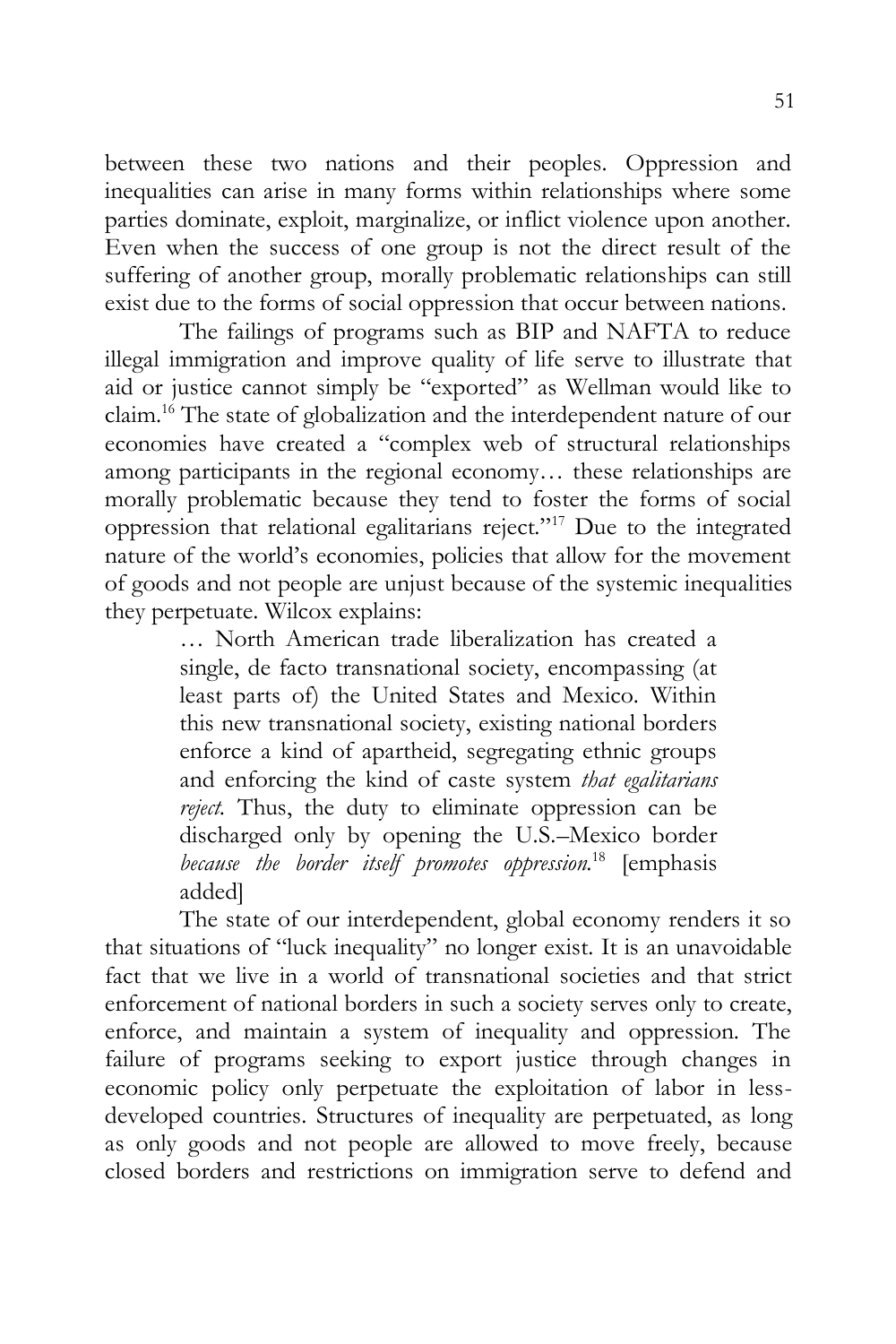between these two nations and their peoples. Oppression and inequalities can arise in many forms within relationships where some parties dominate, exploit, marginalize, or inflict violence upon another. Even when the success of one group is not the direct result of the suffering of another group, morally problematic relationships can still exist due to the forms of social oppression that occur between nations.

The failings of programs such as BIP and NAFTA to reduce illegal immigration and improve quality of life serve to illustrate that aid or justice cannot simply be "exported" as Wellman would like to claim.[16] The state of globalization and the interdependent nature of our economies have created a "complex web of structural relationships among participants in the regional economy… these relationships are morally problematic because they tend to foster the forms of social oppression that relational egalitarians reject."[17] Due to the integrated nature of the world's economies, policies that allow for the movement of goods and not people are unjust because of the systemic inequalities they perpetuate. Wilcox explains:

> … North American trade liberalization has created a single, de facto transnational society, encompassing (at least parts of) the United States and Mexico. Within this new transnational society, existing national borders enforce a kind of apartheid, segregating ethnic groups and enforcing the kind of caste system *that egalitarians reject*. Thus, the duty to eliminate oppression can be discharged only by opening the U.S.–Mexico border *because the border itself promotes oppression*.[18] [emphasis added]

The state of our interdependent, global economy renders it so that situations of "luck inequality" no longer exist. It is an unavoidable fact that we live in a world of transnational societies and that strict enforcement of national borders in such a society serves only to create, enforce, and maintain a system of inequality and oppression. The failure of programs seeking to export justice through changes in economic policy only perpetuate the exploitation of labor in less-developed countries. Structures of inequality are perpetuated, as long as only goods and not people are allowed to move freely, because closed borders and restrictions on immigration serve to defend and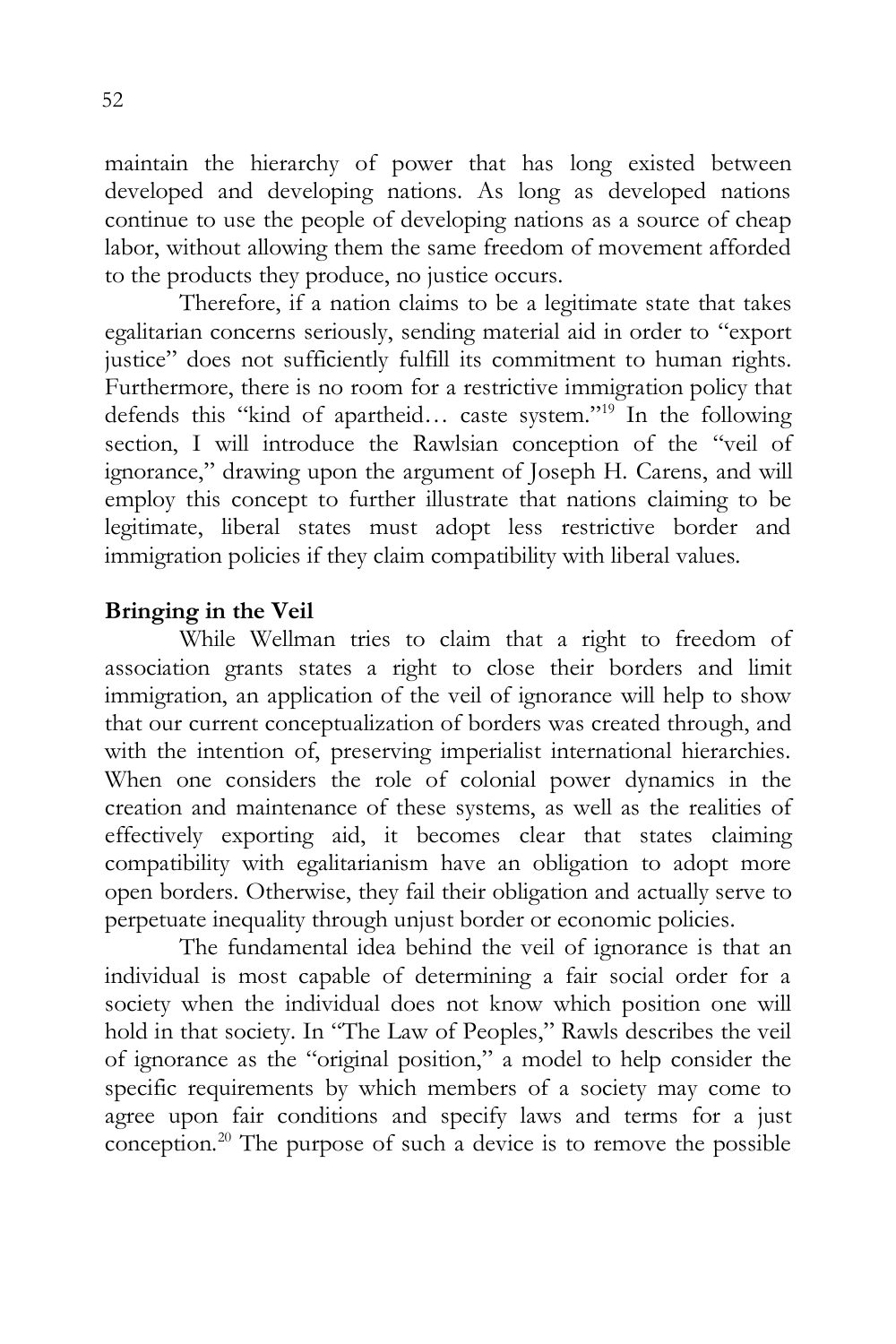maintain the hierarchy of power that has long existed between developed and developing nations. As long as developed nations continue to use the people of developing nations as a source of cheap labor, without allowing them the same freedom of movement afforded to the products they produce, no justice occurs.

Therefore, if a nation claims to be a legitimate state that takes egalitarian concerns seriously, sending material aid in order to "export justice" does not sufficiently fulfill its commitment to human rights. Furthermore, there is no room for a restrictive immigration policy that defends this "kind of apartheid… caste system."[19] In the following section, I will introduce the Rawlsian conception of the "veil of ignorance," drawing upon the argument of Joseph H. Carens, and will employ this concept to further illustrate that nations claiming to be legitimate, liberal states must adopt less restrictive border and immigration policies if they claim compatibility with liberal values.

## Bringing in the Veil

While Wellman tries to claim that a right to freedom of association grants states a right to close their borders and limit immigration, an application of the veil of ignorance will help to show that our current conceptualization of borders was created through, and with the intention of, preserving imperialist international hierarchies. When one considers the role of colonial power dynamics in the creation and maintenance of these systems, as well as the realities of effectively exporting aid, it becomes clear that states claiming compatibility with egalitarianism have an obligation to adopt more open borders. Otherwise, they fail their obligation and actually serve to perpetuate inequality through unjust border or economic policies.

The fundamental idea behind the veil of ignorance is that an individual is most capable of determining a fair social order for a society when the individual does not know which position one will hold in that society. In "The Law of Peoples," Rawls describes the veil of ignorance as the "original position," a model to help consider the specific requirements by which members of a society may come to agree upon fair conditions and specify laws and terms for a just conception.[20] The purpose of such a device is to remove the possible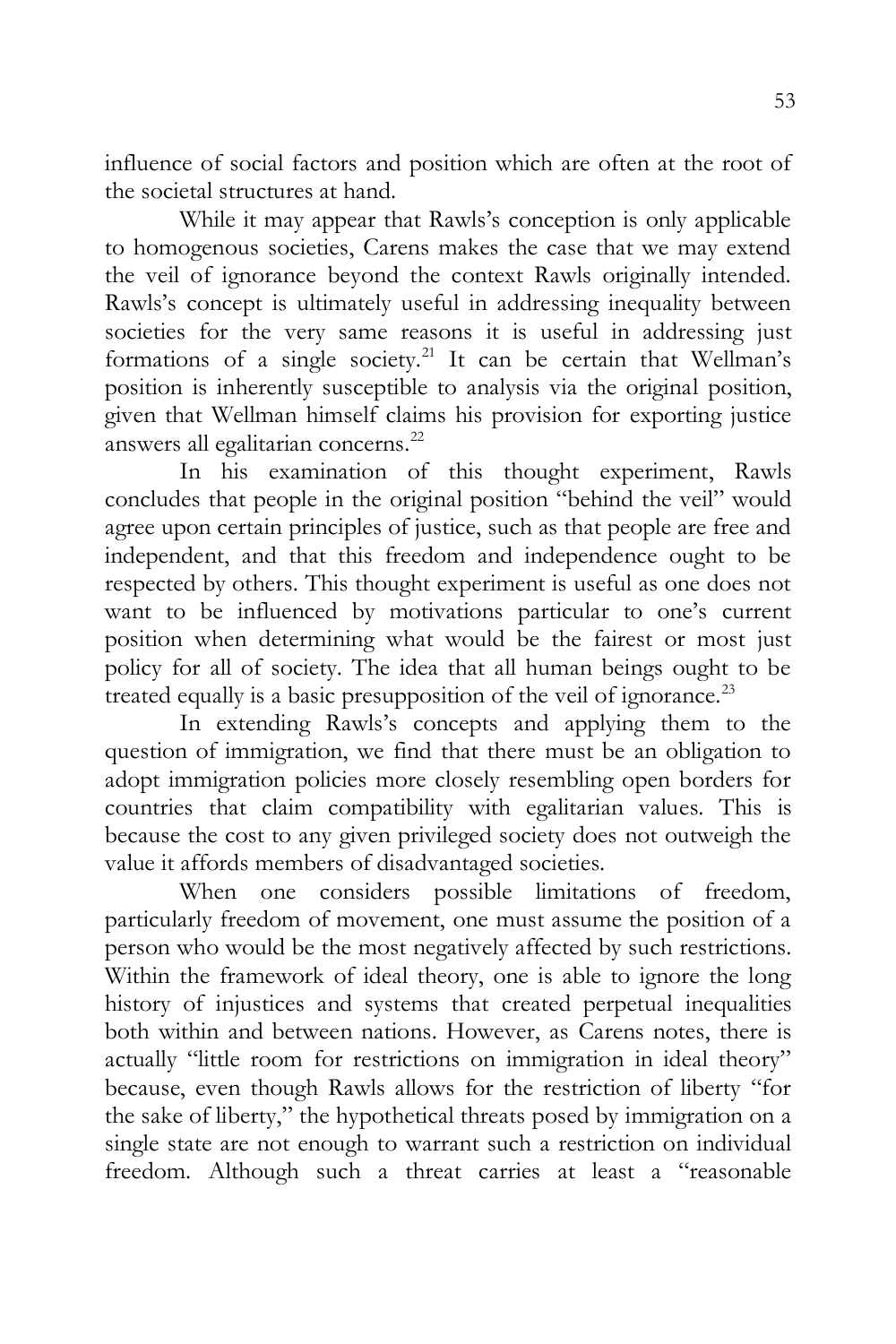influence of social factors and position which are often at the root of the societal structures at hand.

While it may appear that Rawls's conception is only applicable to homogenous societies, Carens makes the case that we may extend the veil of ignorance beyond the context Rawls originally intended. Rawls's concept is ultimately useful in addressing inequality between societies for the very same reasons it is useful in addressing just formations of a single society.[21] It can be certain that Wellman's position is inherently susceptible to analysis via the original position, given that Wellman himself claims his provision for exporting justice answers all egalitarian concerns.[22]

In his examination of this thought experiment, Rawls concludes that people in the original position "behind the veil" would agree upon certain principles of justice, such as that people are free and independent, and that this freedom and independence ought to be respected by others. This thought experiment is useful as one does not want to be influenced by motivations particular to one's current position when determining what would be the fairest or most just policy for all of society. The idea that all human beings ought to be treated equally is a basic presupposition of the veil of ignorance.[23]

In extending Rawls's concepts and applying them to the question of immigration, we find that there must be an obligation to adopt immigration policies more closely resembling open borders for countries that claim compatibility with egalitarian values. This is because the cost to any given privileged society does not outweigh the value it affords members of disadvantaged societies.

When one considers possible limitations of freedom, particularly freedom of movement, one must assume the position of a person who would be the most negatively affected by such restrictions. Within the framework of ideal theory, one is able to ignore the long history of injustices and systems that created perpetual inequalities both within and between nations. However, as Carens notes, there is actually "little room for restrictions on immigration in ideal theory" because, even though Rawls allows for the restriction of liberty "for the sake of liberty," the hypothetical threats posed by immigration on a single state are not enough to warrant such a restriction on individual freedom. Although such a threat carries at least a "reasonable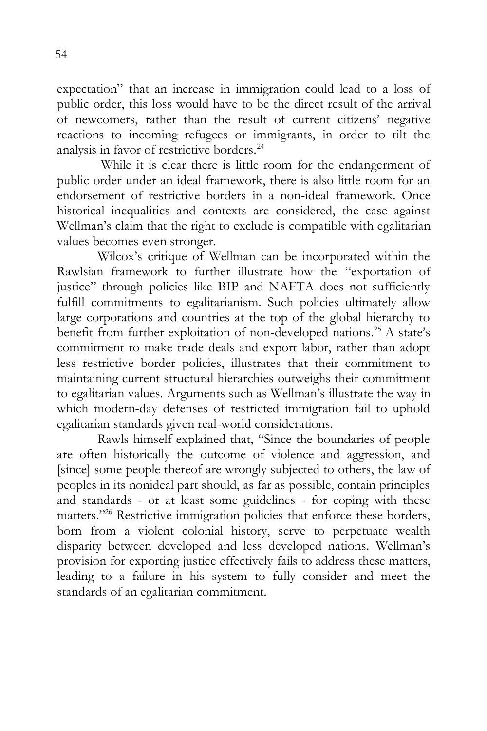expectation" that an increase in immigration could lead to a loss of public order, this loss would have to be the direct result of the arrival of newcomers, rather than the result of current citizens' negative reactions to incoming refugees or immigrants, in order to tilt the analysis in favor of restrictive borders.[24]

While it is clear there is little room for the endangerment of public order under an ideal framework, there is also little room for an endorsement of restrictive borders in a non-ideal framework. Once historical inequalities and contexts are considered, the case against Wellman's claim that the right to exclude is compatible with egalitarian values becomes even stronger.

Wilcox's critique of Wellman can be incorporated within the Rawlsian framework to further illustrate how the "exportation of justice" through policies like BIP and NAFTA does not sufficiently fulfill commitments to egalitarianism. Such policies ultimately allow large corporations and countries at the top of the global hierarchy to benefit from further exploitation of non-developed nations.[25] A state's commitment to make trade deals and export labor, rather than adopt less restrictive border policies, illustrates that their commitment to maintaining current structural hierarchies outweighs their commitment to egalitarian values. Arguments such as Wellman's illustrate the way in which modern-day defenses of restricted immigration fail to uphold egalitarian standards given real-world considerations.

Rawls himself explained that, "Since the boundaries of people are often historically the outcome of violence and aggression, and [since] some people thereof are wrongly subjected to others, the law of peoples in its nonideal part should, as far as possible, contain principles and standards - or at least some guidelines - for coping with these matters."[26] Restrictive immigration policies that enforce these borders, born from a violent colonial history, serve to perpetuate wealth disparity between developed and less developed nations. Wellman's provision for exporting justice effectively fails to address these matters, leading to a failure in his system to fully consider and meet the standards of an egalitarian commitment.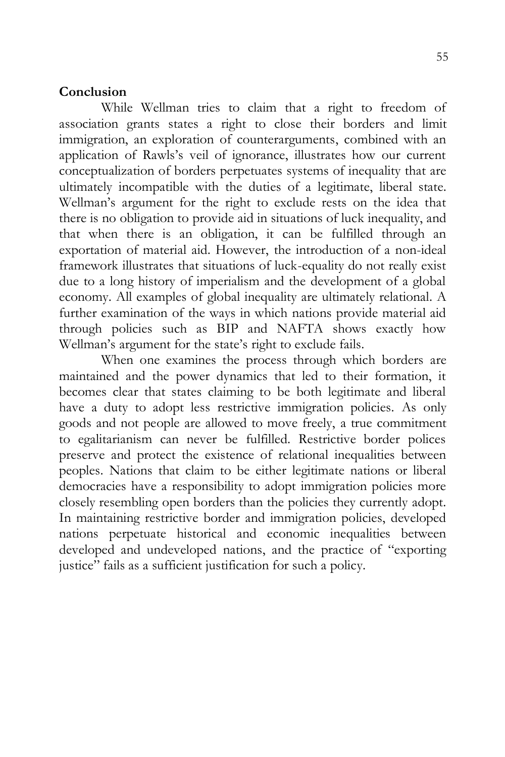**Conclusion**

While Wellman tries to claim that a right to freedom of association grants states a right to close their borders and limit immigration, an exploration of counterarguments, combined with an application of Rawls's veil of ignorance, illustrates how our current conceptualization of borders perpetuates systems of inequality that are ultimately incompatible with the duties of a legitimate, liberal state. Wellman's argument for the right to exclude rests on the idea that there is no obligation to provide aid in situations of luck inequality, and that when there is an obligation, it can be fulfilled through an exportation of material aid. However, the introduction of a non-ideal framework illustrates that situations of luck-equality do not really exist due to a long history of imperialism and the development of a global economy. All examples of global inequality are ultimately relational. A further examination of the ways in which nations provide material aid through policies such as BIP and NAFTA shows exactly how Wellman's argument for the state's right to exclude fails.

When one examines the process through which borders are maintained and the power dynamics that led to their formation, it becomes clear that states claiming to be both legitimate and liberal have a duty to adopt less restrictive immigration policies. As only goods and not people are allowed to move freely, a true commitment to egalitarianism can never be fulfilled. Restrictive border polices preserve and protect the existence of relational inequalities between peoples. Nations that claim to be either legitimate nations or liberal democracies have a responsibility to adopt immigration policies more closely resembling open borders than the policies they currently adopt. In maintaining restrictive border and immigration policies, developed nations perpetuate historical and economic inequalities between developed and undeveloped nations, and the practice of "exporting justice" fails as a sufficient justification for such a policy.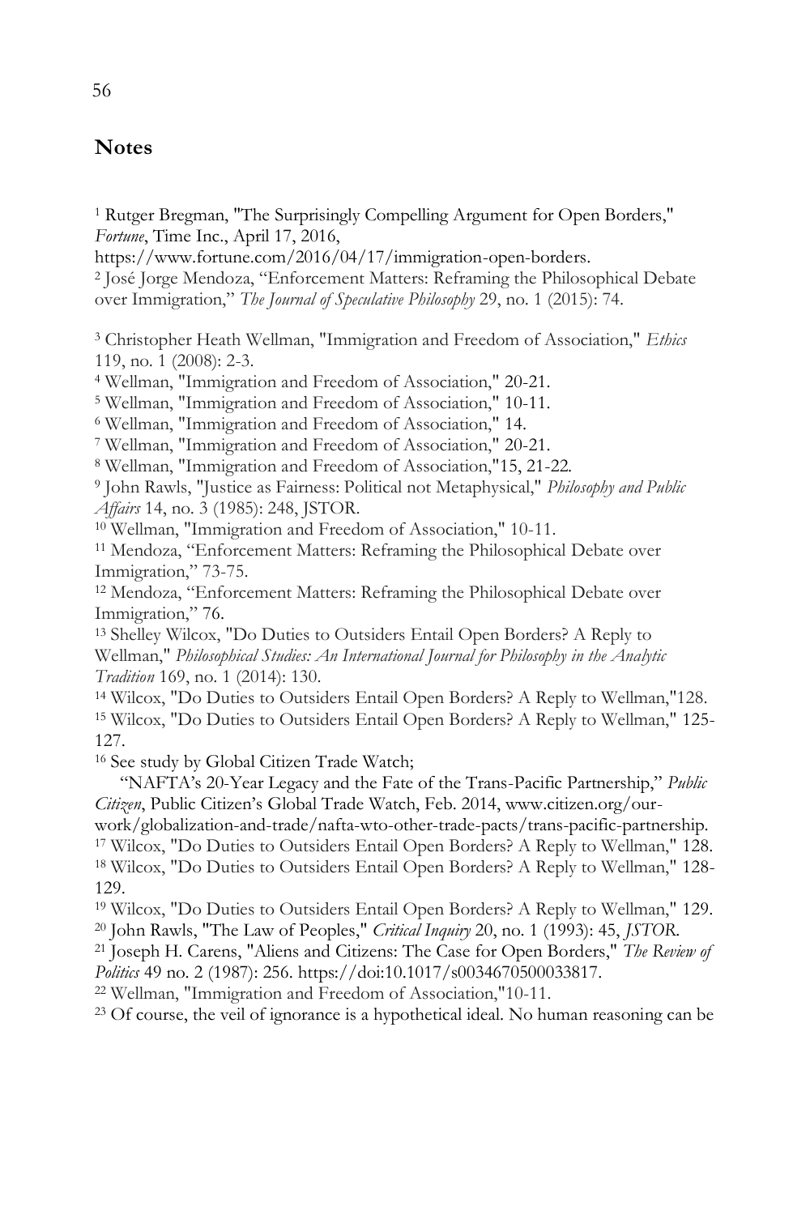## Notes

[1] Rutger Bregman, "The Surprisingly Compelling Argument for Open Borders," *Fortune*, Time Inc., April 17, 2016, https://www.fortune.com/2016/04/17/immigration-open-borders.

[2] José Jorge Mendoza, "Enforcement Matters: Reframing the Philosophical Debate over Immigration," *The Journal of Speculative Philosophy* 29, no. 1 (2015): 74.

[3] Christopher Heath Wellman, "Immigration and Freedom of Association," *Ethics* 119, no. 1 (2008): 2-3.

[4] Wellman, "Immigration and Freedom of Association," 20-21.

[5] Wellman, "Immigration and Freedom of Association," 10-11.

[6] Wellman, "Immigration and Freedom of Association," 14.

[7] Wellman, "Immigration and Freedom of Association," 20-21.

[8] Wellman, "Immigration and Freedom of Association,"15, 21-22.

[9] John Rawls, "Justice as Fairness: Political not Metaphysical," *Philosophy and Public Affairs* 14, no. 3 (1985): 248, JSTOR.

[10] Wellman, "Immigration and Freedom of Association," 10-11.

[11] Mendoza, "Enforcement Matters: Reframing the Philosophical Debate over Immigration," 73-75.

[12] Mendoza, "Enforcement Matters: Reframing the Philosophical Debate over Immigration," 76.

[13] Shelley Wilcox, "Do Duties to Outsiders Entail Open Borders? A Reply to Wellman," *Philosophical Studies: An International Journal for Philosophy in the Analytic Tradition* 169, no. 1 (2014): 130.

[14] Wilcox, "Do Duties to Outsiders Entail Open Borders? A Reply to Wellman,"128.

[15] Wilcox, "Do Duties to Outsiders Entail Open Borders? A Reply to Wellman," 125-127.

[16] See study by Global Citizen Trade Watch;
"NAFTA's 20-Year Legacy and the Fate of the Trans-Pacific Partnership," *Public Citizen*, Public Citizen's Global Trade Watch, Feb. 2014, www.citizen.org/our-work/globalization-and-trade/nafta-wto-other-trade-pacts/trans-pacific-partnership.

[17] Wilcox, "Do Duties to Outsiders Entail Open Borders? A Reply to Wellman," 128.

[18] Wilcox, "Do Duties to Outsiders Entail Open Borders? A Reply to Wellman," 128-129.

[19] Wilcox, "Do Duties to Outsiders Entail Open Borders? A Reply to Wellman," 129.

[20] John Rawls, "The Law of Peoples," *Critical Inquiry* 20, no. 1 (1993): 45, *JSTOR*.

[21] Joseph H. Carens, "Aliens and Citizens: The Case for Open Borders," *The Review of Politics* 49 no. 2 (1987): 256. https://doi:10.1017/s0034670500033817.

[22] Wellman, "Immigration and Freedom of Association,"10-11.

[23] Of course, the veil of ignorance is a hypothetical ideal. No human reasoning can be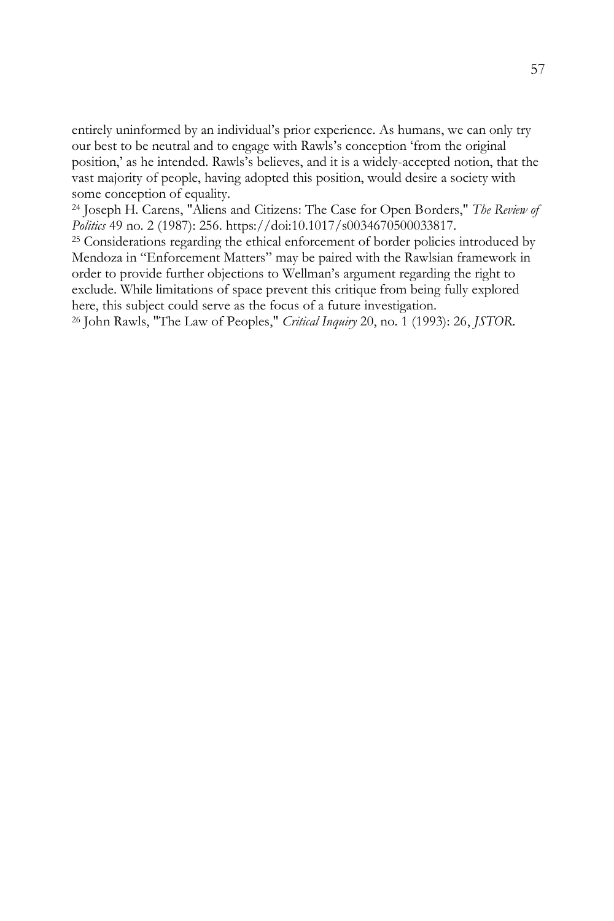entirely uninformed by an individual's prior experience. As humans, we can only try our best to be neutral and to engage with Rawls's conception 'from the original position,' as he intended. Rawls's believes, and it is a widely-accepted notion, that the vast majority of people, having adopted this position, would desire a society with some conception of equality.

[24] Joseph H. Carens, "Aliens and Citizens: The Case for Open Borders," *The Review of Politics* 49 no. 2 (1987): 256. https://doi:10.1017/s0034670500033817.

[25] Considerations regarding the ethical enforcement of border policies introduced by Mendoza in "Enforcement Matters" may be paired with the Rawlsian framework in order to provide further objections to Wellman's argument regarding the right to exclude. While limitations of space prevent this critique from being fully explored here, this subject could serve as the focus of a future investigation.

[26] John Rawls, "The Law of Peoples," *Critical Inquiry* 20, no. 1 (1993): 26, *JSTOR*.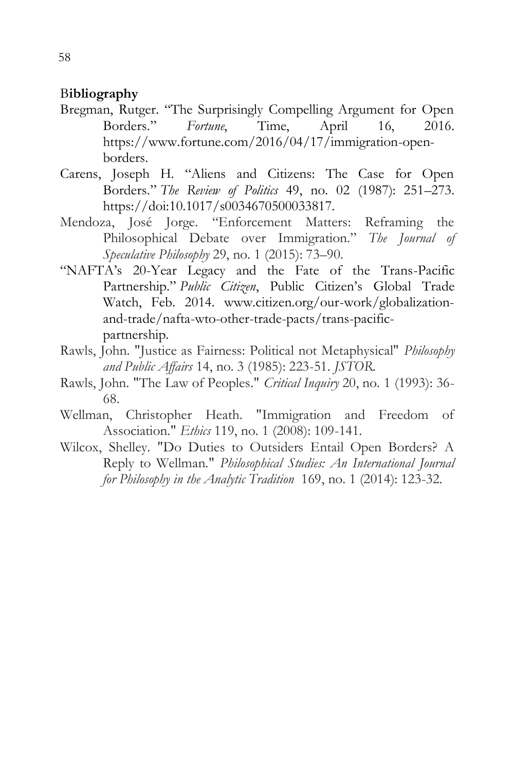## Bibliography

Bregman, Rutger. "The Surprisingly Compelling Argument for Open Borders." *Fortune*, Time, April 16, 2016. https://www.fortune.com/2016/04/17/immigration-open-borders.

Carens, Joseph H. "Aliens and Citizens: The Case for Open Borders." *The Review of Politics* 49, no. 02 (1987): 251–273. https://doi:10.1017/s0034670500033817.

Mendoza, José Jorge. "Enforcement Matters: Reframing the Philosophical Debate over Immigration." *The Journal of Speculative Philosophy* 29, no. 1 (2015): 73–90.

"NAFTA's 20-Year Legacy and the Fate of the Trans-Pacific Partnership." *Public Citizen*, Public Citizen's Global Trade Watch, Feb. 2014. www.citizen.org/our-work/globalization-and-trade/nafta-wto-other-trade-pacts/trans-pacific-partnership.

Rawls, John. "Justice as Fairness: Political not Metaphysical" *Philosophy and Public Affairs* 14, no. 3 (1985): 223-51. *JSTOR*.

Rawls, John. "The Law of Peoples." *Critical Inquiry* 20, no. 1 (1993): 36-68.

Wellman, Christopher Heath. "Immigration and Freedom of Association." *Ethics* 119, no. 1 (2008): 109-141.

Wilcox, Shelley. "Do Duties to Outsiders Entail Open Borders? A Reply to Wellman." *Philosophical Studies: An International Journal for Philosophy in the Analytic Tradition* 169, no. 1 (2014): 123-32.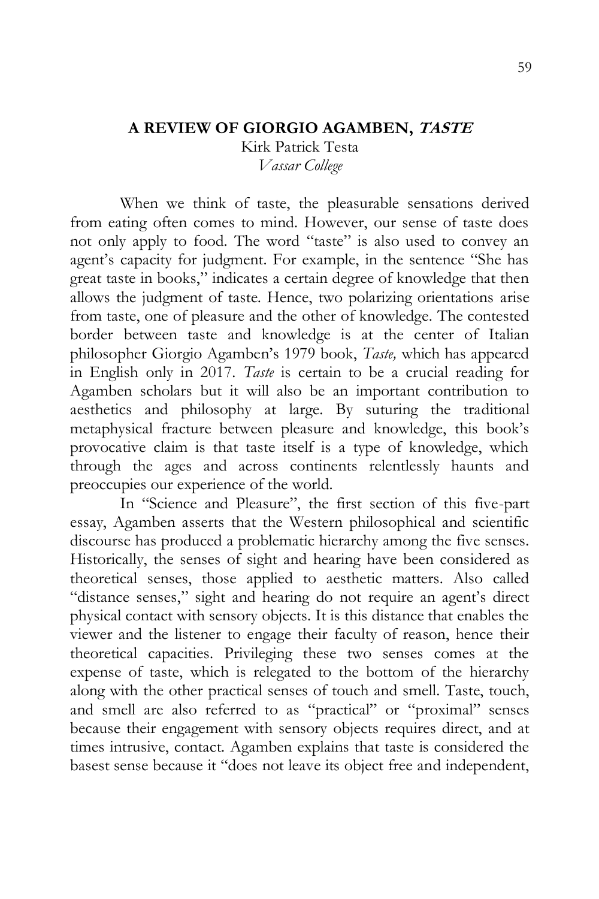## A REVIEW OF GIORGIO AGAMBEN, *TASTE*

Kirk Patrick Testa
*Vassar College*

When we think of taste, the pleasurable sensations derived from eating often comes to mind. However, our sense of taste does not only apply to food. The word "taste" is also used to convey an agent's capacity for judgment. For example, in the sentence "She has great taste in books," indicates a certain degree of knowledge that then allows the judgment of taste. Hence, two polarizing orientations arise from taste, one of pleasure and the other of knowledge. The contested border between taste and knowledge is at the center of Italian philosopher Giorgio Agamben's 1979 book, *Taste,* which has appeared in English only in 2017. *Taste* is certain to be a crucial reading for Agamben scholars but it will also be an important contribution to aesthetics and philosophy at large. By suturing the traditional metaphysical fracture between pleasure and knowledge, this book's provocative claim is that taste itself is a type of knowledge, which through the ages and across continents relentlessly haunts and preoccupies our experience of the world.

In "Science and Pleasure", the first section of this five-part essay, Agamben asserts that the Western philosophical and scientific discourse has produced a problematic hierarchy among the five senses. Historically, the senses of sight and hearing have been considered as theoretical senses, those applied to aesthetic matters. Also called "distance senses," sight and hearing do not require an agent's direct physical contact with sensory objects. It is this distance that enables the viewer and the listener to engage their faculty of reason, hence their theoretical capacities. Privileging these two senses comes at the expense of taste, which is relegated to the bottom of the hierarchy along with the other practical senses of touch and smell. Taste, touch, and smell are also referred to as "practical" or "proximal" senses because their engagement with sensory objects requires direct, and at times intrusive, contact. Agamben explains that taste is considered the basest sense because it "does not leave its object free and independent,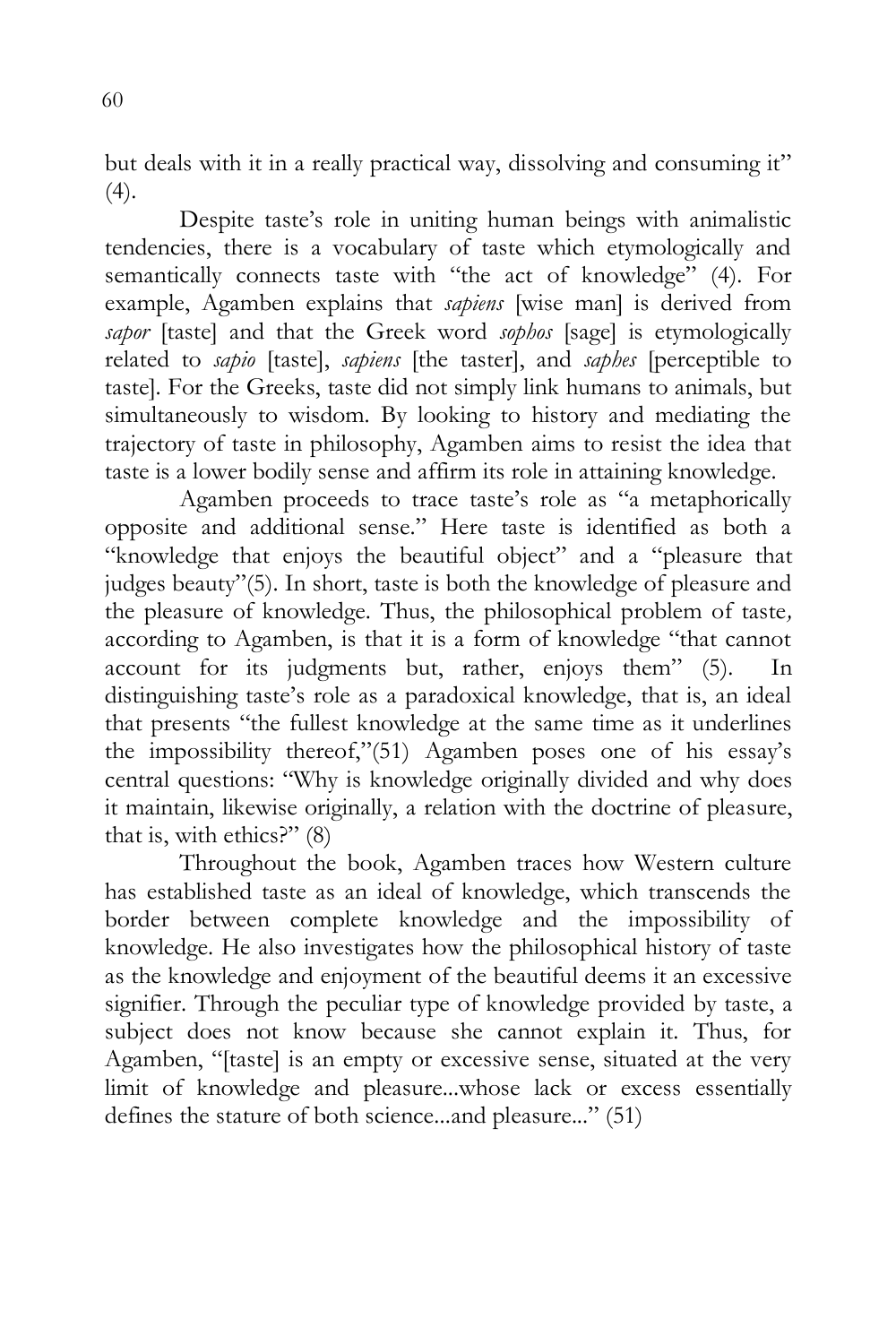but deals with it in a really practical way, dissolving and consuming it" (4).

Despite taste's role in uniting human beings with animalistic tendencies, there is a vocabulary of taste which etymologically and semantically connects taste with "the act of knowledge" (4). For example, Agamben explains that *sapiens* [wise man] is derived from *sapor* [taste] and that the Greek word *sophos* [sage] is etymologically related to *sapio* [taste], *sapiens* [the taster], and *saphes* [perceptible to taste]. For the Greeks, taste did not simply link humans to animals, but simultaneously to wisdom. By looking to history and mediating the trajectory of taste in philosophy, Agamben aims to resist the idea that taste is a lower bodily sense and affirm its role in attaining knowledge.

Agamben proceeds to trace taste's role as "a metaphorically opposite and additional sense." Here taste is identified as both a "knowledge that enjoys the beautiful object" and a "pleasure that judges beauty"(5). In short, taste is both the knowledge of pleasure and the pleasure of knowledge. Thus, the philosophical problem of taste*,* according to Agamben, is that it is a form of knowledge "that cannot account for its judgments but, rather, enjoys them" (5). In distinguishing taste's role as a paradoxical knowledge, that is, an ideal that presents "the fullest knowledge at the same time as it underlines the impossibility thereof,"(51) Agamben poses one of his essay's central questions: "Why is knowledge originally divided and why does it maintain, likewise originally, a relation with the doctrine of pleasure, that is, with ethics?" (8)

Throughout the book, Agamben traces how Western culture has established taste as an ideal of knowledge, which transcends the border between complete knowledge and the impossibility of knowledge. He also investigates how the philosophical history of taste as the knowledge and enjoyment of the beautiful deems it an excessive signifier. Through the peculiar type of knowledge provided by taste, a subject does not know because she cannot explain it. Thus, for Agamben, "[taste] is an empty or excessive sense, situated at the very limit of knowledge and pleasure...whose lack or excess essentially defines the stature of both science...and pleasure..." (51)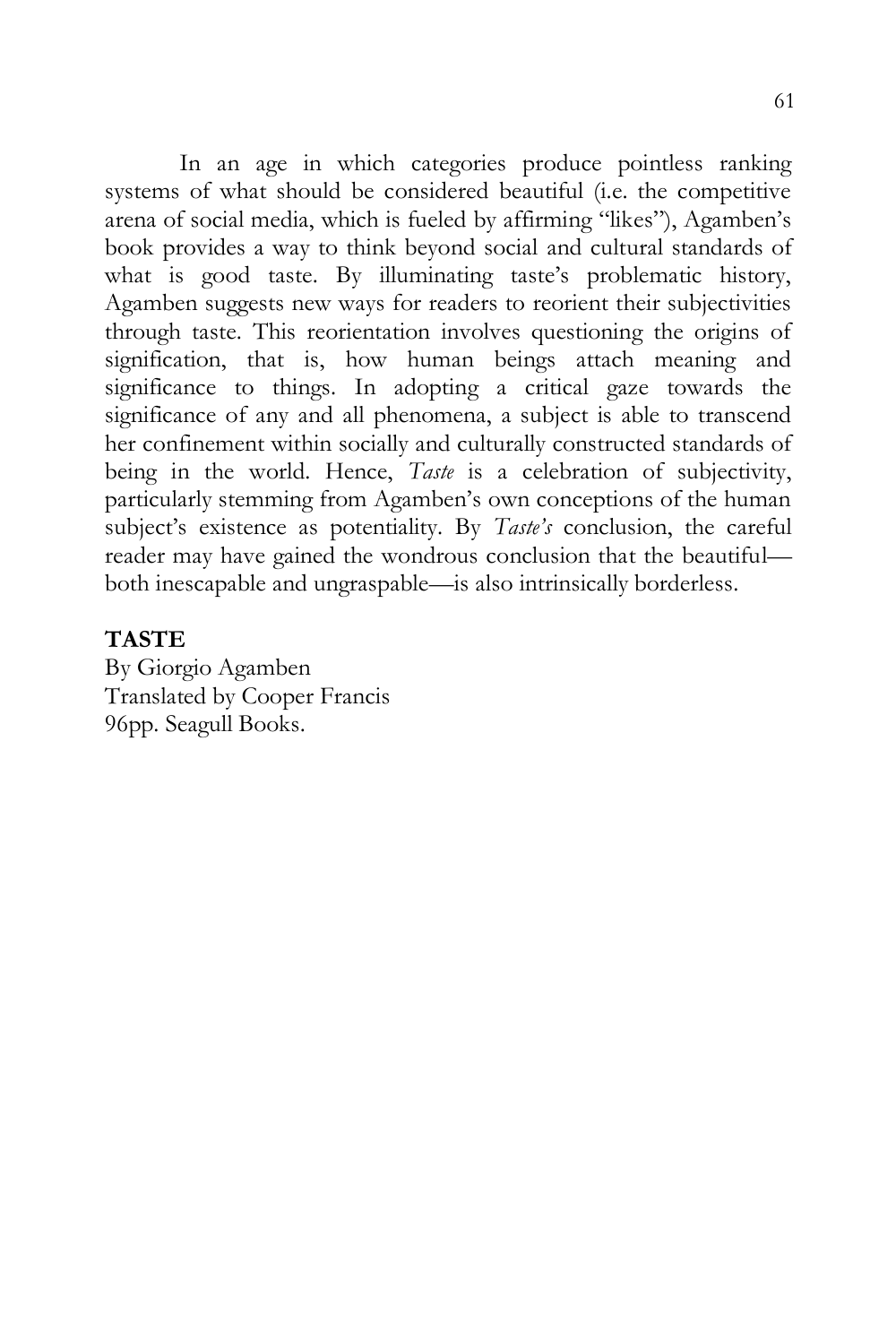In an age in which categories produce pointless ranking systems of what should be considered beautiful (i.e. the competitive arena of social media, which is fueled by affirming "likes"), Agamben's book provides a way to think beyond social and cultural standards of what is good taste. By illuminating taste's problematic history, Agamben suggests new ways for readers to reorient their subjectivities through taste. This reorientation involves questioning the origins of signification, that is, how human beings attach meaning and significance to things. In adopting a critical gaze towards the significance of any and all phenomena, a subject is able to transcend her confinement within socially and culturally constructed standards of being in the world. Hence, *Taste* is a celebration of subjectivity, particularly stemming from Agamben's own conceptions of the human subject's existence as potentiality. By *Taste's* conclusion, the careful reader may have gained the wondrous conclusion that the beautiful—both inescapable and ungraspable—is also intrinsically borderless.

**TASTE**
By Giorgio Agamben
Translated by Cooper Francis
96pp. Seagull Books.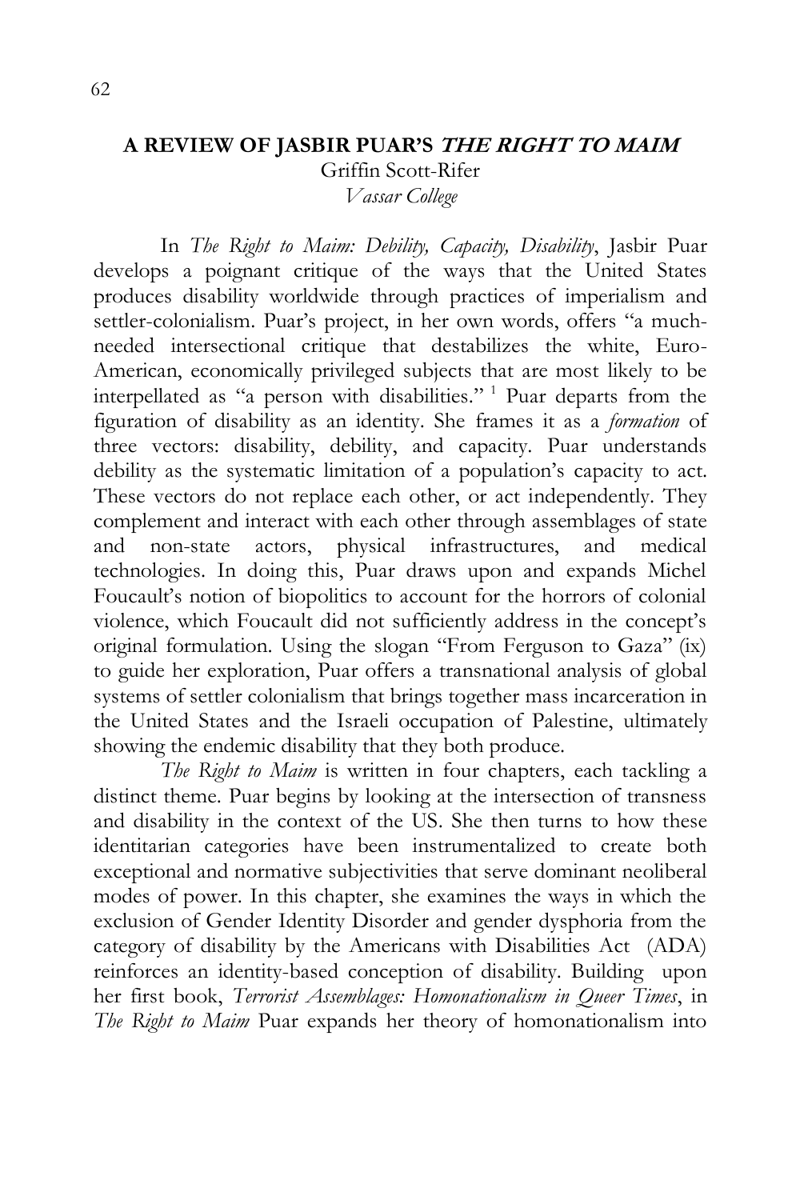## A REVIEW OF JASBIR PUAR'S *THE RIGHT TO MAIM*

Griffin Scott-Rifer
*Vassar College*

In *The Right to Maim: Debility, Capacity, Disability*, Jasbir Puar develops a poignant critique of the ways that the United States produces disability worldwide through practices of imperialism and settler-colonialism. Puar's project, in her own words, offers "a much-needed intersectional critique that destabilizes the white, Euro-American, economically privileged subjects that are most likely to be interpellated as "a person with disabilities."[1] Puar departs from the figuration of disability as an identity. She frames it as a *formation* of three vectors: disability, debility, and capacity. Puar understands debility as the systematic limitation of a population's capacity to act. These vectors do not replace each other, or act independently. They complement and interact with each other through assemblages of state and non-state actors, physical infrastructures, and medical technologies. In doing this, Puar draws upon and expands Michel Foucault's notion of biopolitics to account for the horrors of colonial violence, which Foucault did not sufficiently address in the concept's original formulation. Using the slogan "From Ferguson to Gaza" (ix) to guide her exploration, Puar offers a transnational analysis of global systems of settler colonialism that brings together mass incarceration in the United States and the Israeli occupation of Palestine, ultimately showing the endemic disability that they both produce.

*The Right to Maim* is written in four chapters, each tackling a distinct theme. Puar begins by looking at the intersection of transness and disability in the context of the US. She then turns to how these identitarian categories have been instrumentalized to create both exceptional and normative subjectivities that serve dominant neoliberal modes of power. In this chapter, she examines the ways in which the exclusion of Gender Identity Disorder and gender dysphoria from the category of disability by the Americans with Disabilities Act (ADA) reinforces an identity-based conception of disability. Building upon her first book, *Terrorist Assemblages: Homonationalism in Queer Times*, in *The Right to Maim* Puar expands her theory of homonationalism into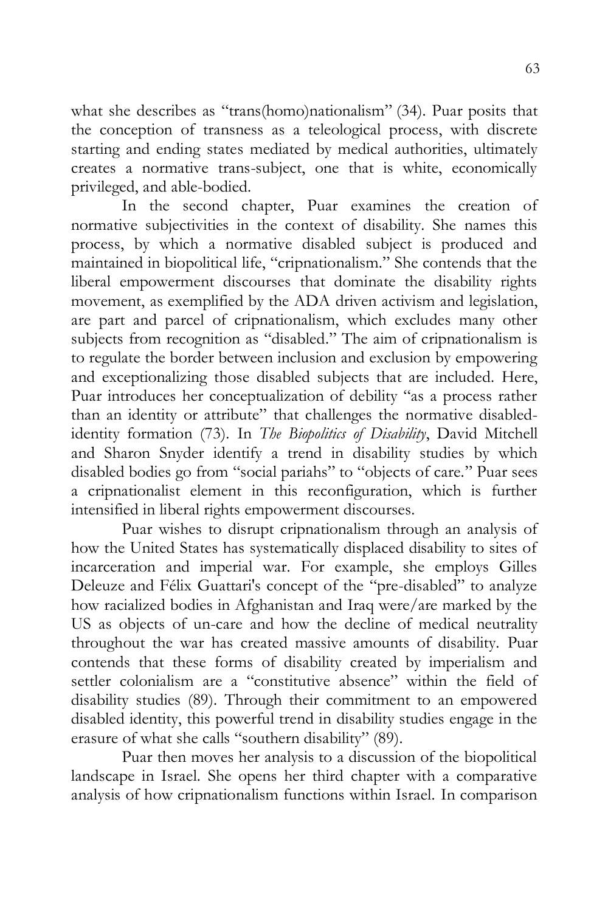what she describes as "trans(homo)nationalism" (34). Puar posits that the conception of transness as a teleological process, with discrete starting and ending states mediated by medical authorities, ultimately creates a normative trans-subject, one that is white, economically privileged, and able-bodied.

In the second chapter, Puar examines the creation of normative subjectivities in the context of disability. She names this process, by which a normative disabled subject is produced and maintained in biopolitical life, "cripnationalism." She contends that the liberal empowerment discourses that dominate the disability rights movement, as exemplified by the ADA driven activism and legislation, are part and parcel of cripnationalism, which excludes many other subjects from recognition as "disabled." The aim of cripnationalism is to regulate the border between inclusion and exclusion by empowering and exceptionalizing those disabled subjects that are included. Here, Puar introduces her conceptualization of debility "as a process rather than an identity or attribute" that challenges the normative disabled-identity formation (73). In *The Biopolitics of Disability*, David Mitchell and Sharon Snyder identify a trend in disability studies by which disabled bodies go from "social pariahs" to "objects of care." Puar sees a cripnationalist element in this reconfiguration, which is further intensified in liberal rights empowerment discourses.

Puar wishes to disrupt cripnationalism through an analysis of how the United States has systematically displaced disability to sites of incarceration and imperial war. For example, she employs Gilles Deleuze and Félix Guattari's concept of the "pre-disabled" to analyze how racialized bodies in Afghanistan and Iraq were/are marked by the US as objects of un-care and how the decline of medical neutrality throughout the war has created massive amounts of disability. Puar contends that these forms of disability created by imperialism and settler colonialism are a "constitutive absence" within the field of disability studies (89). Through their commitment to an empowered disabled identity, this powerful trend in disability studies engage in the erasure of what she calls "southern disability" (89).

Puar then moves her analysis to a discussion of the biopolitical landscape in Israel. She opens her third chapter with a comparative analysis of how cripnationalism functions within Israel. In comparison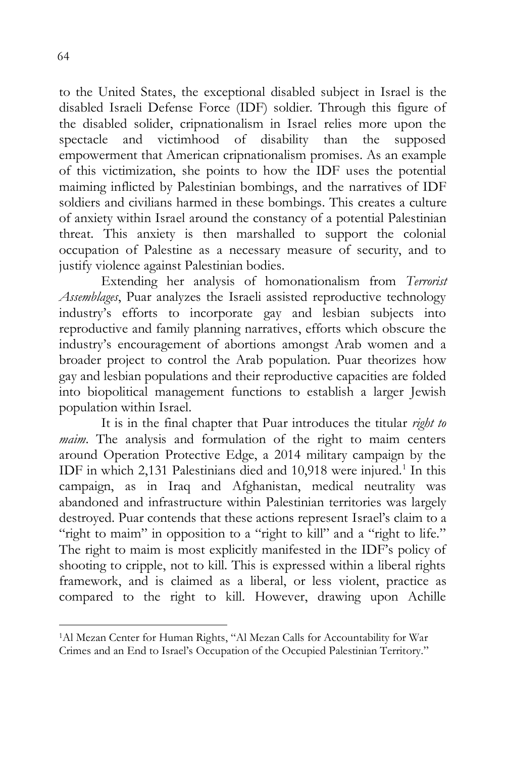to the United States, the exceptional disabled subject in Israel is the disabled Israeli Defense Force (IDF) soldier. Through this figure of the disabled solider, cripnationalism in Israel relies more upon the spectacle and victimhood of disability than the supposed empowerment that American cripnationalism promises. As an example of this victimization, she points to how the IDF uses the potential maiming inflicted by Palestinian bombings, and the narratives of IDF soldiers and civilians harmed in these bombings. This creates a culture of anxiety within Israel around the constancy of a potential Palestinian threat. This anxiety is then marshalled to support the colonial occupation of Palestine as a necessary measure of security, and to justify violence against Palestinian bodies.

Extending her analysis of homonationalism from *Terrorist Assemblages*, Puar analyzes the Israeli assisted reproductive technology industry's efforts to incorporate gay and lesbian subjects into reproductive and family planning narratives, efforts which obscure the industry's encouragement of abortions amongst Arab women and a broader project to control the Arab population. Puar theorizes how gay and lesbian populations and their reproductive capacities are folded into biopolitical management functions to establish a larger Jewish population within Israel.

It is in the final chapter that Puar introduces the titular *right to maim*. The analysis and formulation of the right to maim centers around Operation Protective Edge, a 2014 military campaign by the IDF in which 2,131 Palestinians died and 10,918 were injured.[1] In this campaign, as in Iraq and Afghanistan, medical neutrality was abandoned and infrastructure within Palestinian territories was largely destroyed. Puar contends that these actions represent Israel's claim to a "right to maim" in opposition to a "right to kill" and a "right to life." The right to maim is most explicitly manifested in the IDF's policy of shooting to cripple, not to kill. This is expressed within a liberal rights framework, and is claimed as a liberal, or less violent, practice as compared to the right to kill. However, drawing upon Achille

[1]Al Mezan Center for Human Rights, "Al Mezan Calls for Accountability for War Crimes and an End to Israel's Occupation of the Occupied Palestinian Territory."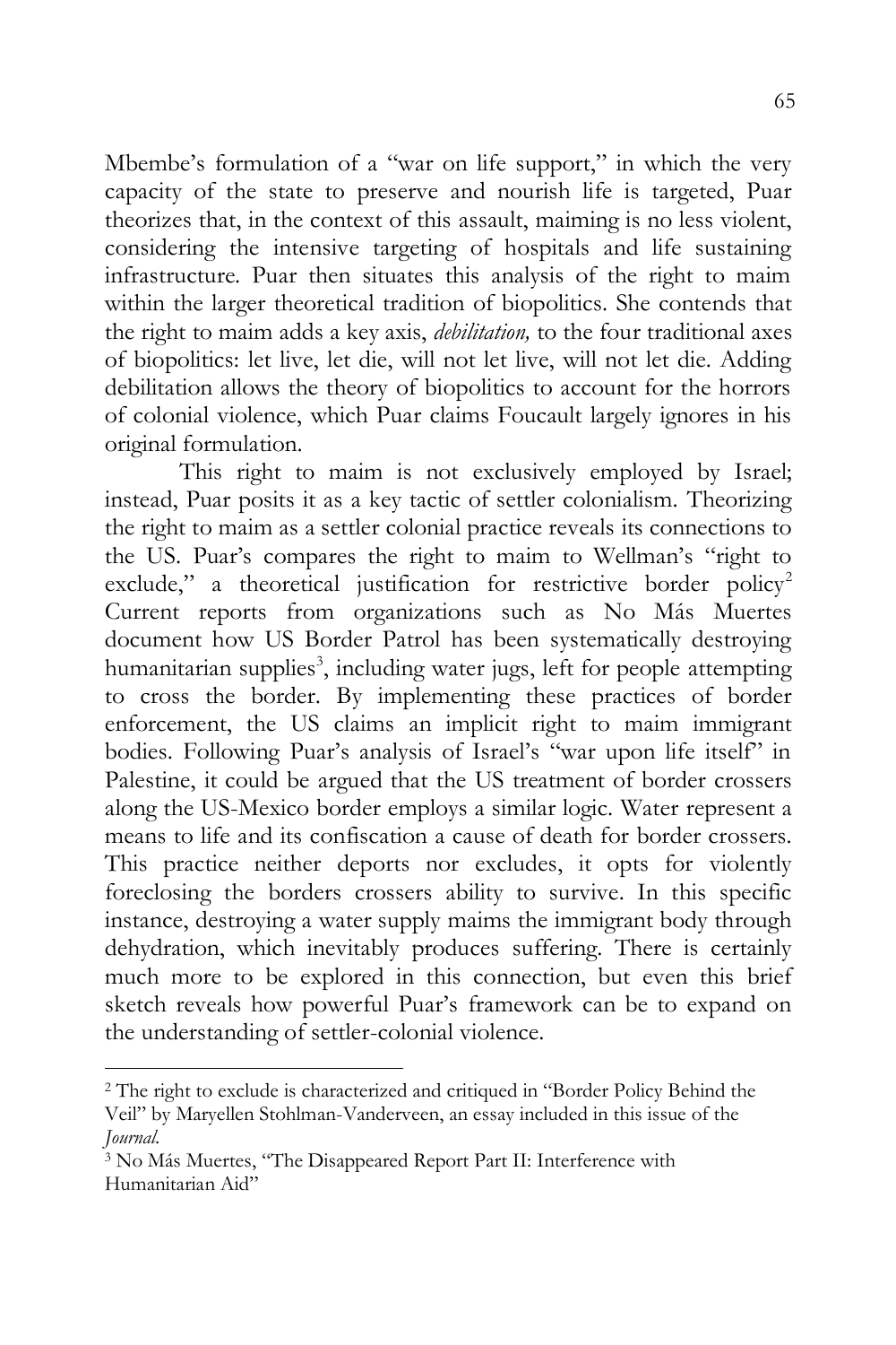Mbembe's formulation of a "war on life support," in which the very capacity of the state to preserve and nourish life is targeted, Puar theorizes that, in the context of this assault, maiming is no less violent, considering the intensive targeting of hospitals and life sustaining infrastructure. Puar then situates this analysis of the right to maim within the larger theoretical tradition of biopolitics. She contends that the right to maim adds a key axis, *debilitation,* to the four traditional axes of biopolitics: let live, let die, will not let live, will not let die. Adding debilitation allows the theory of biopolitics to account for the horrors of colonial violence, which Puar claims Foucault largely ignores in his original formulation.

This right to maim is not exclusively employed by Israel; instead, Puar posits it as a key tactic of settler colonialism. Theorizing the right to maim as a settler colonial practice reveals its connections to the US. Puar's compares the right to maim to Wellman's "right to exclude," a theoretical justification for restrictive border policy[2] Current reports from organizations such as No Más Muertes document how US Border Patrol has been systematically destroying humanitarian supplies[3], including water jugs, left for people attempting to cross the border. By implementing these practices of border enforcement, the US claims an implicit right to maim immigrant bodies. Following Puar's analysis of Israel's "war upon life itself" in Palestine, it could be argued that the US treatment of border crossers along the US-Mexico border employs a similar logic. Water represent a means to life and its confiscation a cause of death for border crossers. This practice neither deports nor excludes, it opts for violently foreclosing the borders crossers ability to survive. In this specific instance, destroying a water supply maims the immigrant body through dehydration, which inevitably produces suffering. There is certainly much more to be explored in this connection, but even this brief sketch reveals how powerful Puar's framework can be to expand on the understanding of settler-colonial violence.

---

[2] The right to exclude is characterized and critiqued in "Border Policy Behind the Veil" by Maryellen Stohlman-Vanderveen, an essay included in this issue of the *Journal.*

[3] No Más Muertes, "The Disappeared Report Part II: Interference with Humanitarian Aid"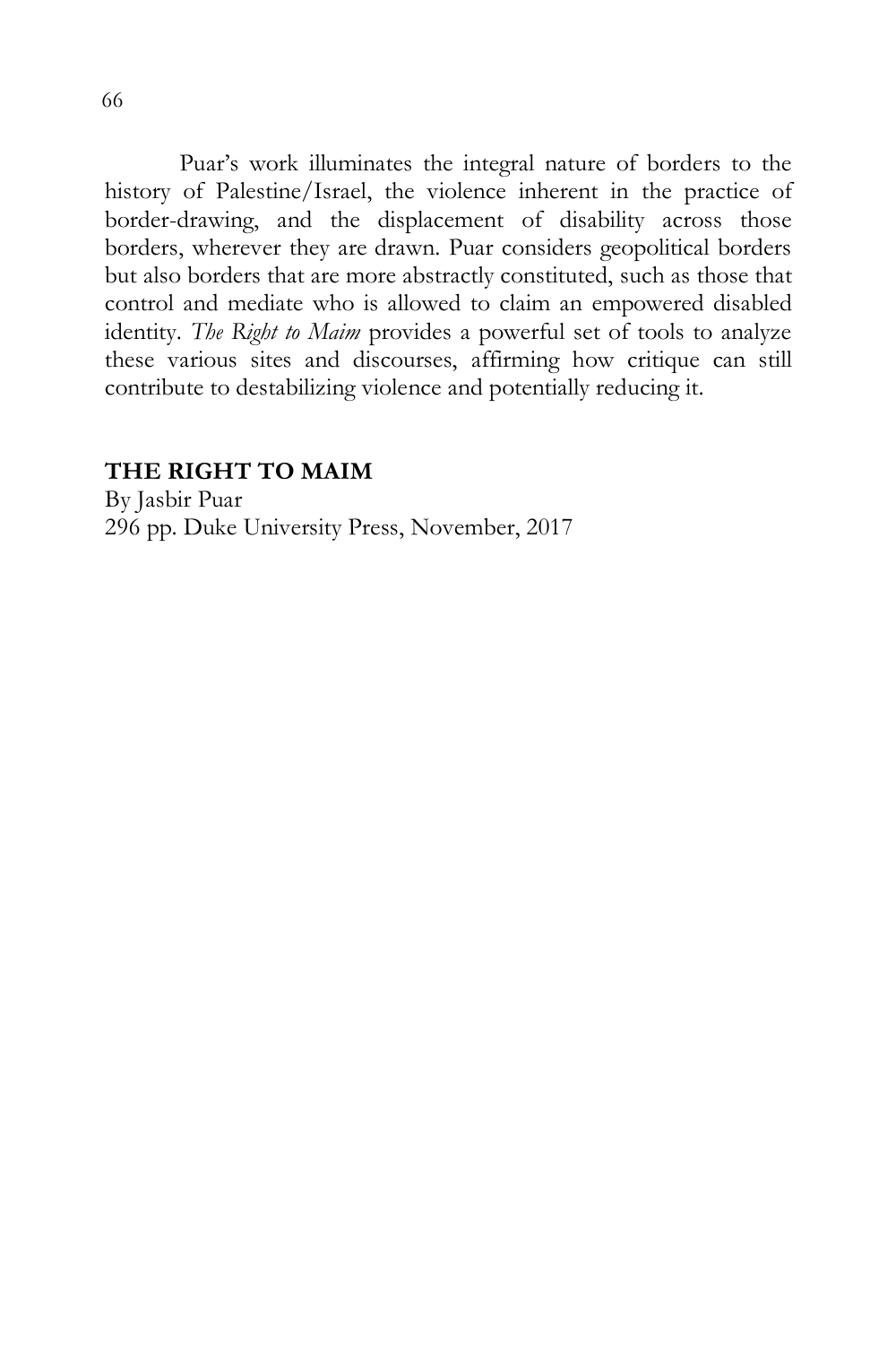Puar's work illuminates the integral nature of borders to the history of Palestine/Israel, the violence inherent in the practice of border-drawing, and the displacement of disability across those borders, wherever they are drawn. Puar considers geopolitical borders but also borders that are more abstractly constituted, such as those that control and mediate who is allowed to claim an empowered disabled identity. *The Right to Maim* provides a powerful set of tools to analyze these various sites and discourses, affirming how critique can still contribute to destabilizing violence and potentially reducing it.

**THE RIGHT TO MAIM**
By Jasbir Puar
296 pp. Duke University Press, November, 2017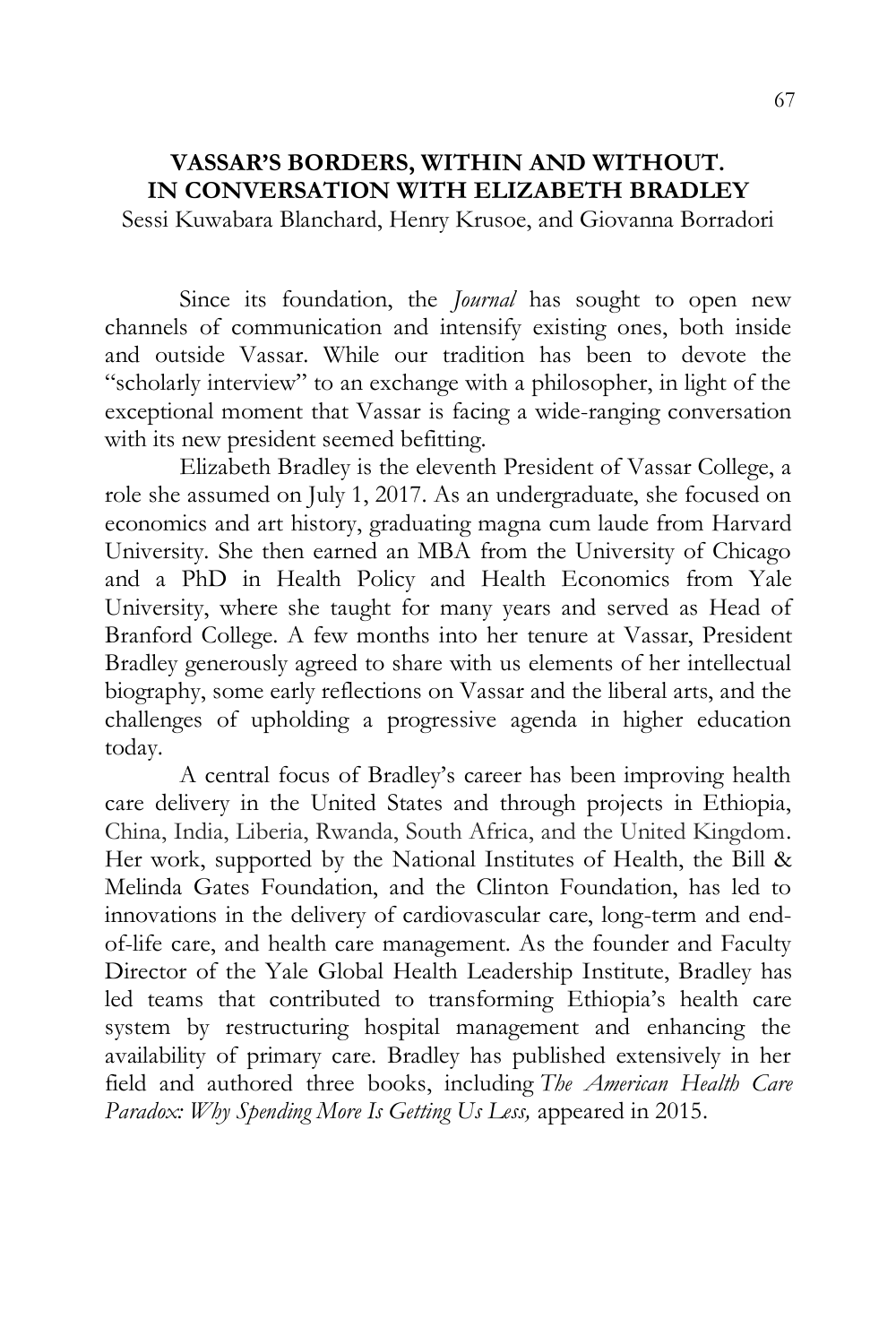# VASSAR'S BORDERS, WITHIN AND WITHOUT. IN CONVERSATION WITH ELIZABETH BRADLEY

Sessi Kuwabara Blanchard, Henry Krusoe, and Giovanna Borradori

Since its foundation, the *Journal* has sought to open new channels of communication and intensify existing ones, both inside and outside Vassar. While our tradition has been to devote the "scholarly interview" to an exchange with a philosopher, in light of the exceptional moment that Vassar is facing a wide-ranging conversation with its new president seemed befitting.

Elizabeth Bradley is the eleventh President of Vassar College, a role she assumed on July 1, 2017. As an undergraduate, she focused on economics and art history, graduating magna cum laude from Harvard University. She then earned an MBA from the University of Chicago and a PhD in Health Policy and Health Economics from Yale University, where she taught for many years and served as Head of Branford College. A few months into her tenure at Vassar, President Bradley generously agreed to share with us elements of her intellectual biography, some early reflections on Vassar and the liberal arts, and the challenges of upholding a progressive agenda in higher education today.

A central focus of Bradley's career has been improving health care delivery in the United States and through projects in Ethiopia, China, India, Liberia, Rwanda, South Africa, and the United Kingdom. Her work, supported by the National Institutes of Health, the Bill & Melinda Gates Foundation, and the Clinton Foundation, has led to innovations in the delivery of cardiovascular care, long-term and end-of-life care, and health care management. As the founder and Faculty Director of the Yale Global Health Leadership Institute, Bradley has led teams that contributed to transforming Ethiopia's health care system by restructuring hospital management and enhancing the availability of primary care. Bradley has published extensively in her field and authored three books, including *The American Health Care Paradox: Why Spending More Is Getting Us Less,* appeared in 2015.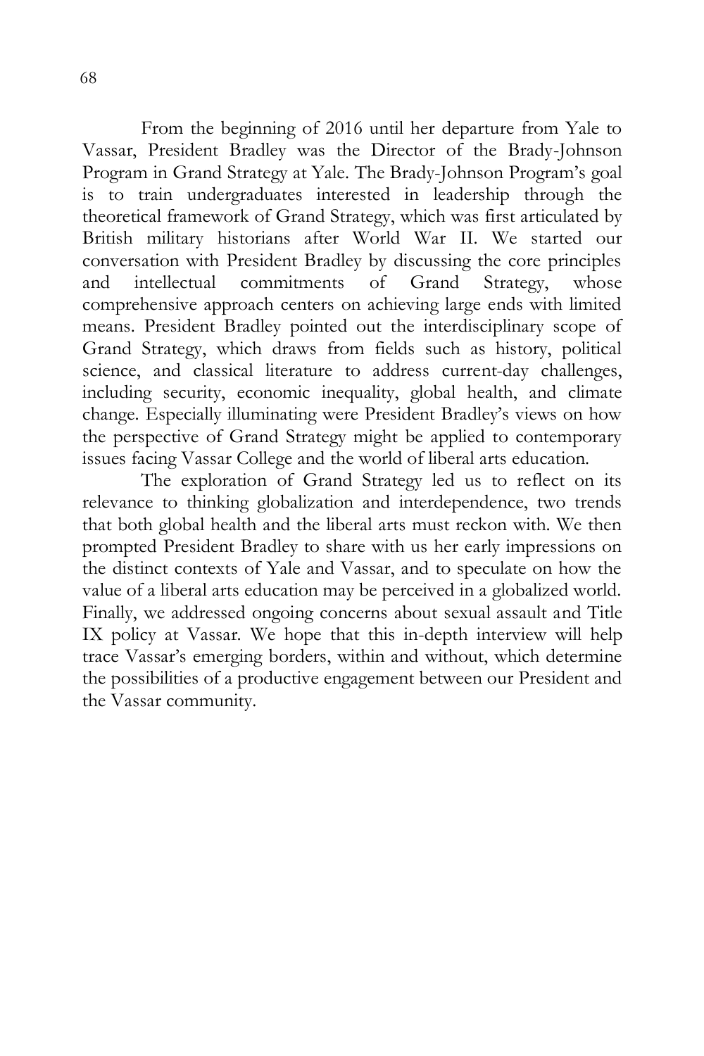From the beginning of 2016 until her departure from Yale to Vassar, President Bradley was the Director of the Brady-Johnson Program in Grand Strategy at Yale. The Brady-Johnson Program's goal is to train undergraduates interested in leadership through the theoretical framework of Grand Strategy, which was first articulated by British military historians after World War II. We started our conversation with President Bradley by discussing the core principles and intellectual commitments of Grand Strategy, whose comprehensive approach centers on achieving large ends with limited means. President Bradley pointed out the interdisciplinary scope of Grand Strategy, which draws from fields such as history, political science, and classical literature to address current-day challenges, including security, economic inequality, global health, and climate change. Especially illuminating were President Bradley's views on how the perspective of Grand Strategy might be applied to contemporary issues facing Vassar College and the world of liberal arts education.

The exploration of Grand Strategy led us to reflect on its relevance to thinking globalization and interdependence, two trends that both global health and the liberal arts must reckon with. We then prompted President Bradley to share with us her early impressions on the distinct contexts of Yale and Vassar, and to speculate on how the value of a liberal arts education may be perceived in a globalized world. Finally, we addressed ongoing concerns about sexual assault and Title IX policy at Vassar. We hope that this in-depth interview will help trace Vassar's emerging borders, within and without, which determine the possibilities of a productive engagement between our President and the Vassar community.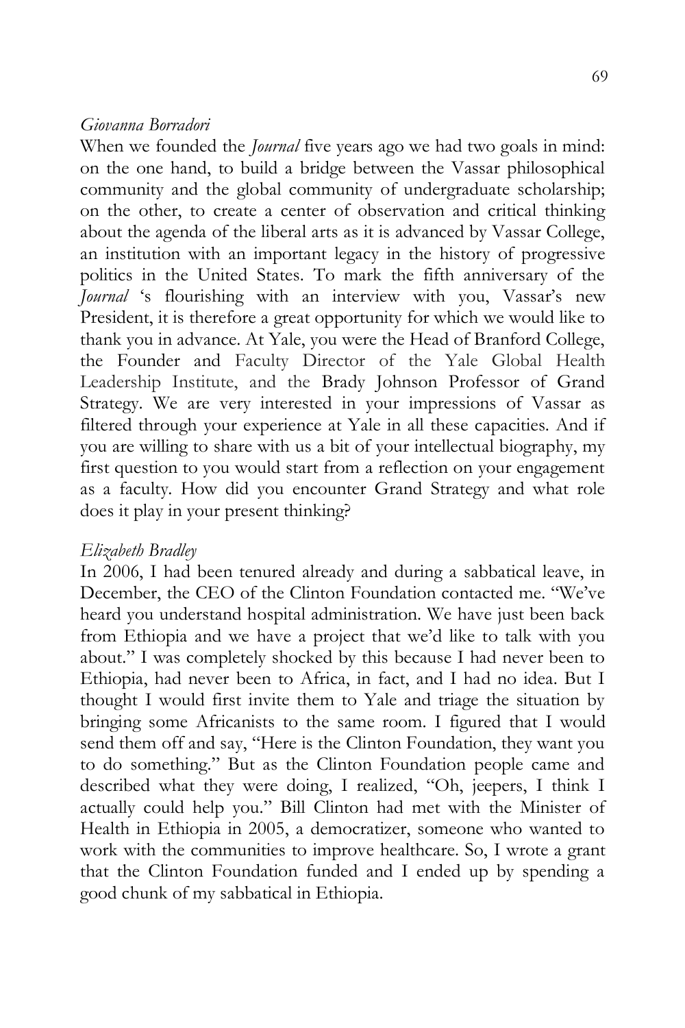*Giovanna Borradori*

When we founded the *Journal* five years ago we had two goals in mind: on the one hand, to build a bridge between the Vassar philosophical community and the global community of undergraduate scholarship; on the other, to create a center of observation and critical thinking about the agenda of the liberal arts as it is advanced by Vassar College, an institution with an important legacy in the history of progressive politics in the United States. To mark the fifth anniversary of the *Journal* 's flourishing with an interview with you, Vassar's new President, it is therefore a great opportunity for which we would like to thank you in advance. At Yale, you were the Head of Branford College, the Founder and Faculty Director of the Yale Global Health Leadership Institute, and the Brady Johnson Professor of Grand Strategy. We are very interested in your impressions of Vassar as filtered through your experience at Yale in all these capacities. And if you are willing to share with us a bit of your intellectual biography, my first question to you would start from a reflection on your engagement as a faculty. How did you encounter Grand Strategy and what role does it play in your present thinking?

*Elizabeth Bradley*

In 2006, I had been tenured already and during a sabbatical leave, in December, the CEO of the Clinton Foundation contacted me. "We've heard you understand hospital administration. We have just been back from Ethiopia and we have a project that we'd like to talk with you about." I was completely shocked by this because I had never been to Ethiopia, had never been to Africa, in fact, and I had no idea. But I thought I would first invite them to Yale and triage the situation by bringing some Africanists to the same room. I figured that I would send them off and say, "Here is the Clinton Foundation, they want you to do something." But as the Clinton Foundation people came and described what they were doing, I realized, "Oh, jeepers, I think I actually could help you." Bill Clinton had met with the Minister of Health in Ethiopia in 2005, a democratizer, someone who wanted to work with the communities to improve healthcare. So, I wrote a grant that the Clinton Foundation funded and I ended up by spending a good chunk of my sabbatical in Ethiopia.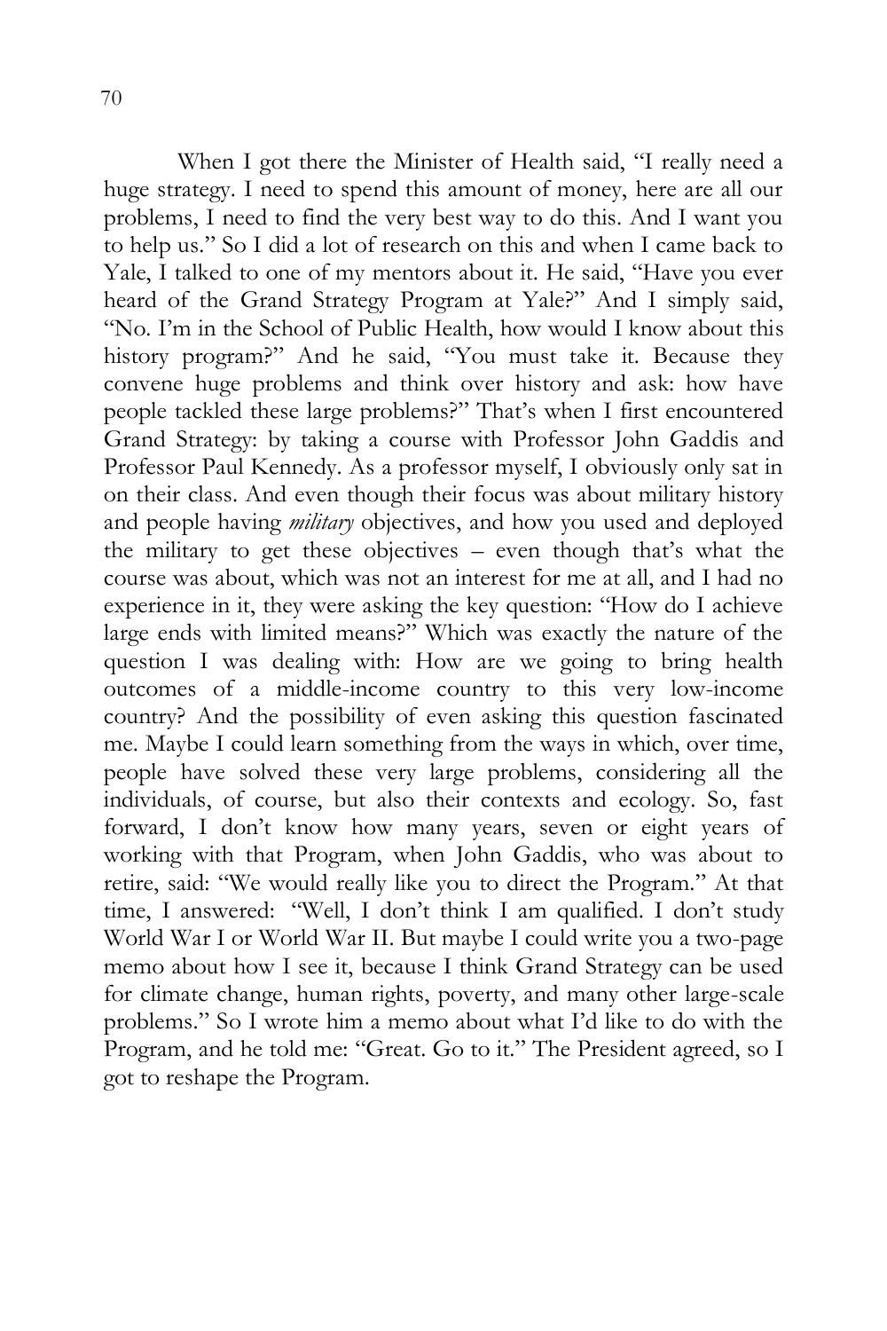When I got there the Minister of Health said, "I really need a huge strategy. I need to spend this amount of money, here are all our problems, I need to find the very best way to do this. And I want you to help us." So I did a lot of research on this and when I came back to Yale, I talked to one of my mentors about it. He said, "Have you ever heard of the Grand Strategy Program at Yale?" And I simply said, "No. I'm in the School of Public Health, how would I know about this history program?" And he said, "You must take it. Because they convene huge problems and think over history and ask: how have people tackled these large problems?" That's when I first encountered Grand Strategy: by taking a course with Professor John Gaddis and Professor Paul Kennedy. As a professor myself, I obviously only sat in on their class. And even though their focus was about military history and people having *military* objectives, and how you used and deployed the military to get these objectives – even though that's what the course was about, which was not an interest for me at all, and I had no experience in it, they were asking the key question: "How do I achieve large ends with limited means?" Which was exactly the nature of the question I was dealing with: How are we going to bring health outcomes of a middle-income country to this very low-income country? And the possibility of even asking this question fascinated me. Maybe I could learn something from the ways in which, over time, people have solved these very large problems, considering all the individuals, of course, but also their contexts and ecology. So, fast forward, I don't know how many years, seven or eight years of working with that Program, when John Gaddis, who was about to retire, said: "We would really like you to direct the Program." At that time, I answered: "Well, I don't think I am qualified. I don't study World War I or World War II. But maybe I could write you a two-page memo about how I see it, because I think Grand Strategy can be used for climate change, human rights, poverty, and many other large-scale problems." So I wrote him a memo about what I'd like to do with the Program, and he told me: "Great. Go to it." The President agreed, so I got to reshape the Program.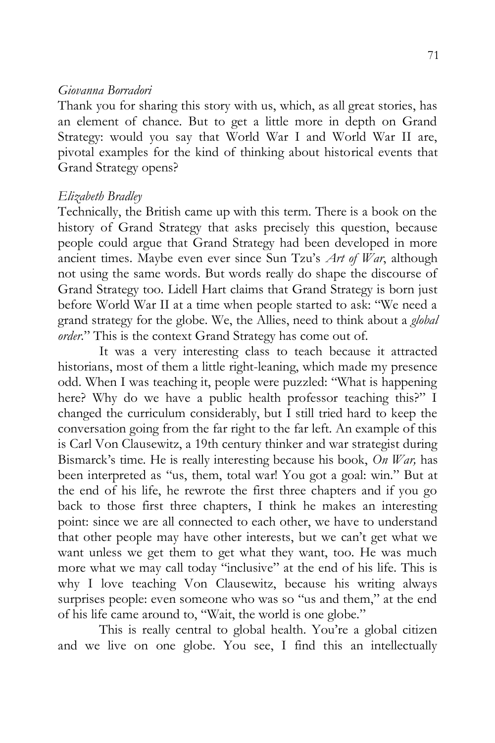*Giovanna Borradori*

Thank you for sharing this story with us, which, as all great stories, has an element of chance. But to get a little more in depth on Grand Strategy: would you say that World War I and World War II are, pivotal examples for the kind of thinking about historical events that Grand Strategy opens?

*Elizabeth Bradley*

Technically, the British came up with this term. There is a book on the history of Grand Strategy that asks precisely this question, because people could argue that Grand Strategy had been developed in more ancient times. Maybe even ever since Sun Tzu's *Art of War*, although not using the same words. But words really do shape the discourse of Grand Strategy too. Lidell Hart claims that Grand Strategy is born just before World War II at a time when people started to ask: "We need a grand strategy for the globe. We, the Allies, need to think about a *global order*." This is the context Grand Strategy has come out of.

It was a very interesting class to teach because it attracted historians, most of them a little right-leaning, which made my presence odd. When I was teaching it, people were puzzled: "What is happening here? Why do we have a public health professor teaching this?" I changed the curriculum considerably, but I still tried hard to keep the conversation going from the far right to the far left. An example of this is Carl Von Clausewitz, a 19th century thinker and war strategist during Bismarck's time. He is really interesting because his book, *On War,* has been interpreted as "us, them, total war! You got a goal: win." But at the end of his life, he rewrote the first three chapters and if you go back to those first three chapters, I think he makes an interesting point: since we are all connected to each other, we have to understand that other people may have other interests, but we can't get what we want unless we get them to get what they want, too. He was much more what we may call today "inclusive" at the end of his life. This is why I love teaching Von Clausewitz, because his writing always surprises people: even someone who was so "us and them," at the end of his life came around to, "Wait, the world is one globe."

This is really central to global health. You're a global citizen and we live on one globe. You see, I find this an intellectually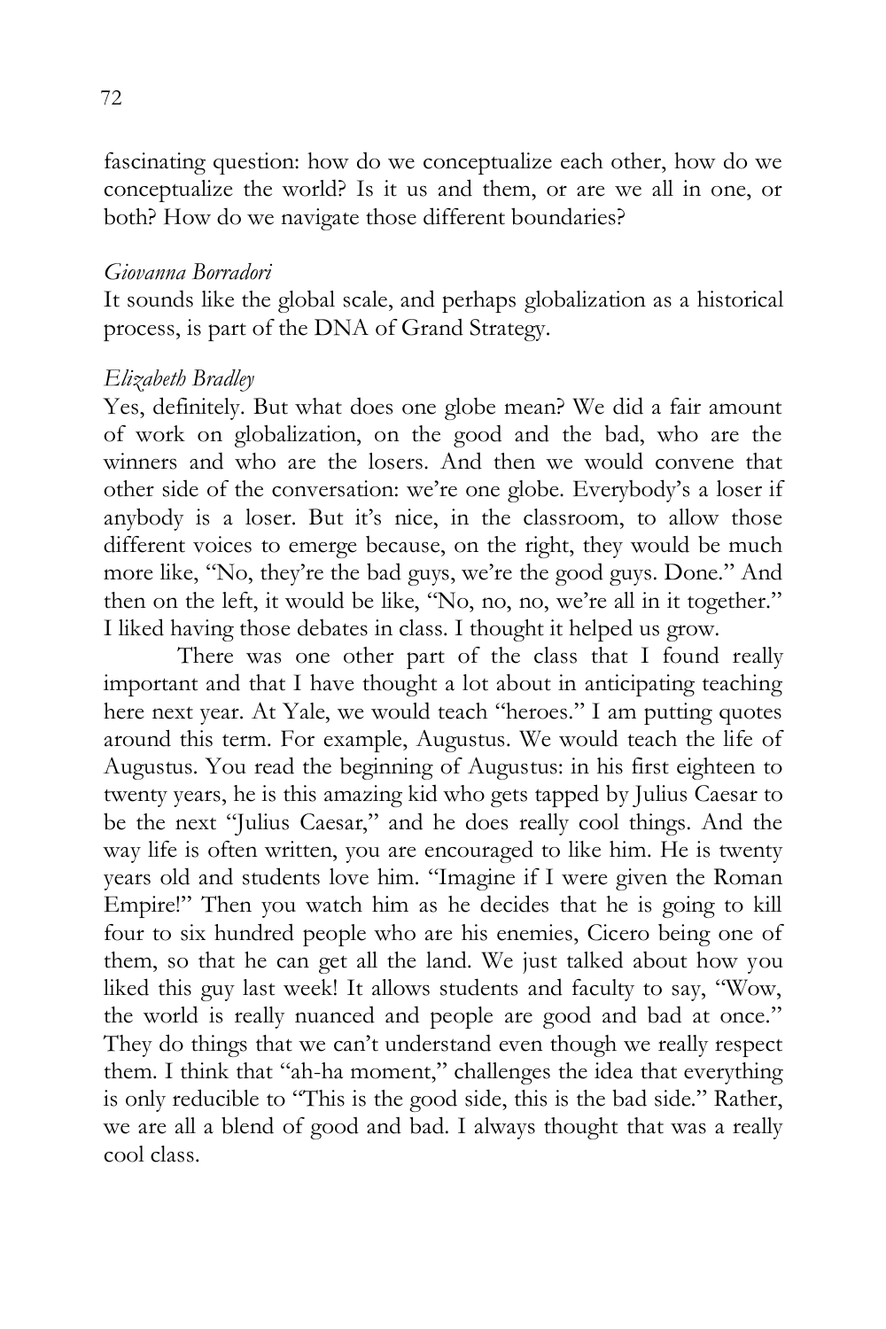fascinating question: how do we conceptualize each other, how do we conceptualize the world? Is it us and them, or are we all in one, or both? How do we navigate those different boundaries?

*Giovanna Borradori*

It sounds like the global scale, and perhaps globalization as a historical process, is part of the DNA of Grand Strategy.

*Elizabeth Bradley*

Yes, definitely. But what does one globe mean? We did a fair amount of work on globalization, on the good and the bad, who are the winners and who are the losers. And then we would convene that other side of the conversation: we're one globe. Everybody's a loser if anybody is a loser. But it's nice, in the classroom, to allow those different voices to emerge because, on the right, they would be much more like, "No, they're the bad guys, we're the good guys. Done." And then on the left, it would be like, "No, no, no, we're all in it together." I liked having those debates in class. I thought it helped us grow.

There was one other part of the class that I found really important and that I have thought a lot about in anticipating teaching here next year. At Yale, we would teach "heroes." I am putting quotes around this term. For example, Augustus. We would teach the life of Augustus. You read the beginning of Augustus: in his first eighteen to twenty years, he is this amazing kid who gets tapped by Julius Caesar to be the next "Julius Caesar," and he does really cool things. And the way life is often written, you are encouraged to like him. He is twenty years old and students love him. "Imagine if I were given the Roman Empire!" Then you watch him as he decides that he is going to kill four to six hundred people who are his enemies, Cicero being one of them, so that he can get all the land. We just talked about how you liked this guy last week! It allows students and faculty to say, "Wow, the world is really nuanced and people are good and bad at once." They do things that we can't understand even though we really respect them. I think that "ah-ha moment," challenges the idea that everything is only reducible to "This is the good side, this is the bad side." Rather, we are all a blend of good and bad. I always thought that was a really cool class.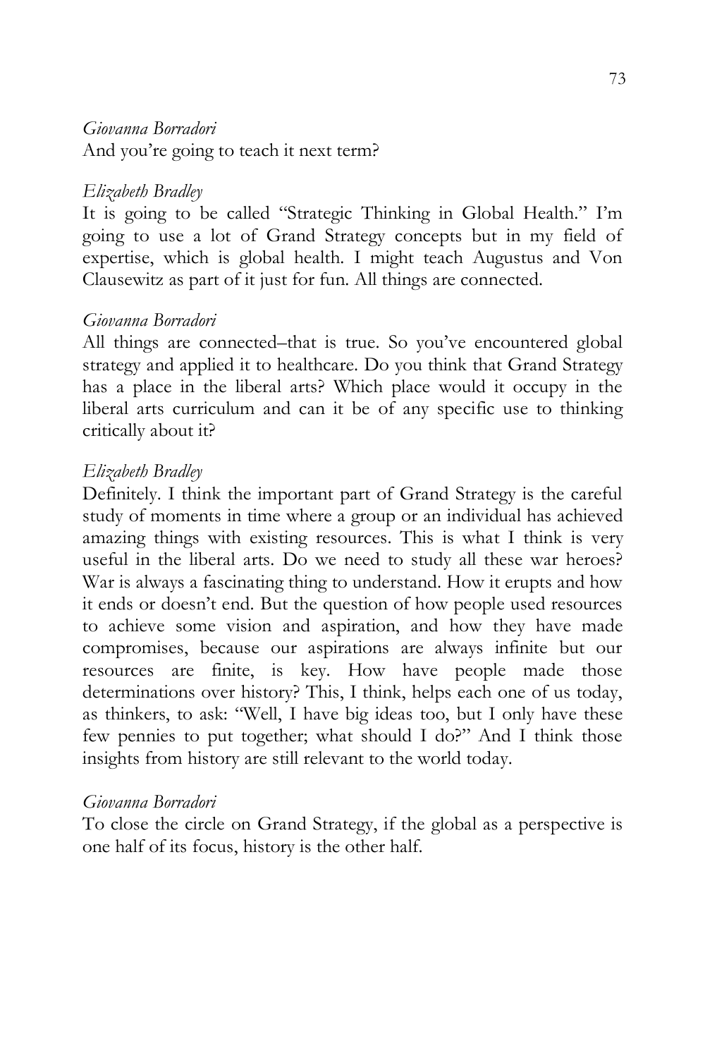*Giovanna Borradori*
And you're going to teach it next term?

*Elizabeth Bradley*
It is going to be called "Strategic Thinking in Global Health." I'm going to use a lot of Grand Strategy concepts but in my field of expertise, which is global health. I might teach Augustus and Von Clausewitz as part of it just for fun. All things are connected.

*Giovanna Borradori*
All things are connected–that is true. So you've encountered global strategy and applied it to healthcare. Do you think that Grand Strategy has a place in the liberal arts? Which place would it occupy in the liberal arts curriculum and can it be of any specific use to thinking critically about it?

*Elizabeth Bradley*
Definitely. I think the important part of Grand Strategy is the careful study of moments in time where a group or an individual has achieved amazing things with existing resources. This is what I think is very useful in the liberal arts. Do we need to study all these war heroes? War is always a fascinating thing to understand. How it erupts and how it ends or doesn't end. But the question of how people used resources to achieve some vision and aspiration, and how they have made compromises, because our aspirations are always infinite but our resources are finite, is key. How have people made those determinations over history? This, I think, helps each one of us today, as thinkers, to ask: "Well, I have big ideas too, but I only have these few pennies to put together; what should I do?" And I think those insights from history are still relevant to the world today.

*Giovanna Borradori*
To close the circle on Grand Strategy, if the global as a perspective is one half of its focus, history is the other half.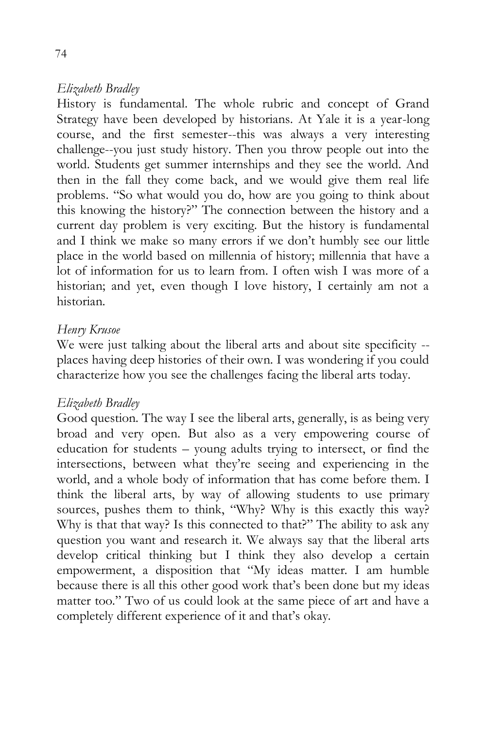*Elizabeth Bradley*

History is fundamental. The whole rubric and concept of Grand Strategy have been developed by historians. At Yale it is a year-long course, and the first semester--this was always a very interesting challenge--you just study history. Then you throw people out into the world. Students get summer internships and they see the world. And then in the fall they come back, and we would give them real life problems. "So what would you do, how are you going to think about this knowing the history?" The connection between the history and a current day problem is very exciting. But the history is fundamental and I think we make so many errors if we don't humbly see our little place in the world based on millennia of history; millennia that have a lot of information for us to learn from. I often wish I was more of a historian; and yet, even though I love history, I certainly am not a historian.

*Henry Krusoe*

We were just talking about the liberal arts and about site specificity -- places having deep histories of their own. I was wondering if you could characterize how you see the challenges facing the liberal arts today.

*Elizabeth Bradley*

Good question. The way I see the liberal arts, generally, is as being very broad and very open. But also as a very empowering course of education for students – young adults trying to intersect, or find the intersections, between what they're seeing and experiencing in the world, and a whole body of information that has come before them. I think the liberal arts, by way of allowing students to use primary sources, pushes them to think, "Why? Why is this exactly this way? Why is that that way? Is this connected to that?" The ability to ask any question you want and research it. We always say that the liberal arts develop critical thinking but I think they also develop a certain empowerment, a disposition that "My ideas matter. I am humble because there is all this other good work that's been done but my ideas matter too." Two of us could look at the same piece of art and have a completely different experience of it and that's okay.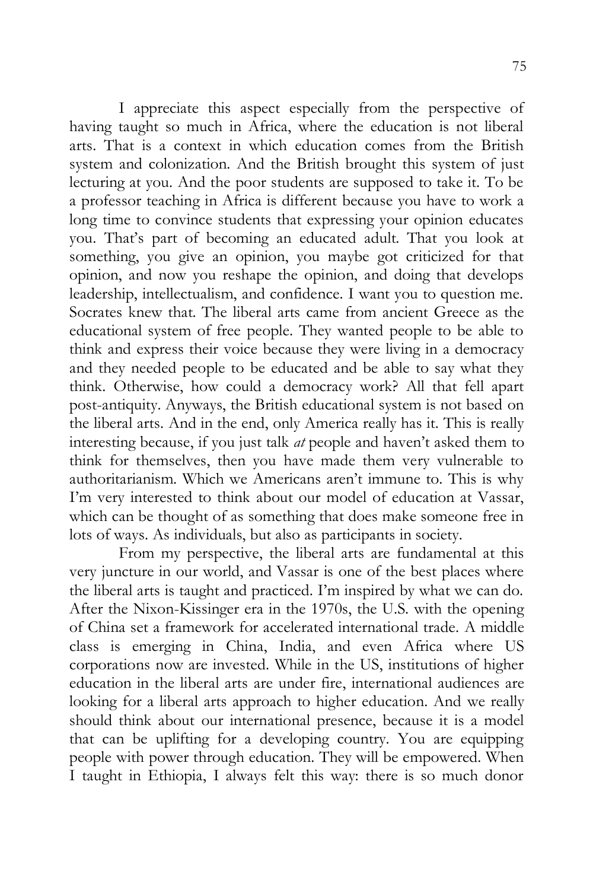I appreciate this aspect especially from the perspective of having taught so much in Africa, where the education is not liberal arts. That is a context in which education comes from the British system and colonization. And the British brought this system of just lecturing at you. And the poor students are supposed to take it. To be a professor teaching in Africa is different because you have to work a long time to convince students that expressing your opinion educates you. That's part of becoming an educated adult. That you look at something, you give an opinion, you maybe got criticized for that opinion, and now you reshape the opinion, and doing that develops leadership, intellectualism, and confidence. I want you to question me. Socrates knew that. The liberal arts came from ancient Greece as the educational system of free people. They wanted people to be able to think and express their voice because they were living in a democracy and they needed people to be educated and be able to say what they think. Otherwise, how could a democracy work? All that fell apart post-antiquity. Anyways, the British educational system is not based on the liberal arts. And in the end, only America really has it. This is really interesting because, if you just talk *at* people and haven't asked them to think for themselves, then you have made them very vulnerable to authoritarianism. Which we Americans aren't immune to. This is why I'm very interested to think about our model of education at Vassar, which can be thought of as something that does make someone free in lots of ways. As individuals, but also as participants in society.

From my perspective, the liberal arts are fundamental at this very juncture in our world, and Vassar is one of the best places where the liberal arts is taught and practiced. I'm inspired by what we can do. After the Nixon-Kissinger era in the 1970s, the U.S. with the opening of China set a framework for accelerated international trade. A middle class is emerging in China, India, and even Africa where US corporations now are invested. While in the US, institutions of higher education in the liberal arts are under fire, international audiences are looking for a liberal arts approach to higher education. And we really should think about our international presence, because it is a model that can be uplifting for a developing country. You are equipping people with power through education. They will be empowered. When I taught in Ethiopia, I always felt this way: there is so much donor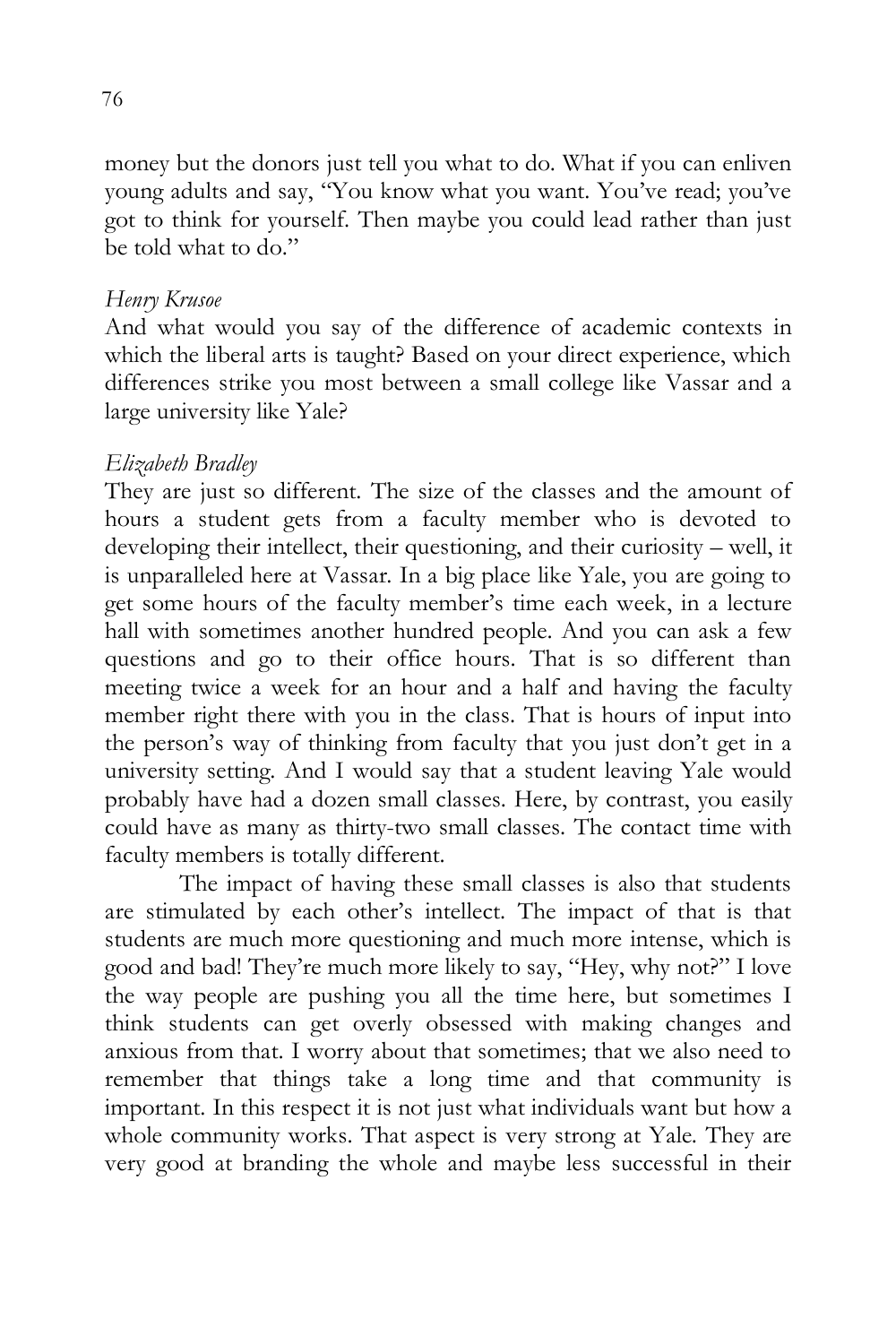money but the donors just tell you what to do. What if you can enliven young adults and say, "You know what you want. You've read; you've got to think for yourself. Then maybe you could lead rather than just be told what to do."

*Henry Krusoe*
And what would you say of the difference of academic contexts in which the liberal arts is taught? Based on your direct experience, which differences strike you most between a small college like Vassar and a large university like Yale?

*Elizabeth Bradley*
They are just so different. The size of the classes and the amount of hours a student gets from a faculty member who is devoted to developing their intellect, their questioning, and their curiosity – well, it is unparalleled here at Vassar. In a big place like Yale, you are going to get some hours of the faculty member's time each week, in a lecture hall with sometimes another hundred people. And you can ask a few questions and go to their office hours. That is so different than meeting twice a week for an hour and a half and having the faculty member right there with you in the class. That is hours of input into the person's way of thinking from faculty that you just don't get in a university setting. And I would say that a student leaving Yale would probably have had a dozen small classes. Here, by contrast, you easily could have as many as thirty-two small classes. The contact time with faculty members is totally different.

The impact of having these small classes is also that students are stimulated by each other's intellect. The impact of that is that students are much more questioning and much more intense, which is good and bad! They're much more likely to say, "Hey, why not?" I love the way people are pushing you all the time here, but sometimes I think students can get overly obsessed with making changes and anxious from that. I worry about that sometimes; that we also need to remember that things take a long time and that community is important. In this respect it is not just what individuals want but how a whole community works. That aspect is very strong at Yale. They are very good at branding the whole and maybe less successful in their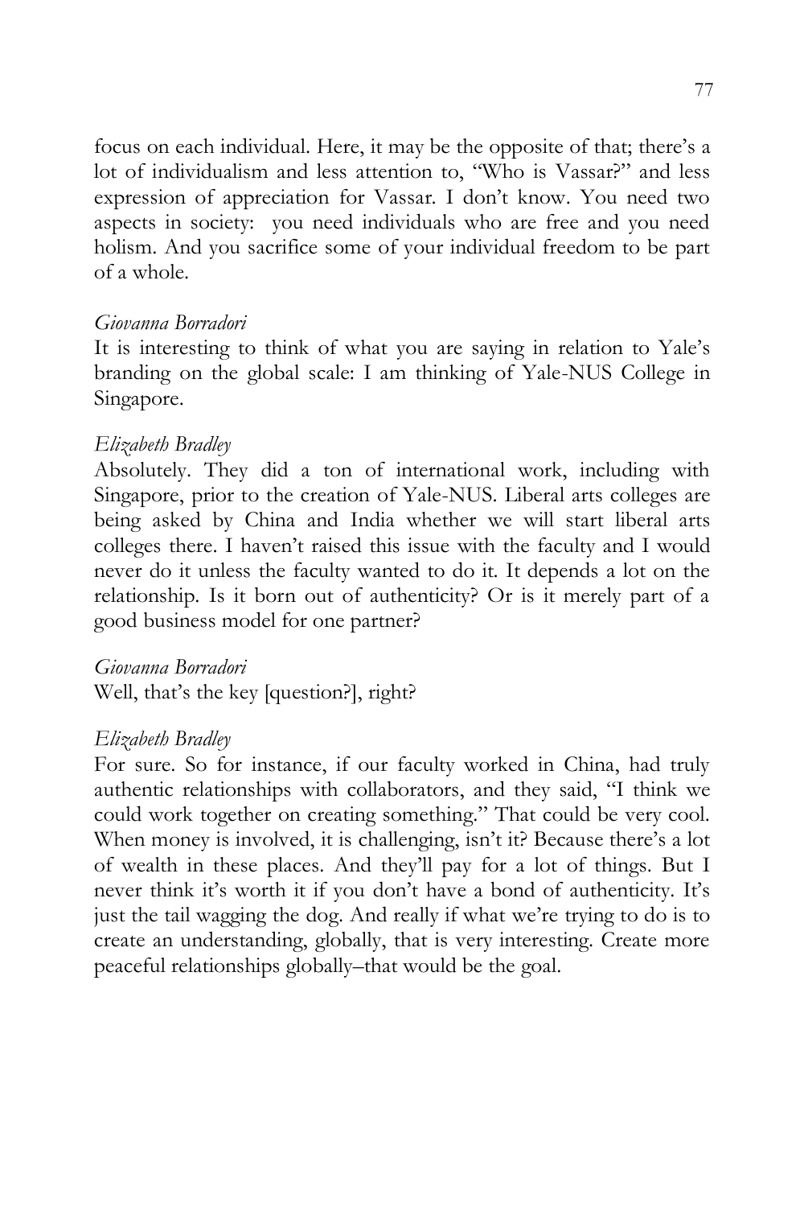focus on each individual. Here, it may be the opposite of that; there's a lot of individualism and less attention to, "Who is Vassar?" and less expression of appreciation for Vassar. I don't know. You need two aspects in society: you need individuals who are free and you need holism. And you sacrifice some of your individual freedom to be part of a whole.

*Giovanna Borradori*

It is interesting to think of what you are saying in relation to Yale's branding on the global scale: I am thinking of Yale-NUS College in Singapore.

*Elizabeth Bradley*

Absolutely. They did a ton of international work, including with Singapore, prior to the creation of Yale-NUS. Liberal arts colleges are being asked by China and India whether we will start liberal arts colleges there. I haven't raised this issue with the faculty and I would never do it unless the faculty wanted to do it. It depends a lot on the relationship. Is it born out of authenticity? Or is it merely part of a good business model for one partner?

*Giovanna Borradori*

Well, that's the key [question?], right?

*Elizabeth Bradley*

For sure. So for instance, if our faculty worked in China, had truly authentic relationships with collaborators, and they said, "I think we could work together on creating something." That could be very cool. When money is involved, it is challenging, isn't it? Because there's a lot of wealth in these places. And they'll pay for a lot of things. But I never think it's worth it if you don't have a bond of authenticity. It's just the tail wagging the dog. And really if what we're trying to do is to create an understanding, globally, that is very interesting. Create more peaceful relationships globally–that would be the goal.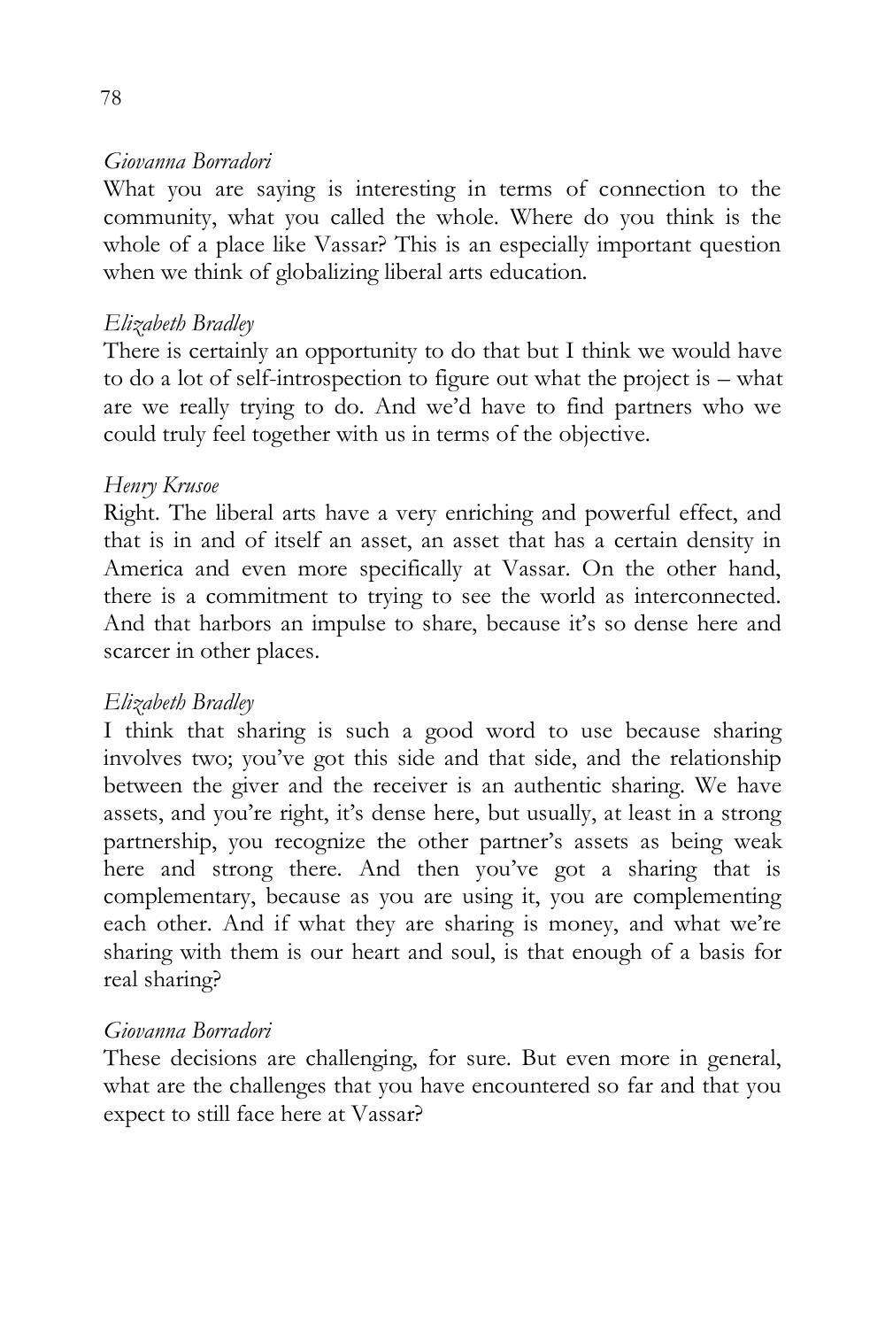*Giovanna Borradori*

What you are saying is interesting in terms of connection to the community, what you called the whole. Where do you think is the whole of a place like Vassar? This is an especially important question when we think of globalizing liberal arts education.

*Elizabeth Bradley*

There is certainly an opportunity to do that but I think we would have to do a lot of self-introspection to figure out what the project is – what are we really trying to do. And we'd have to find partners who we could truly feel together with us in terms of the objective.

*Henry Krusoe*

Right. The liberal arts have a very enriching and powerful effect, and that is in and of itself an asset, an asset that has a certain density in America and even more specifically at Vassar. On the other hand, there is a commitment to trying to see the world as interconnected. And that harbors an impulse to share, because it's so dense here and scarcer in other places.

*Elizabeth Bradley*

I think that sharing is such a good word to use because sharing involves two; you've got this side and that side, and the relationship between the giver and the receiver is an authentic sharing. We have assets, and you're right, it's dense here, but usually, at least in a strong partnership, you recognize the other partner's assets as being weak here and strong there. And then you've got a sharing that is complementary, because as you are using it, you are complementing each other. And if what they are sharing is money, and what we're sharing with them is our heart and soul, is that enough of a basis for real sharing?

*Giovanna Borradori*

These decisions are challenging, for sure. But even more in general, what are the challenges that you have encountered so far and that you expect to still face here at Vassar?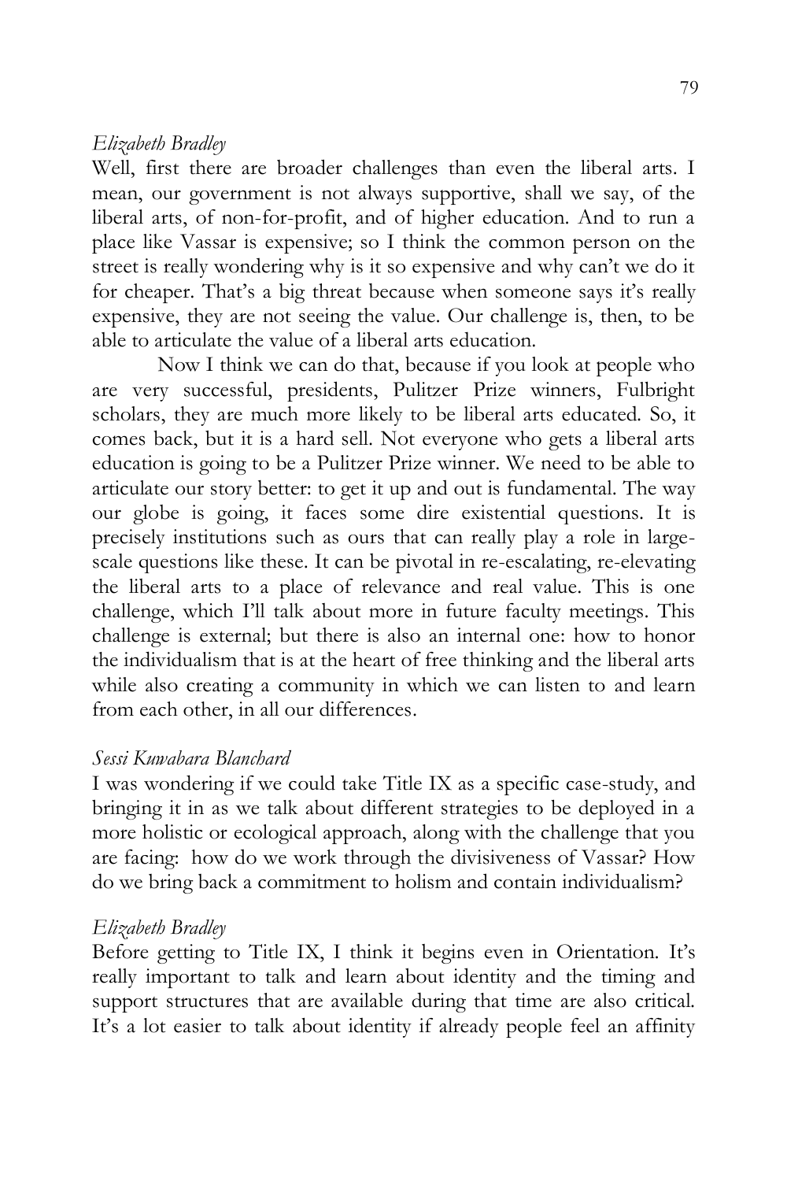*Elizabeth Bradley*

Well, first there are broader challenges than even the liberal arts. I mean, our government is not always supportive, shall we say, of the liberal arts, of non-for-profit, and of higher education. And to run a place like Vassar is expensive; so I think the common person on the street is really wondering why is it so expensive and why can't we do it for cheaper. That's a big threat because when someone says it's really expensive, they are not seeing the value. Our challenge is, then, to be able to articulate the value of a liberal arts education.

Now I think we can do that, because if you look at people who are very successful, presidents, Pulitzer Prize winners, Fulbright scholars, they are much more likely to be liberal arts educated. So, it comes back, but it is a hard sell. Not everyone who gets a liberal arts education is going to be a Pulitzer Prize winner. We need to be able to articulate our story better: to get it up and out is fundamental. The way our globe is going, it faces some dire existential questions. It is precisely institutions such as ours that can really play a role in large-scale questions like these. It can be pivotal in re-escalating, re-elevating the liberal arts to a place of relevance and real value. This is one challenge, which I'll talk about more in future faculty meetings. This challenge is external; but there is also an internal one: how to honor the individualism that is at the heart of free thinking and the liberal arts while also creating a community in which we can listen to and learn from each other, in all our differences.

*Sessi Kuwabara Blanchard*

I was wondering if we could take Title IX as a specific case-study, and bringing it in as we talk about different strategies to be deployed in a more holistic or ecological approach, along with the challenge that you are facing: how do we work through the divisiveness of Vassar? How do we bring back a commitment to holism and contain individualism?

*Elizabeth Bradley*

Before getting to Title IX, I think it begins even in Orientation. It's really important to talk and learn about identity and the timing and support structures that are available during that time are also critical. It's a lot easier to talk about identity if already people feel an affinity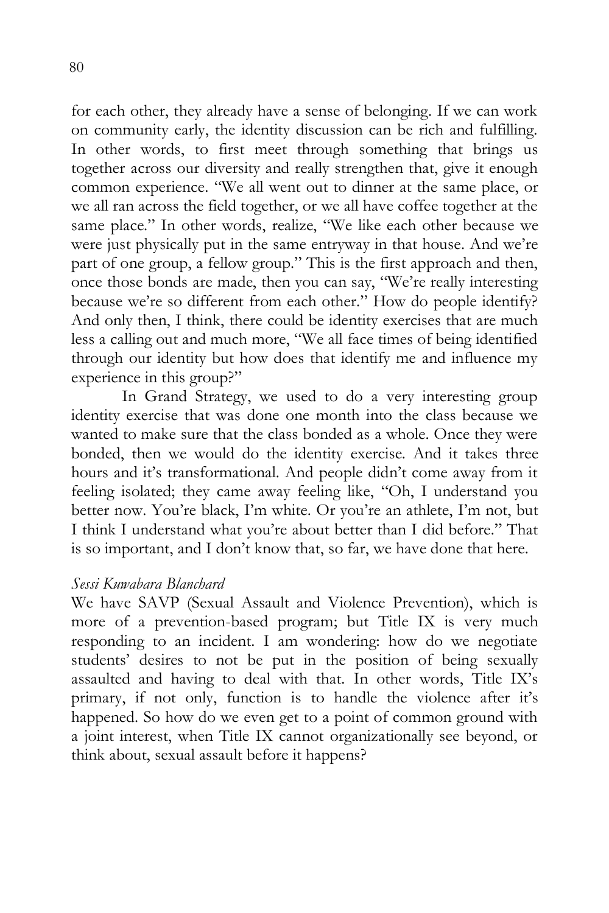for each other, they already have a sense of belonging. If we can work on community early, the identity discussion can be rich and fulfilling. In other words, to first meet through something that brings us together across our diversity and really strengthen that, give it enough common experience. "We all went out to dinner at the same place, or we all ran across the field together, or we all have coffee together at the same place." In other words, realize, "We like each other because we were just physically put in the same entryway in that house. And we're part of one group, a fellow group." This is the first approach and then, once those bonds are made, then you can say, "We're really interesting because we're so different from each other." How do people identify? And only then, I think, there could be identity exercises that are much less a calling out and much more, "We all face times of being identified through our identity but how does that identify me and influence my experience in this group?"

In Grand Strategy, we used to do a very interesting group identity exercise that was done one month into the class because we wanted to make sure that the class bonded as a whole. Once they were bonded, then we would do the identity exercise. And it takes three hours and it's transformational. And people didn't come away from it feeling isolated; they came away feeling like, "Oh, I understand you better now. You're black, I'm white. Or you're an athlete, I'm not, but I think I understand what you're about better than I did before." That is so important, and I don't know that, so far, we have done that here.

*Sessi Kuwabara Blanchard*

We have SAVP (Sexual Assault and Violence Prevention), which is more of a prevention-based program; but Title IX is very much responding to an incident. I am wondering: how do we negotiate students' desires to not be put in the position of being sexually assaulted and having to deal with that. In other words, Title IX's primary, if not only, function is to handle the violence after it's happened. So how do we even get to a point of common ground with a joint interest, when Title IX cannot organizationally see beyond, or think about, sexual assault before it happens?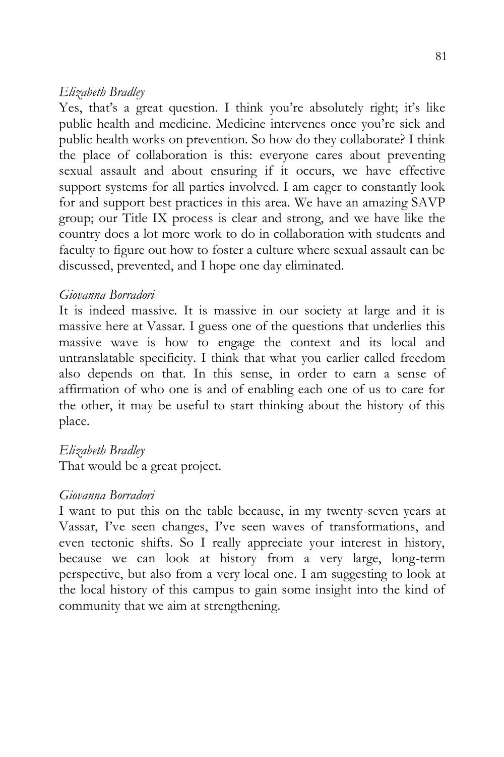*Elizabeth Bradley*

Yes, that's a great question. I think you're absolutely right; it's like public health and medicine. Medicine intervenes once you're sick and public health works on prevention. So how do they collaborate? I think the place of collaboration is this: everyone cares about preventing sexual assault and about ensuring if it occurs, we have effective support systems for all parties involved. I am eager to constantly look for and support best practices in this area. We have an amazing SAVP group; our Title IX process is clear and strong, and we have like the country does a lot more work to do in collaboration with students and faculty to figure out how to foster a culture where sexual assault can be discussed, prevented, and I hope one day eliminated.

*Giovanna Borradori*

It is indeed massive. It is massive in our society at large and it is massive here at Vassar. I guess one of the questions that underlies this massive wave is how to engage the context and its local and untranslatable specificity. I think that what you earlier called freedom also depends on that. In this sense, in order to earn a sense of affirmation of who one is and of enabling each one of us to care for the other, it may be useful to start thinking about the history of this place.

*Elizabeth Bradley*

That would be a great project.

*Giovanna Borradori*

I want to put this on the table because, in my twenty-seven years at Vassar, I've seen changes, I've seen waves of transformations, and even tectonic shifts. So I really appreciate your interest in history, because we can look at history from a very large, long-term perspective, but also from a very local one. I am suggesting to look at the local history of this campus to gain some insight into the kind of community that we aim at strengthening.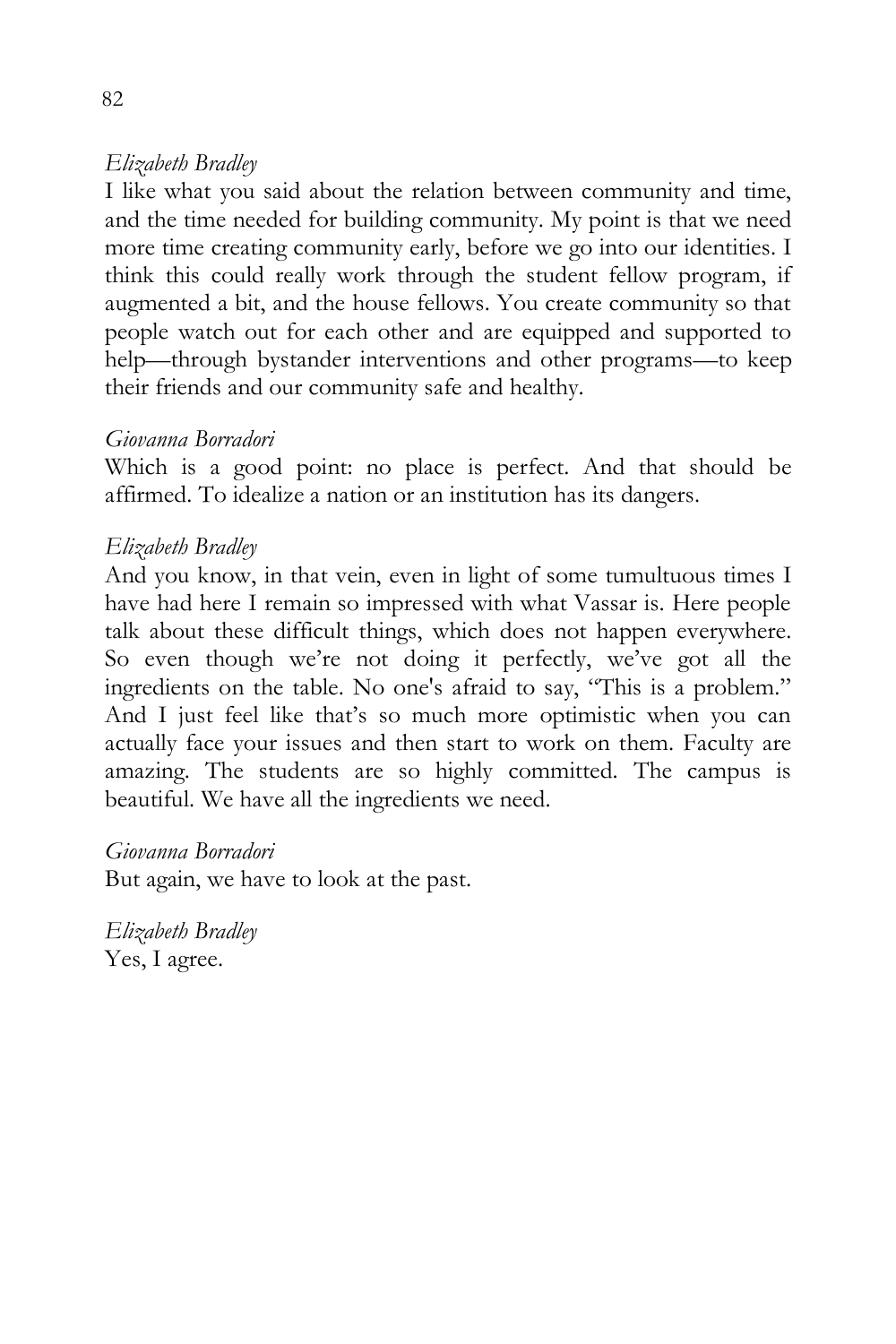*Elizabeth Bradley*
I like what you said about the relation between community and time, and the time needed for building community. My point is that we need more time creating community early, before we go into our identities. I think this could really work through the student fellow program, if augmented a bit, and the house fellows. You create community so that people watch out for each other and are equipped and supported to help—through bystander interventions and other programs—to keep their friends and our community safe and healthy.

*Giovanna Borradori*
Which is a good point: no place is perfect. And that should be affirmed. To idealize a nation or an institution has its dangers.

*Elizabeth Bradley*
And you know, in that vein, even in light of some tumultuous times I have had here I remain so impressed with what Vassar is. Here people talk about these difficult things, which does not happen everywhere. So even though we're not doing it perfectly, we've got all the ingredients on the table. No one's afraid to say, "This is a problem." And I just feel like that's so much more optimistic when you can actually face your issues and then start to work on them. Faculty are amazing. The students are so highly committed. The campus is beautiful. We have all the ingredients we need.

*Giovanna Borradori*
But again, we have to look at the past.

*Elizabeth Bradley*
Yes, I agree.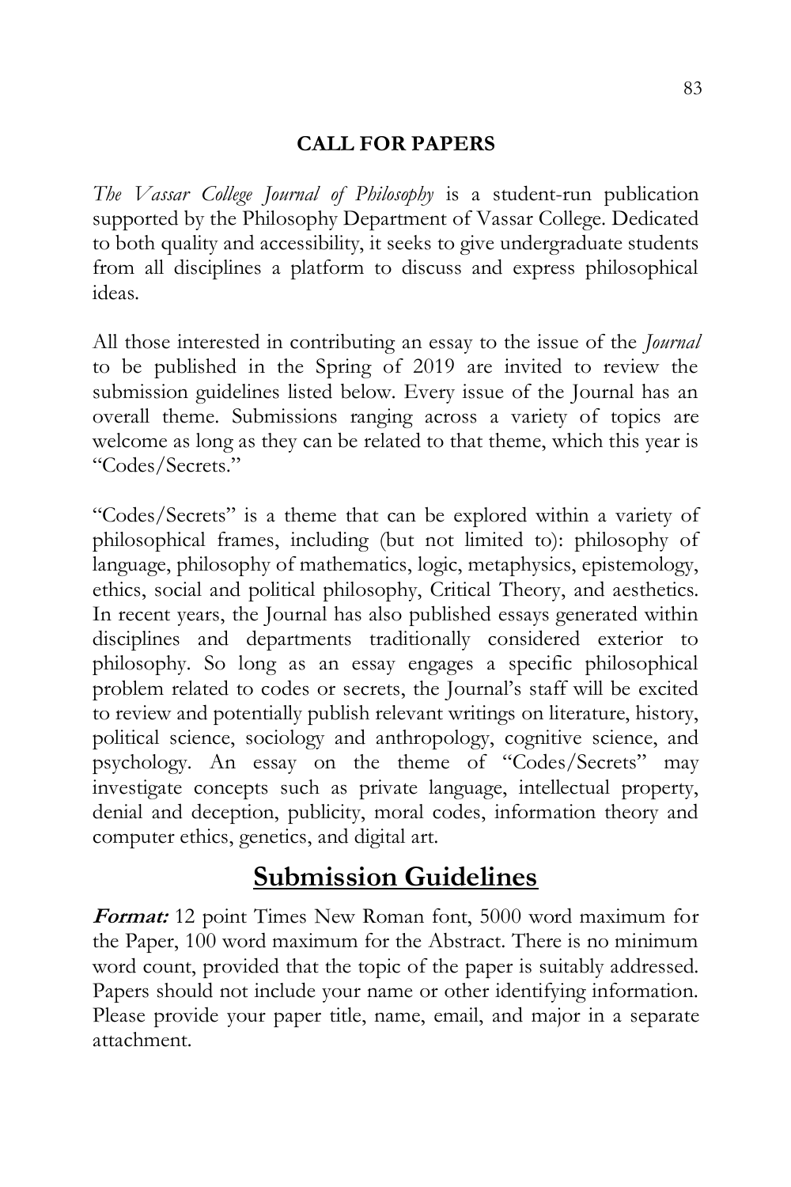**CALL FOR PAPERS**

*The Vassar College Journal of Philosophy* is a student-run publication supported by the Philosophy Department of Vassar College. Dedicated to both quality and accessibility, it seeks to give undergraduate students from all disciplines a platform to discuss and express philosophical ideas.

All those interested in contributing an essay to the issue of the *Journal* to be published in the Spring of 2019 are invited to review the submission guidelines listed below. Every issue of the Journal has an overall theme. Submissions ranging across a variety of topics are welcome as long as they can be related to that theme, which this year is "Codes/Secrets."

"Codes/Secrets" is a theme that can be explored within a variety of philosophical frames, including (but not limited to): philosophy of language, philosophy of mathematics, logic, metaphysics, epistemology, ethics, social and political philosophy, Critical Theory, and aesthetics. In recent years, the Journal has also published essays generated within disciplines and departments traditionally considered exterior to philosophy. So long as an essay engages a specific philosophical problem related to codes or secrets, the Journal's staff will be excited to review and potentially publish relevant writings on literature, history, political science, sociology and anthropology, cognitive science, and psychology. An essay on the theme of "Codes/Secrets" may investigate concepts such as private language, intellectual property, denial and deception, publicity, moral codes, information theory and computer ethics, genetics, and digital art.

## Submission Guidelines

***Format:*** 12 point Times New Roman font, 5000 word maximum for the Paper, 100 word maximum for the Abstract. There is no minimum word count, provided that the topic of the paper is suitably addressed. Papers should not include your name or other identifying information. Please provide your paper title, name, email, and major in a separate attachment.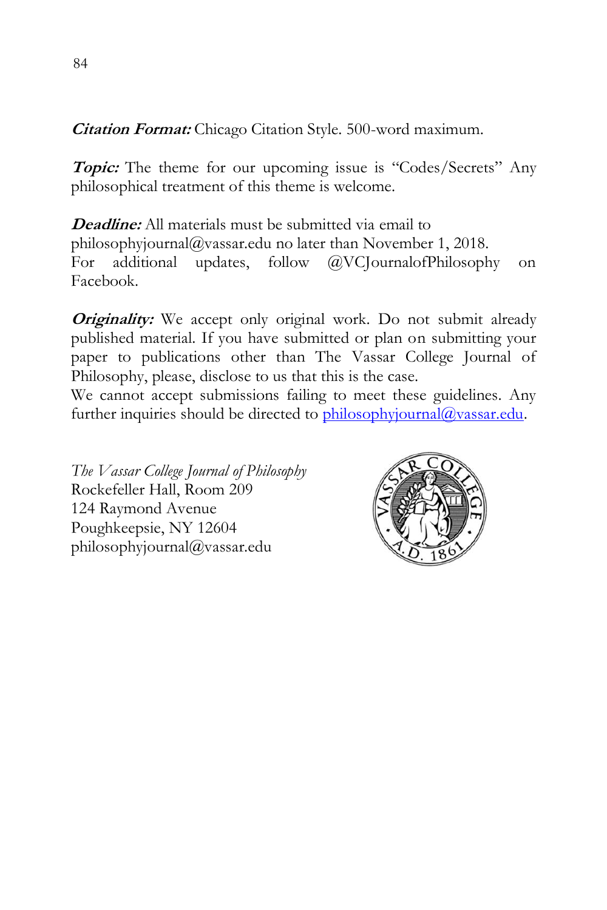***Citation Format:*** Chicago Citation Style. 500-word maximum.

***Topic:*** The theme for our upcoming issue is "Codes/Secrets" Any philosophical treatment of this theme is welcome.

***Deadline:*** All materials must be submitted via email to philosophyjournal@vassar.edu no later than November 1, 2018. For additional updates, follow @VCJournalofPhilosophy on Facebook.

***Originality:*** We accept only original work. Do not submit already published material. If you have submitted or plan on submitting your paper to publications other than The Vassar College Journal of Philosophy, please, disclose to us that this is the case.
We cannot accept submissions failing to meet these guidelines. Any further inquiries should be directed to philosophyjournal@vassar.edu.

*The Vassar College Journal of Philosophy*
Rockefeller Hall, Room 209
124 Raymond Avenue
Poughkeepsie, NY 12604
philosophyjournal@vassar.edu